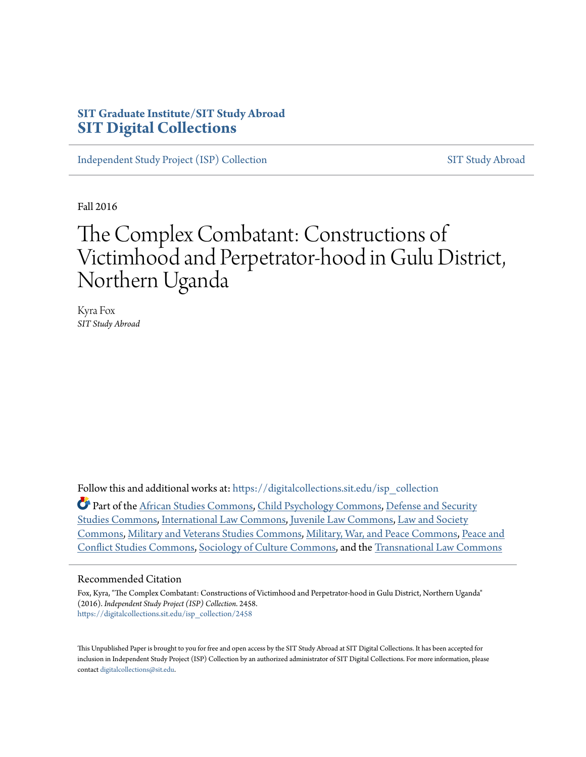SIT Graduate Institute/SIT Study Abroad
**SIT Digital Collections**

Independent Study Project (ISP) Collection — SIT Study Abroad

Fall 2016

# The Complex Combatant: Constructions of Victimhood and Perpetrator-hood in Gulu District, Northern Uganda

Kyra Fox
*SIT Study Abroad*

Follow this and additional works at: https://digitalcollections.sit.edu/isp_collection

Part of the African Studies Commons, Child Psychology Commons, Defense and Security Studies Commons, International Law Commons, Juvenile Law Commons, Law and Society Commons, Military and Veterans Studies Commons, Military, War, and Peace Commons, Peace and Conflict Studies Commons, Sociology of Culture Commons, and the Transnational Law Commons

## Recommended Citation

Fox, Kyra, "The Complex Combatant: Constructions of Victimhood and Perpetrator-hood in Gulu District, Northern Uganda" (2016). *Independent Study Project (ISP) Collection*. 2458.
https://digitalcollections.sit.edu/isp_collection/2458

This Unpublished Paper is brought to you for free and open access by the SIT Study Abroad at SIT Digital Collections. It has been accepted for inclusion in Independent Study Project (ISP) Collection by an authorized administrator of SIT Digital Collections. For more information, please contact digitalcollections@sit.edu.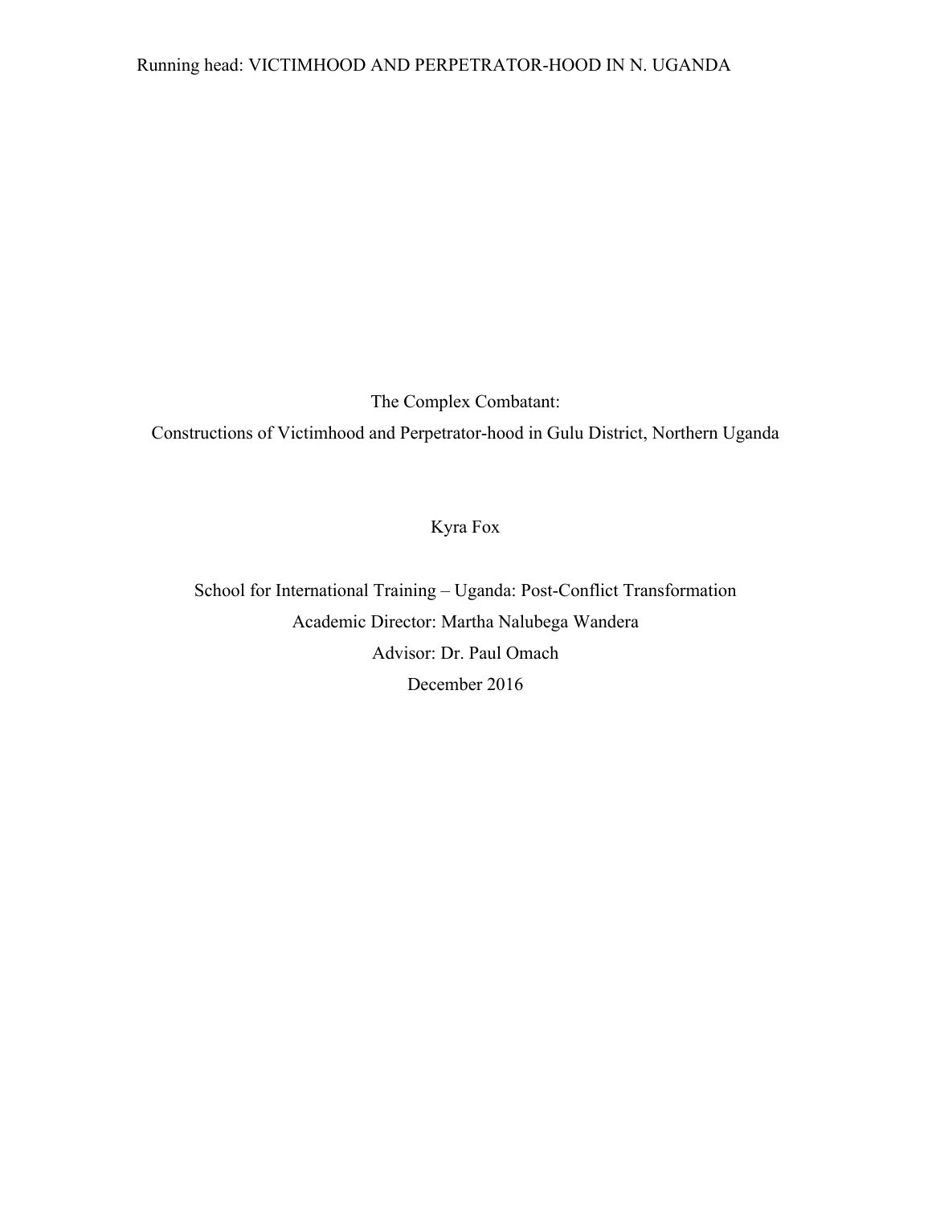The Complex Combatant:

Constructions of Victimhood and Perpetrator-hood in Gulu District, Northern Uganda

Kyra Fox

School for International Training – Uganda: Post-Conflict Transformation

Academic Director: Martha Nalubega Wandera

Advisor: Dr. Paul Omach

December 2016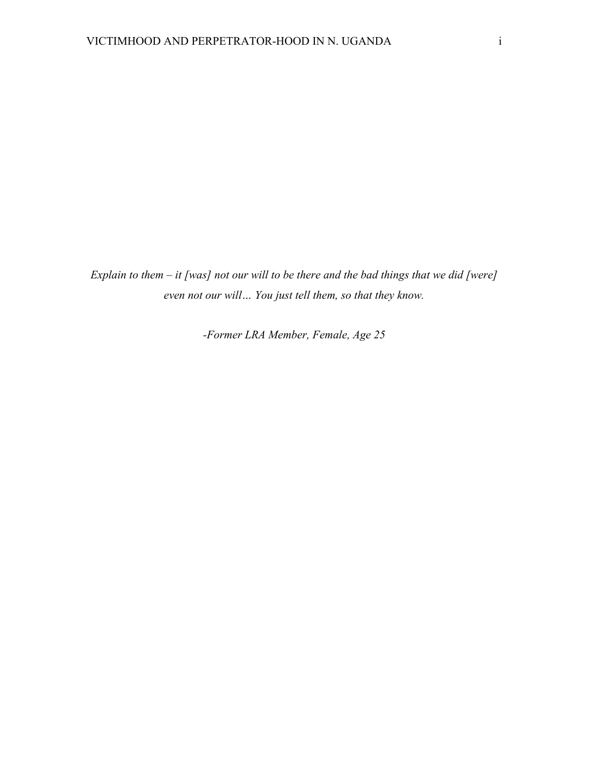*Explain to them – it [was] not our will to be there and the bad things that we did [were] even not our will… You just tell them, so that they know.*

*-Former LRA Member, Female, Age 25*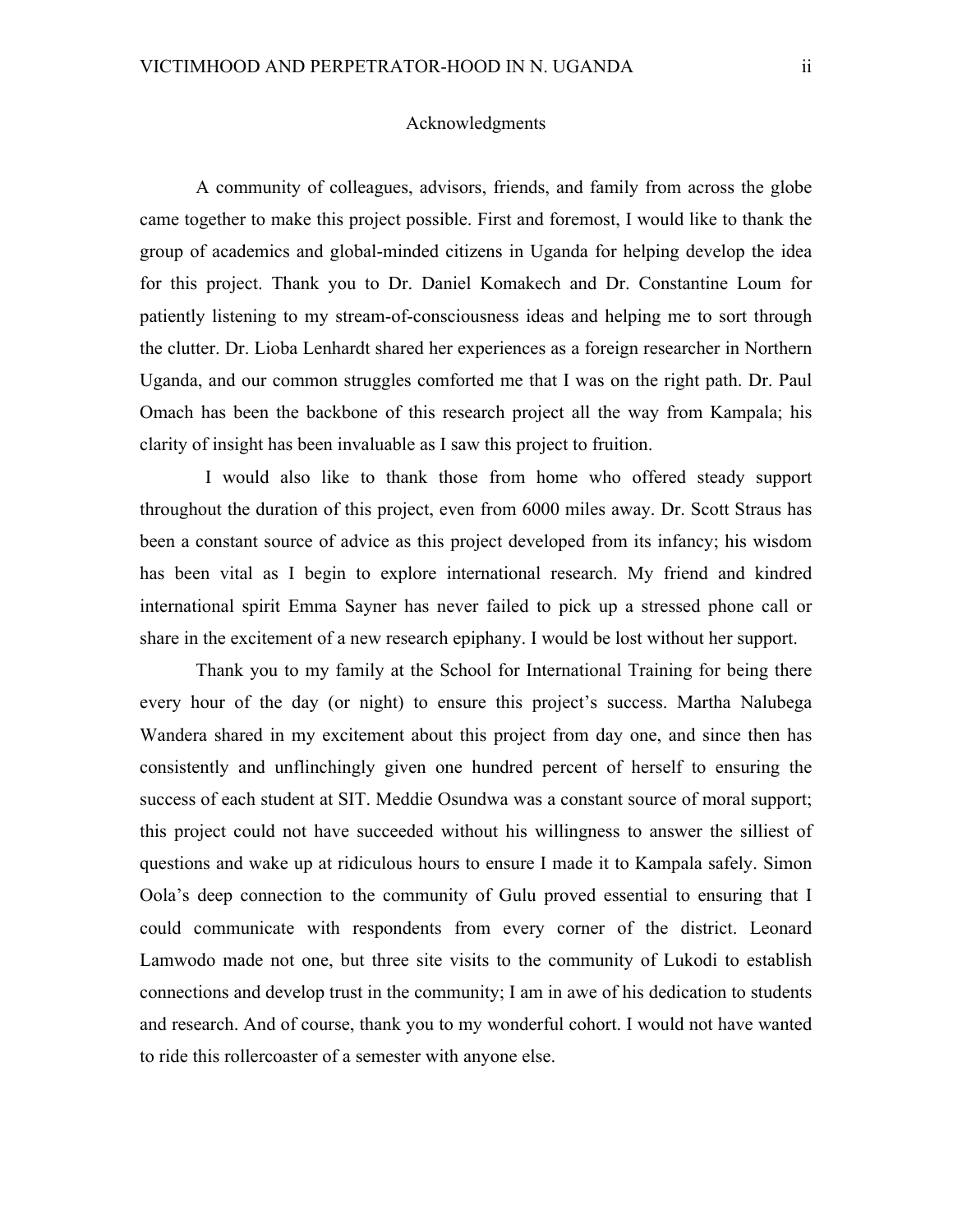# Acknowledgments

A community of colleagues, advisors, friends, and family from across the globe came together to make this project possible. First and foremost, I would like to thank the group of academics and global-minded citizens in Uganda for helping develop the idea for this project. Thank you to Dr. Daniel Komakech and Dr. Constantine Loum for patiently listening to my stream-of-consciousness ideas and helping me to sort through the clutter. Dr. Lioba Lenhardt shared her experiences as a foreign researcher in Northern Uganda, and our common struggles comforted me that I was on the right path. Dr. Paul Omach has been the backbone of this research project all the way from Kampala; his clarity of insight has been invaluable as I saw this project to fruition.

I would also like to thank those from home who offered steady support throughout the duration of this project, even from 6000 miles away. Dr. Scott Straus has been a constant source of advice as this project developed from its infancy; his wisdom has been vital as I begin to explore international research. My friend and kindred international spirit Emma Sayner has never failed to pick up a stressed phone call or share in the excitement of a new research epiphany. I would be lost without her support.

Thank you to my family at the School for International Training for being there every hour of the day (or night) to ensure this project's success. Martha Nalubega Wandera shared in my excitement about this project from day one, and since then has consistently and unflinchingly given one hundred percent of herself to ensuring the success of each student at SIT. Meddie Osundwa was a constant source of moral support; this project could not have succeeded without his willingness to answer the silliest of questions and wake up at ridiculous hours to ensure I made it to Kampala safely. Simon Oola's deep connection to the community of Gulu proved essential to ensuring that I could communicate with respondents from every corner of the district. Leonard Lamwodo made not one, but three site visits to the community of Lukodi to establish connections and develop trust in the community; I am in awe of his dedication to students and research. And of course, thank you to my wonderful cohort. I would not have wanted to ride this rollercoaster of a semester with anyone else.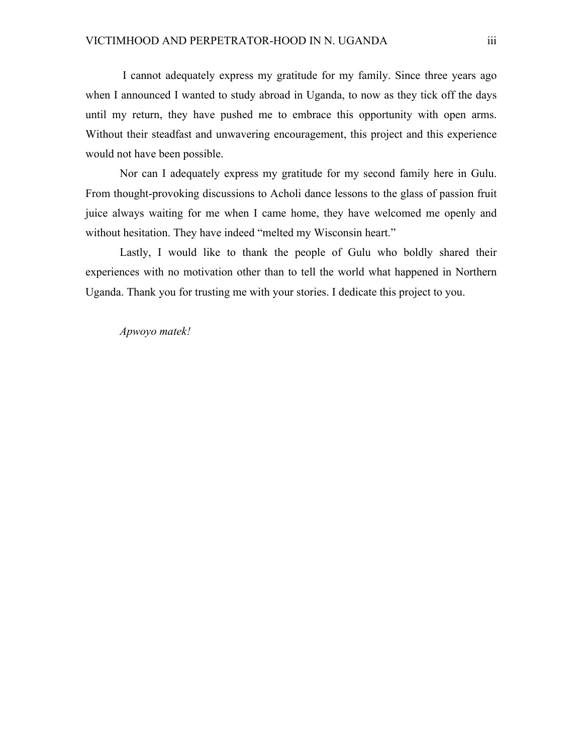I cannot adequately express my gratitude for my family. Since three years ago when I announced I wanted to study abroad in Uganda, to now as they tick off the days until my return, they have pushed me to embrace this opportunity with open arms. Without their steadfast and unwavering encouragement, this project and this experience would not have been possible.

Nor can I adequately express my gratitude for my second family here in Gulu. From thought-provoking discussions to Acholi dance lessons to the glass of passion fruit juice always waiting for me when I came home, they have welcomed me openly and without hesitation. They have indeed “melted my Wisconsin heart.”

Lastly, I would like to thank the people of Gulu who boldly shared their experiences with no motivation other than to tell the world what happened in Northern Uganda. Thank you for trusting me with your stories. I dedicate this project to you.

*Apwoyo matek!*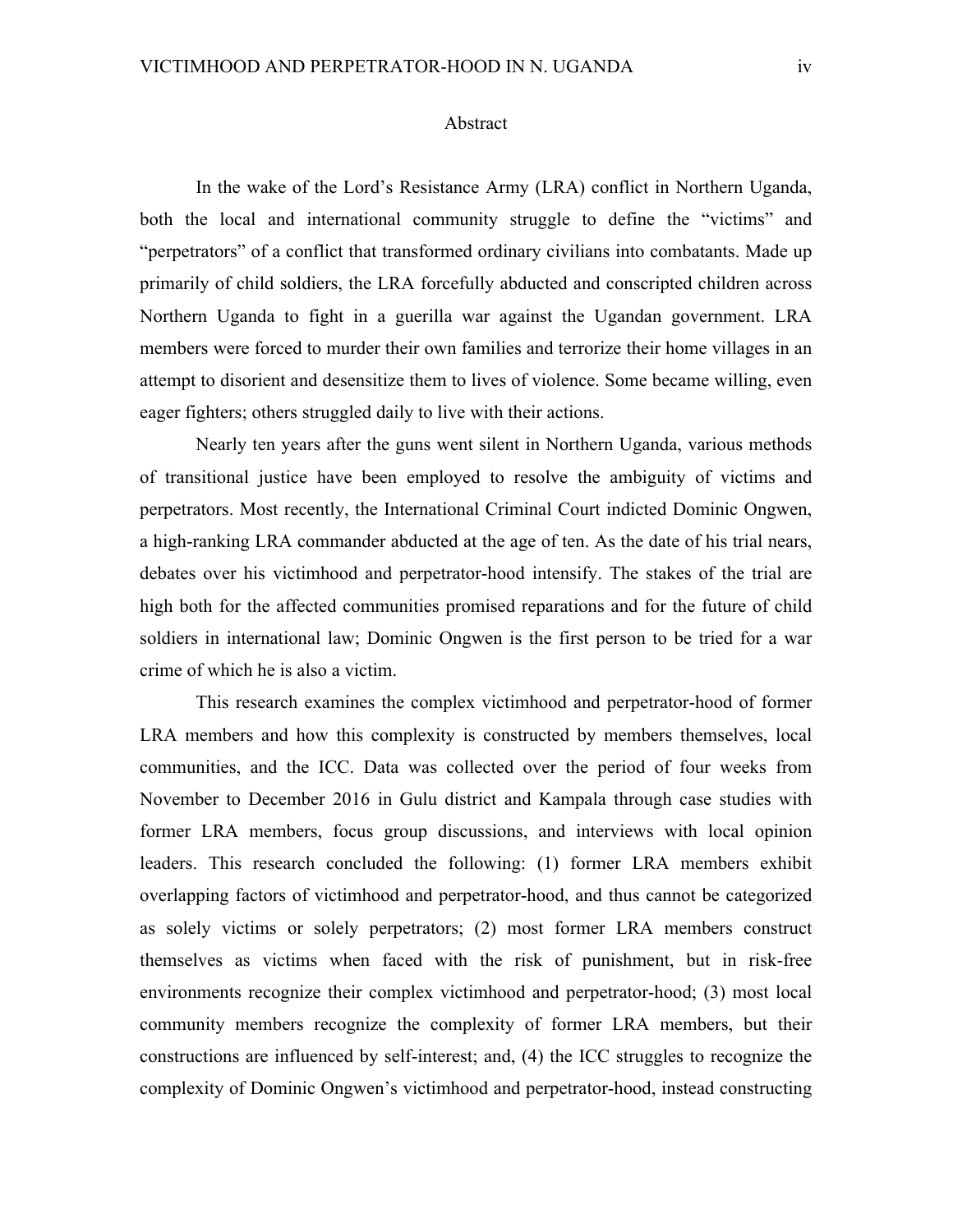# Abstract

In the wake of the Lord's Resistance Army (LRA) conflict in Northern Uganda, both the local and international community struggle to define the "victims" and "perpetrators" of a conflict that transformed ordinary civilians into combatants. Made up primarily of child soldiers, the LRA forcefully abducted and conscripted children across Northern Uganda to fight in a guerilla war against the Ugandan government. LRA members were forced to murder their own families and terrorize their home villages in an attempt to disorient and desensitize them to lives of violence. Some became willing, even eager fighters; others struggled daily to live with their actions.

Nearly ten years after the guns went silent in Northern Uganda, various methods of transitional justice have been employed to resolve the ambiguity of victims and perpetrators. Most recently, the International Criminal Court indicted Dominic Ongwen, a high-ranking LRA commander abducted at the age of ten. As the date of his trial nears, debates over his victimhood and perpetrator-hood intensify. The stakes of the trial are high both for the affected communities promised reparations and for the future of child soldiers in international law; Dominic Ongwen is the first person to be tried for a war crime of which he is also a victim.

This research examines the complex victimhood and perpetrator-hood of former LRA members and how this complexity is constructed by members themselves, local communities, and the ICC. Data was collected over the period of four weeks from November to December 2016 in Gulu district and Kampala through case studies with former LRA members, focus group discussions, and interviews with local opinion leaders. This research concluded the following: (1) former LRA members exhibit overlapping factors of victimhood and perpetrator-hood, and thus cannot be categorized as solely victims or solely perpetrators; (2) most former LRA members construct themselves as victims when faced with the risk of punishment, but in risk-free environments recognize their complex victimhood and perpetrator-hood; (3) most local community members recognize the complexity of former LRA members, but their constructions are influenced by self-interest; and, (4) the ICC struggles to recognize the complexity of Dominic Ongwen's victimhood and perpetrator-hood, instead constructing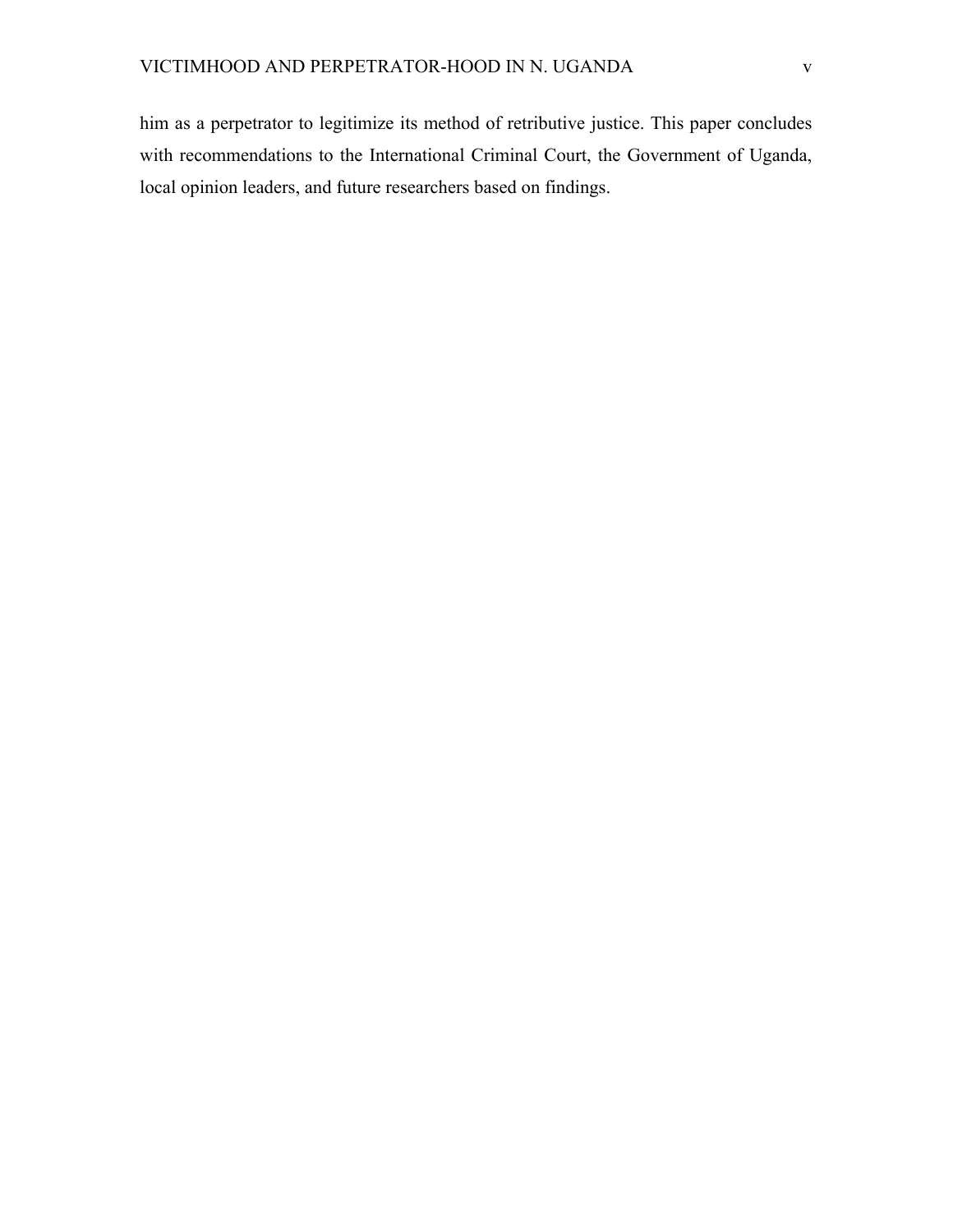him as a perpetrator to legitimize its method of retributive justice. This paper concludes with recommendations to the International Criminal Court, the Government of Uganda, local opinion leaders, and future researchers based on findings.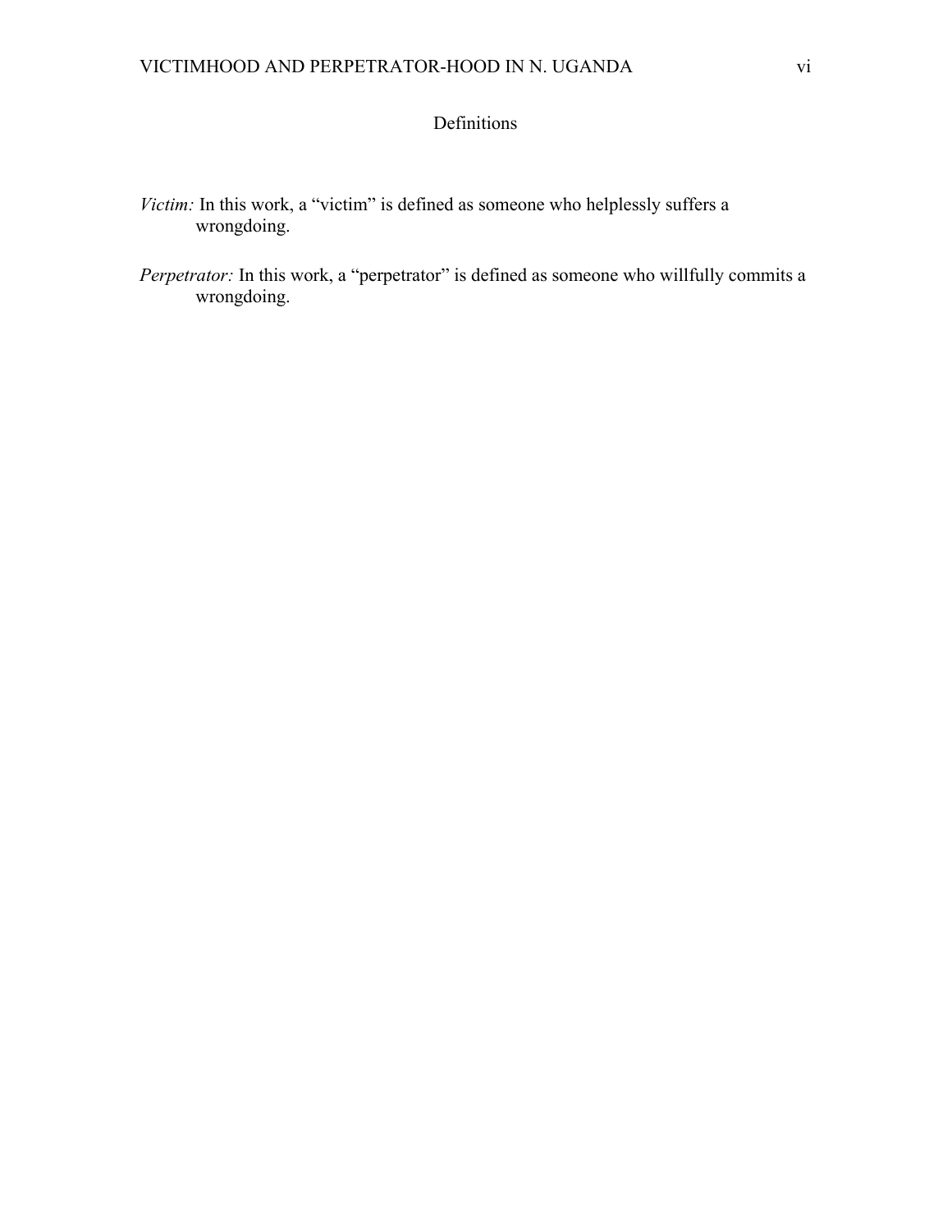# Definitions

*Victim:* In this work, a "victim" is defined as someone who helplessly suffers a wrongdoing.

*Perpetrator:* In this work, a "perpetrator" is defined as someone who willfully commits a wrongdoing.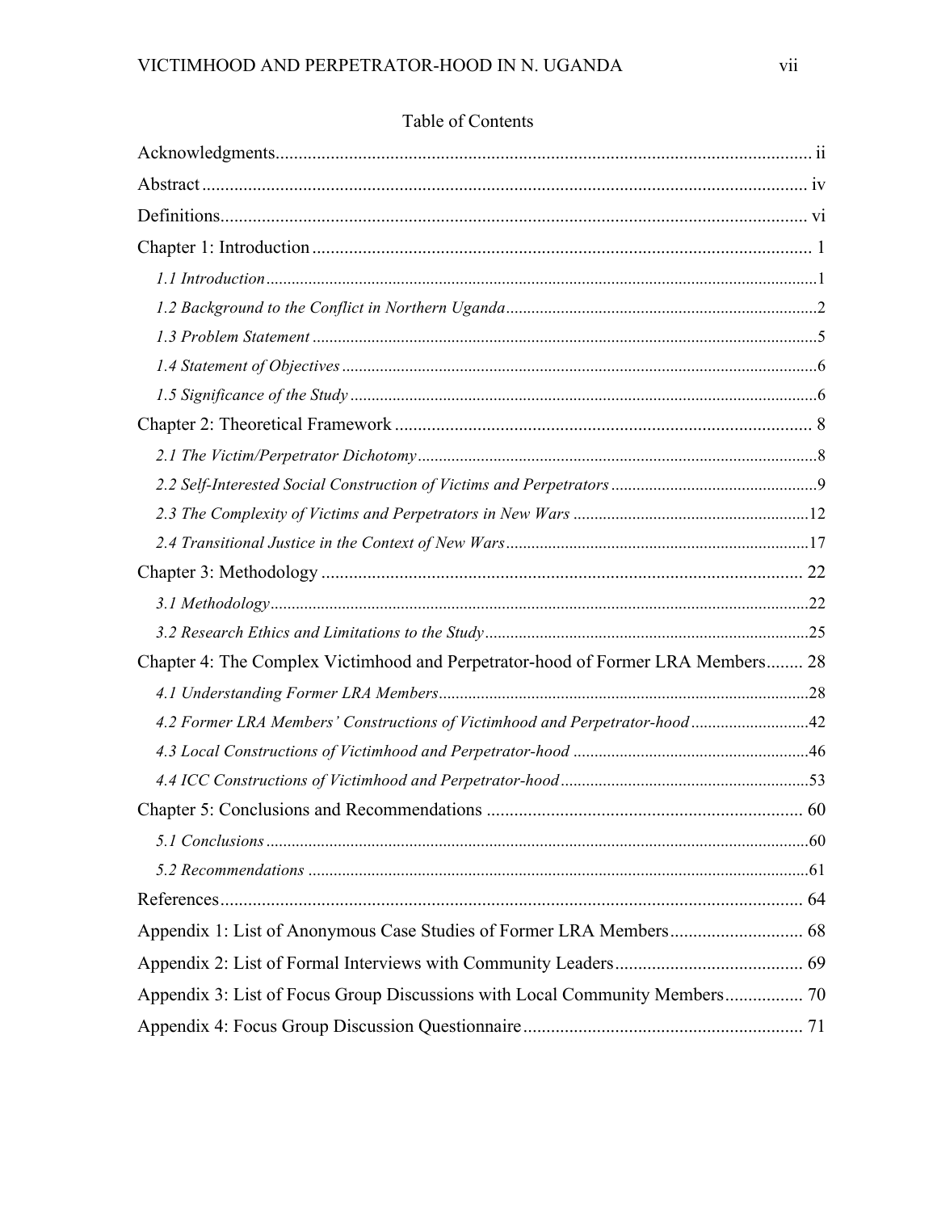# Table of Contents

Acknowledgments ..... ii

Abstract ..... iv

Definitions ..... vi

Chapter 1: Introduction ..... 1

*1.1 Introduction* ..... 1

*1.2 Background to the Conflict in Northern Uganda* ..... 2

*1.3 Problem Statement* ..... 5

*1.4 Statement of Objectives* ..... 6

*1.5 Significance of the Study* ..... 6

Chapter 2: Theoretical Framework ..... 8

*2.1 The Victim/Perpetrator Dichotomy* ..... 8

*2.2 Self-Interested Social Construction of Victims and Perpetrators* ..... 9

*2.3 The Complexity of Victims and Perpetrators in New Wars* ..... 12

*2.4 Transitional Justice in the Context of New Wars* ..... 17

Chapter 3: Methodology ..... 22

*3.1 Methodology* ..... 22

*3.2 Research Ethics and Limitations to the Study* ..... 25

Chapter 4: The Complex Victimhood and Perpetrator-hood of Former LRA Members ..... 28

*4.1 Understanding Former LRA Members* ..... 28

*4.2 Former LRA Members' Constructions of Victimhood and Perpetrator-hood* ..... 42

*4.3 Local Constructions of Victimhood and Perpetrator-hood* ..... 46

*4.4 ICC Constructions of Victimhood and Perpetrator-hood* ..... 53

Chapter 5: Conclusions and Recommendations ..... 60

*5.1 Conclusions* ..... 60

*5.2 Recommendations* ..... 61

References ..... 64

Appendix 1: List of Anonymous Case Studies of Former LRA Members ..... 68

Appendix 2: List of Formal Interviews with Community Leaders ..... 69

Appendix 3: List of Focus Group Discussions with Local Community Members ..... 70

Appendix 4: Focus Group Discussion Questionnaire ..... 71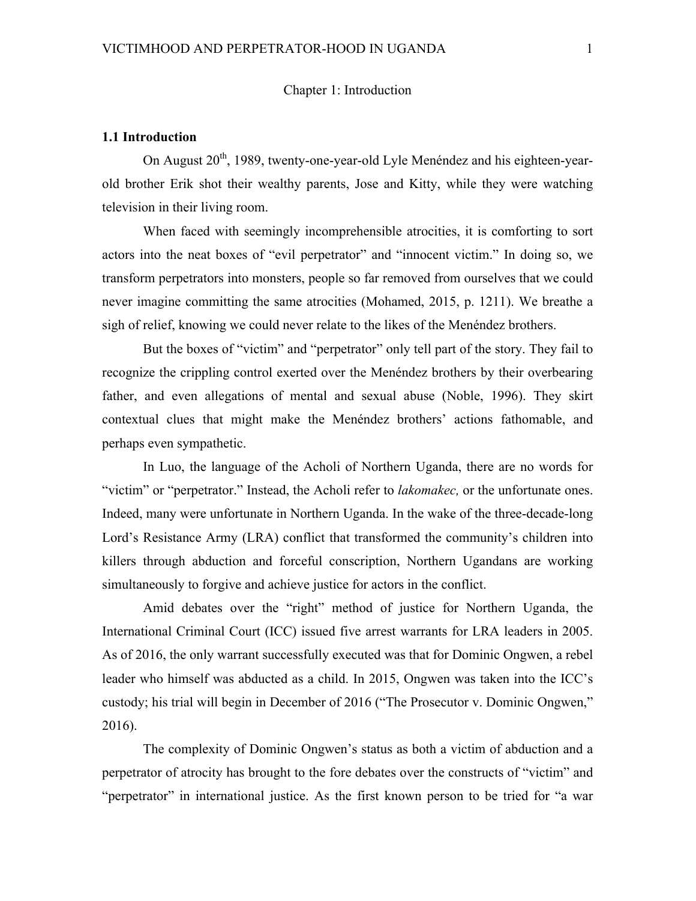# Chapter 1: Introduction

## 1.1 Introduction

On August 20th, 1989, twenty-one-year-old Lyle Menéndez and his eighteen-year-old brother Erik shot their wealthy parents, Jose and Kitty, while they were watching television in their living room.

When faced with seemingly incomprehensible atrocities, it is comforting to sort actors into the neat boxes of "evil perpetrator" and "innocent victim." In doing so, we transform perpetrators into monsters, people so far removed from ourselves that we could never imagine committing the same atrocities (Mohamed, 2015, p. 1211). We breathe a sigh of relief, knowing we could never relate to the likes of the Menéndez brothers.

But the boxes of "victim" and "perpetrator" only tell part of the story. They fail to recognize the crippling control exerted over the Menéndez brothers by their overbearing father, and even allegations of mental and sexual abuse (Noble, 1996). They skirt contextual clues that might make the Menéndez brothers' actions fathomable, and perhaps even sympathetic.

In Luo, the language of the Acholi of Northern Uganda, there are no words for "victim" or "perpetrator." Instead, the Acholi refer to *lakomakec,* or the unfortunate ones. Indeed, many were unfortunate in Northern Uganda. In the wake of the three-decade-long Lord's Resistance Army (LRA) conflict that transformed the community's children into killers through abduction and forceful conscription, Northern Ugandans are working simultaneously to forgive and achieve justice for actors in the conflict.

Amid debates over the "right" method of justice for Northern Uganda, the International Criminal Court (ICC) issued five arrest warrants for LRA leaders in 2005. As of 2016, the only warrant successfully executed was that for Dominic Ongwen, a rebel leader who himself was abducted as a child. In 2015, Ongwen was taken into the ICC's custody; his trial will begin in December of 2016 ("The Prosecutor v. Dominic Ongwen," 2016).

The complexity of Dominic Ongwen's status as both a victim of abduction and a perpetrator of atrocity has brought to the fore debates over the constructs of "victim" and "perpetrator" in international justice. As the first known person to be tried for "a war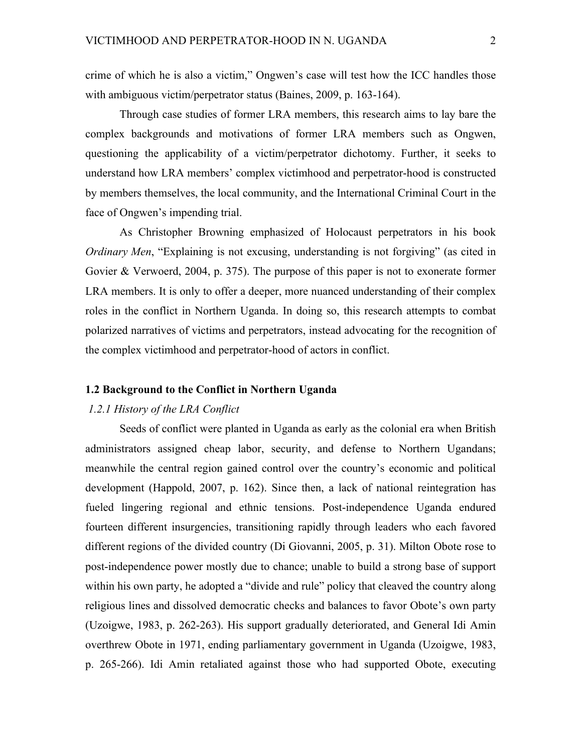crime of which he is also a victim," Ongwen's case will test how the ICC handles those with ambiguous victim/perpetrator status (Baines, 2009, p. 163-164).

Through case studies of former LRA members, this research aims to lay bare the complex backgrounds and motivations of former LRA members such as Ongwen, questioning the applicability of a victim/perpetrator dichotomy. Further, it seeks to understand how LRA members' complex victimhood and perpetrator-hood is constructed by members themselves, the local community, and the International Criminal Court in the face of Ongwen's impending trial.

As Christopher Browning emphasized of Holocaust perpetrators in his book *Ordinary Men*, "Explaining is not excusing, understanding is not forgiving" (as cited in Govier & Verwoerd, 2004, p. 375). The purpose of this paper is not to exonerate former LRA members. It is only to offer a deeper, more nuanced understanding of their complex roles in the conflict in Northern Uganda. In doing so, this research attempts to combat polarized narratives of victims and perpetrators, instead advocating for the recognition of the complex victimhood and perpetrator-hood of actors in conflict.

### 1.2 Background to the Conflict in Northern Uganda

#### *1.2.1 History of the LRA Conflict*

Seeds of conflict were planted in Uganda as early as the colonial era when British administrators assigned cheap labor, security, and defense to Northern Ugandans; meanwhile the central region gained control over the country's economic and political development (Happold, 2007, p. 162). Since then, a lack of national reintegration has fueled lingering regional and ethnic tensions. Post-independence Uganda endured fourteen different insurgencies, transitioning rapidly through leaders who each favored different regions of the divided country (Di Giovanni, 2005, p. 31). Milton Obote rose to post-independence power mostly due to chance; unable to build a strong base of support within his own party, he adopted a "divide and rule" policy that cleaved the country along religious lines and dissolved democratic checks and balances to favor Obote's own party (Uzoigwe, 1983, p. 262-263). His support gradually deteriorated, and General Idi Amin overthrew Obote in 1971, ending parliamentary government in Uganda (Uzoigwe, 1983, p. 265-266). Idi Amin retaliated against those who had supported Obote, executing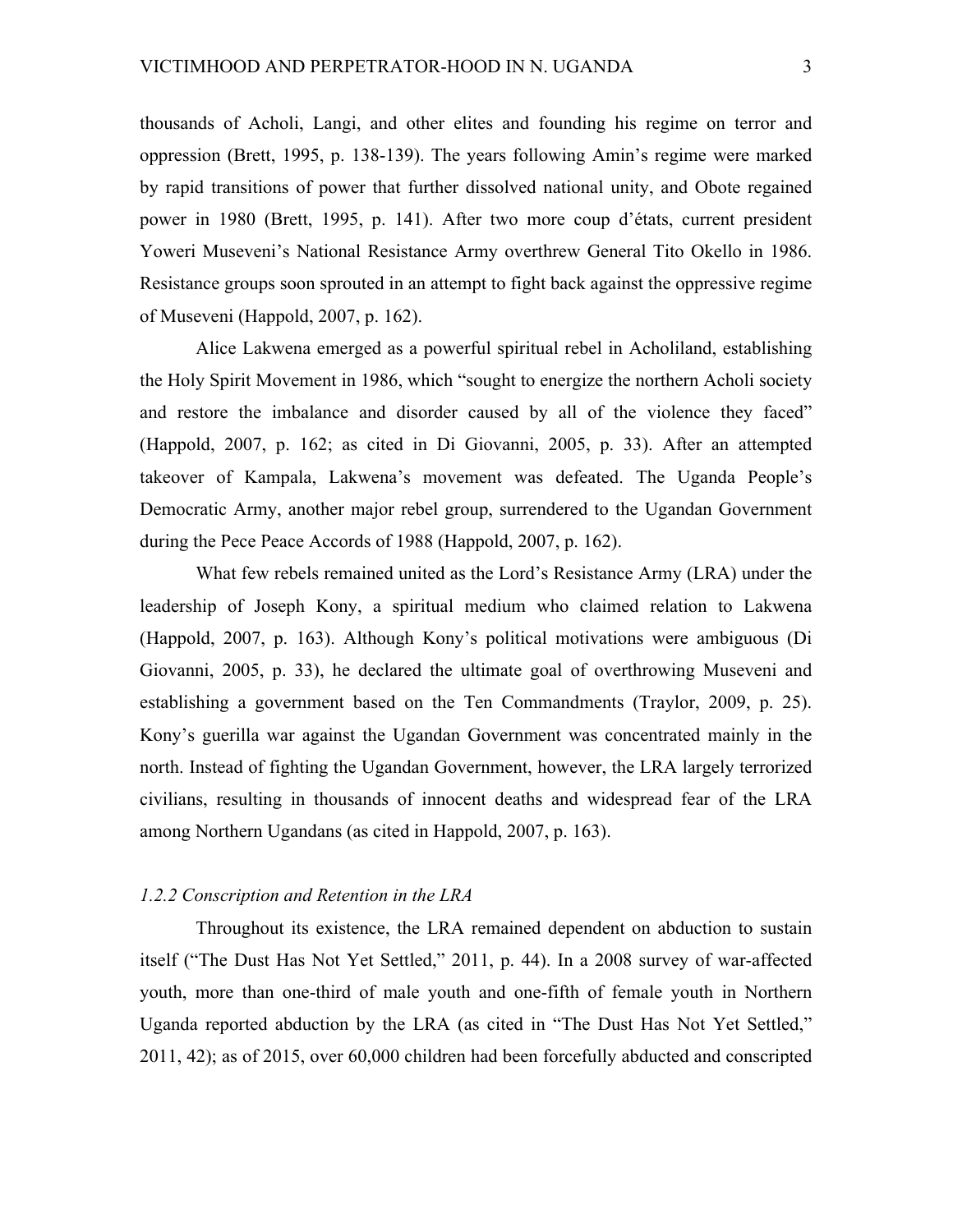thousands of Acholi, Langi, and other elites and founding his regime on terror and oppression (Brett, 1995, p. 138-139). The years following Amin's regime were marked by rapid transitions of power that further dissolved national unity, and Obote regained power in 1980 (Brett, 1995, p. 141). After two more coup d'états, current president Yoweri Museveni's National Resistance Army overthrew General Tito Okello in 1986. Resistance groups soon sprouted in an attempt to fight back against the oppressive regime of Museveni (Happold, 2007, p. 162).

Alice Lakwena emerged as a powerful spiritual rebel in Acholiland, establishing the Holy Spirit Movement in 1986, which "sought to energize the northern Acholi society and restore the imbalance and disorder caused by all of the violence they faced" (Happold, 2007, p. 162; as cited in Di Giovanni, 2005, p. 33). After an attempted takeover of Kampala, Lakwena's movement was defeated. The Uganda People's Democratic Army, another major rebel group, surrendered to the Ugandan Government during the Pece Peace Accords of 1988 (Happold, 2007, p. 162).

What few rebels remained united as the Lord's Resistance Army (LRA) under the leadership of Joseph Kony, a spiritual medium who claimed relation to Lakwena (Happold, 2007, p. 163). Although Kony's political motivations were ambiguous (Di Giovanni, 2005, p. 33), he declared the ultimate goal of overthrowing Museveni and establishing a government based on the Ten Commandments (Traylor, 2009, p. 25). Kony's guerilla war against the Ugandan Government was concentrated mainly in the north. Instead of fighting the Ugandan Government, however, the LRA largely terrorized civilians, resulting in thousands of innocent deaths and widespread fear of the LRA among Northern Ugandans (as cited in Happold, 2007, p. 163).

### *1.2.2 Conscription and Retention in the LRA*

Throughout its existence, the LRA remained dependent on abduction to sustain itself ("The Dust Has Not Yet Settled," 2011, p. 44). In a 2008 survey of war-affected youth, more than one-third of male youth and one-fifth of female youth in Northern Uganda reported abduction by the LRA (as cited in "The Dust Has Not Yet Settled," 2011, 42); as of 2015, over 60,000 children had been forcefully abducted and conscripted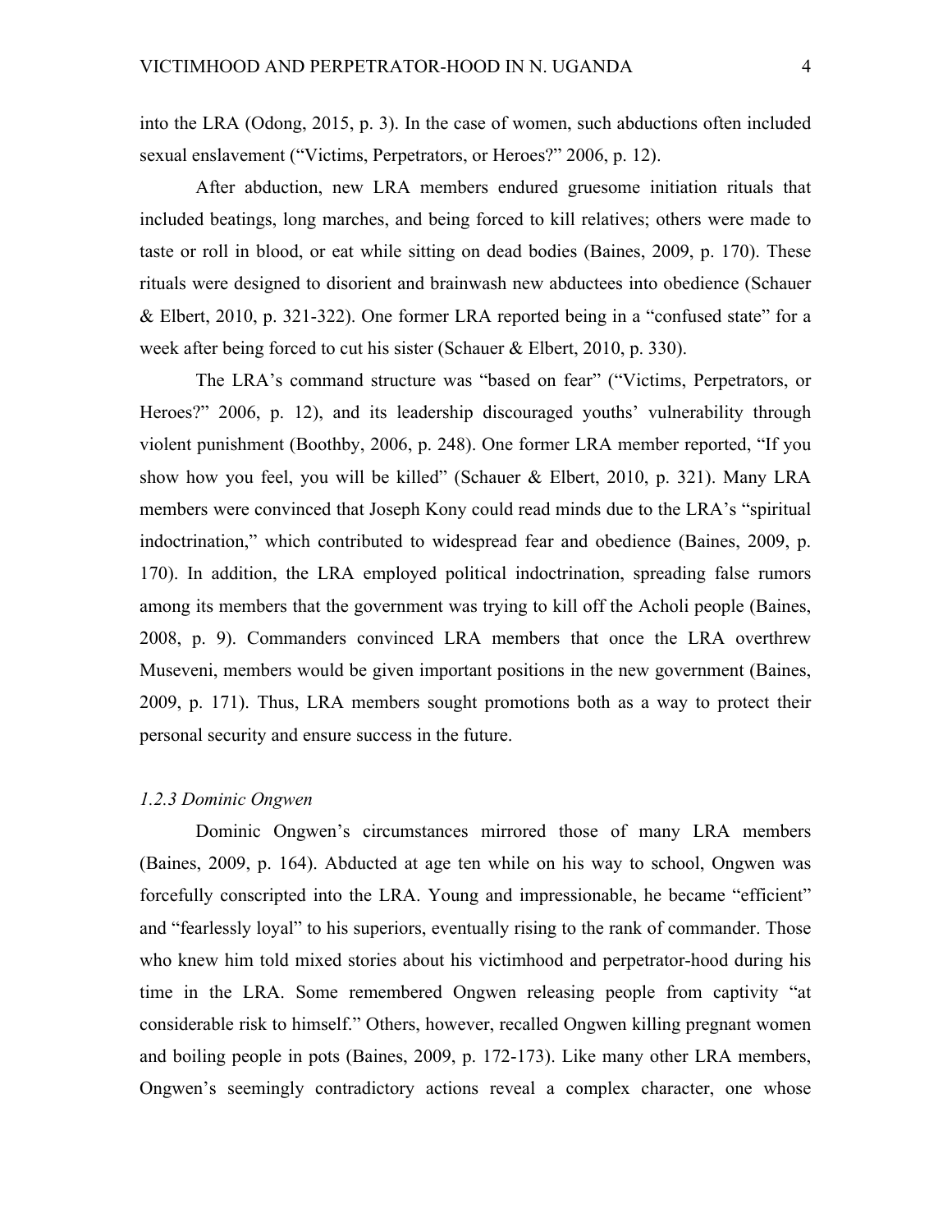into the LRA (Odong, 2015, p. 3). In the case of women, such abductions often included sexual enslavement ("Victims, Perpetrators, or Heroes?" 2006, p. 12).

After abduction, new LRA members endured gruesome initiation rituals that included beatings, long marches, and being forced to kill relatives; others were made to taste or roll in blood, or eat while sitting on dead bodies (Baines, 2009, p. 170). These rituals were designed to disorient and brainwash new abductees into obedience (Schauer & Elbert, 2010, p. 321-322). One former LRA reported being in a "confused state" for a week after being forced to cut his sister (Schauer & Elbert, 2010, p. 330).

The LRA's command structure was "based on fear" ("Victims, Perpetrators, or Heroes?" 2006, p. 12), and its leadership discouraged youths' vulnerability through violent punishment (Boothby, 2006, p. 248). One former LRA member reported, "If you show how you feel, you will be killed" (Schauer & Elbert, 2010, p. 321). Many LRA members were convinced that Joseph Kony could read minds due to the LRA's "spiritual indoctrination," which contributed to widespread fear and obedience (Baines, 2009, p. 170). In addition, the LRA employed political indoctrination, spreading false rumors among its members that the government was trying to kill off the Acholi people (Baines, 2008, p. 9). Commanders convinced LRA members that once the LRA overthrew Museveni, members would be given important positions in the new government (Baines, 2009, p. 171). Thus, LRA members sought promotions both as a way to protect their personal security and ensure success in the future.

### *1.2.3 Dominic Ongwen*

Dominic Ongwen's circumstances mirrored those of many LRA members (Baines, 2009, p. 164). Abducted at age ten while on his way to school, Ongwen was forcefully conscripted into the LRA. Young and impressionable, he became "efficient" and "fearlessly loyal" to his superiors, eventually rising to the rank of commander. Those who knew him told mixed stories about his victimhood and perpetrator-hood during his time in the LRA. Some remembered Ongwen releasing people from captivity "at considerable risk to himself." Others, however, recalled Ongwen killing pregnant women and boiling people in pots (Baines, 2009, p. 172-173). Like many other LRA members, Ongwen's seemingly contradictory actions reveal a complex character, one whose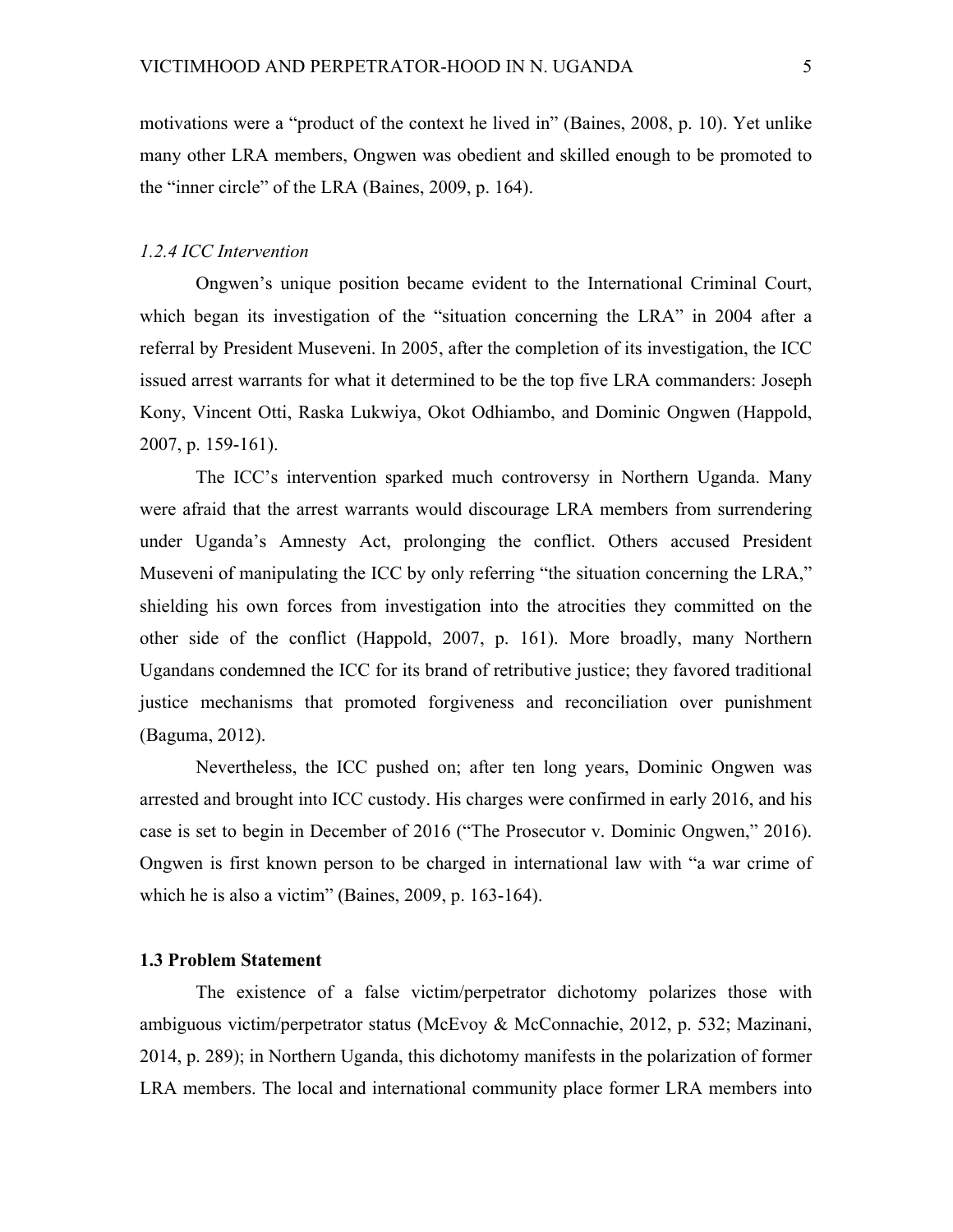motivations were a "product of the context he lived in" (Baines, 2008, p. 10). Yet unlike many other LRA members, Ongwen was obedient and skilled enough to be promoted to the "inner circle" of the LRA (Baines, 2009, p. 164).

#### *1.2.4 ICC Intervention*

Ongwen's unique position became evident to the International Criminal Court, which began its investigation of the "situation concerning the LRA" in 2004 after a referral by President Museveni. In 2005, after the completion of its investigation, the ICC issued arrest warrants for what it determined to be the top five LRA commanders: Joseph Kony, Vincent Otti, Raska Lukwiya, Okot Odhiambo, and Dominic Ongwen (Happold, 2007, p. 159-161).

The ICC's intervention sparked much controversy in Northern Uganda. Many were afraid that the arrest warrants would discourage LRA members from surrendering under Uganda's Amnesty Act, prolonging the conflict. Others accused President Museveni of manipulating the ICC by only referring "the situation concerning the LRA," shielding his own forces from investigation into the atrocities they committed on the other side of the conflict (Happold, 2007, p. 161). More broadly, many Northern Ugandans condemned the ICC for its brand of retributive justice; they favored traditional justice mechanisms that promoted forgiveness and reconciliation over punishment (Baguma, 2012).

Nevertheless, the ICC pushed on; after ten long years, Dominic Ongwen was arrested and brought into ICC custody. His charges were confirmed in early 2016, and his case is set to begin in December of 2016 ("The Prosecutor v. Dominic Ongwen," 2016). Ongwen is first known person to be charged in international law with "a war crime of which he is also a victim" (Baines, 2009, p. 163-164).

### **1.3 Problem Statement**

The existence of a false victim/perpetrator dichotomy polarizes those with ambiguous victim/perpetrator status (McEvoy & McConnachie, 2012, p. 532; Mazinani, 2014, p. 289); in Northern Uganda, this dichotomy manifests in the polarization of former LRA members. The local and international community place former LRA members into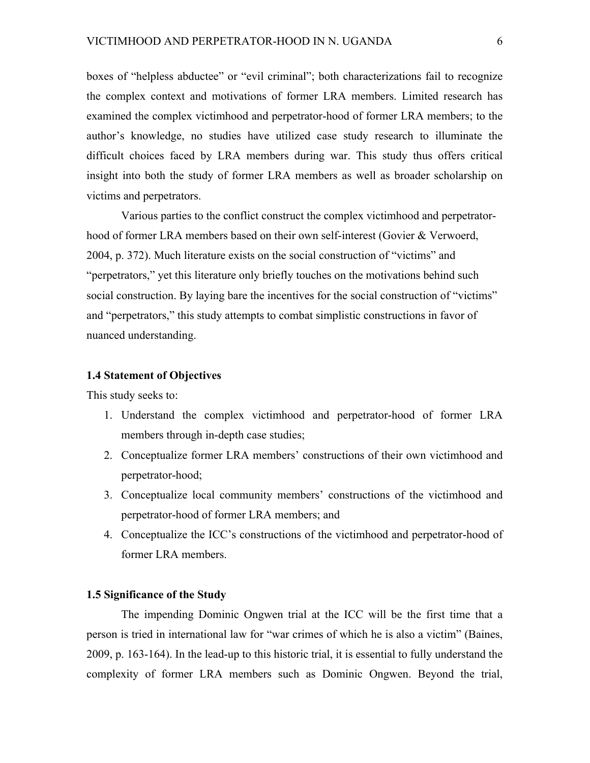boxes of "helpless abductee" or "evil criminal"; both characterizations fail to recognize the complex context and motivations of former LRA members. Limited research has examined the complex victimhood and perpetrator-hood of former LRA members; to the author's knowledge, no studies have utilized case study research to illuminate the difficult choices faced by LRA members during war. This study thus offers critical insight into both the study of former LRA members as well as broader scholarship on victims and perpetrators.

Various parties to the conflict construct the complex victimhood and perpetrator-hood of former LRA members based on their own self-interest (Govier & Verwoerd, 2004, p. 372). Much literature exists on the social construction of "victims" and "perpetrators," yet this literature only briefly touches on the motivations behind such social construction. By laying bare the incentives for the social construction of "victims" and "perpetrators," this study attempts to combat simplistic constructions in favor of nuanced understanding.

### 1.4 Statement of Objectives

This study seeks to:

1. Understand the complex victimhood and perpetrator-hood of former LRA members through in-depth case studies;
2. Conceptualize former LRA members' constructions of their own victimhood and perpetrator-hood;
3. Conceptualize local community members' constructions of the victimhood and perpetrator-hood of former LRA members; and
4. Conceptualize the ICC's constructions of the victimhood and perpetrator-hood of former LRA members.

### 1.5 Significance of the Study

The impending Dominic Ongwen trial at the ICC will be the first time that a person is tried in international law for "war crimes of which he is also a victim" (Baines, 2009, p. 163-164). In the lead-up to this historic trial, it is essential to fully understand the complexity of former LRA members such as Dominic Ongwen. Beyond the trial,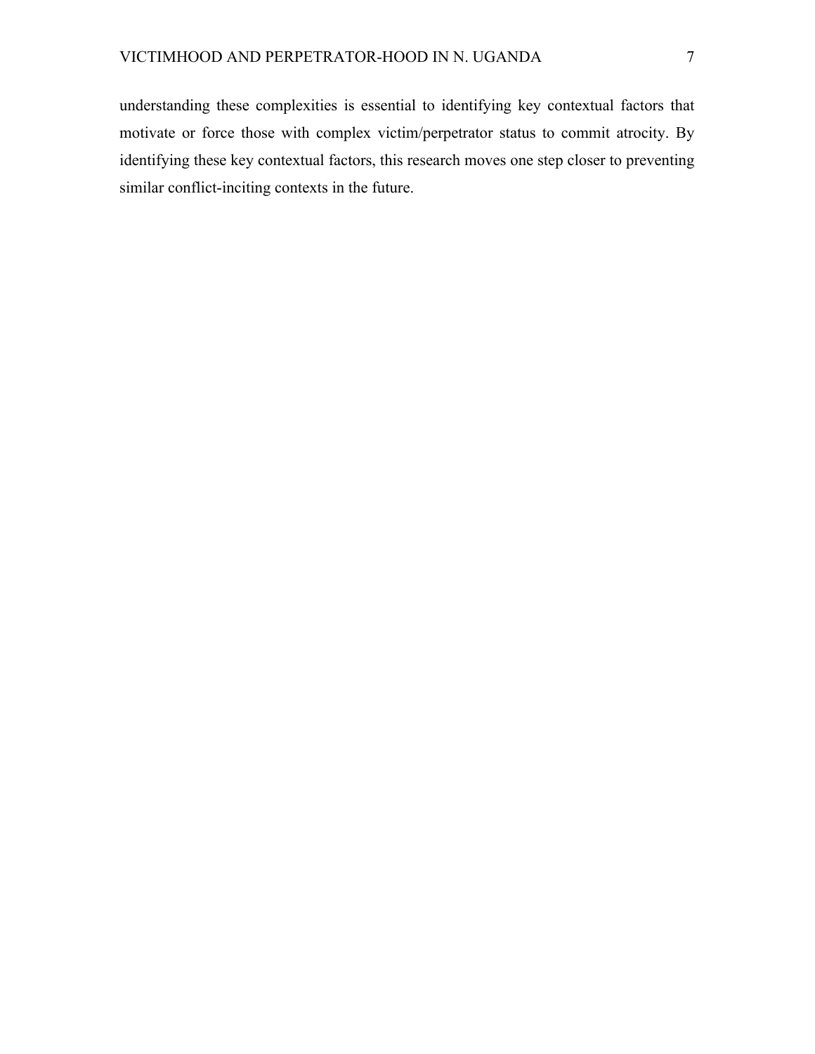understanding these complexities is essential to identifying key contextual factors that motivate or force those with complex victim/perpetrator status to commit atrocity. By identifying these key contextual factors, this research moves one step closer to preventing similar conflict-inciting contexts in the future.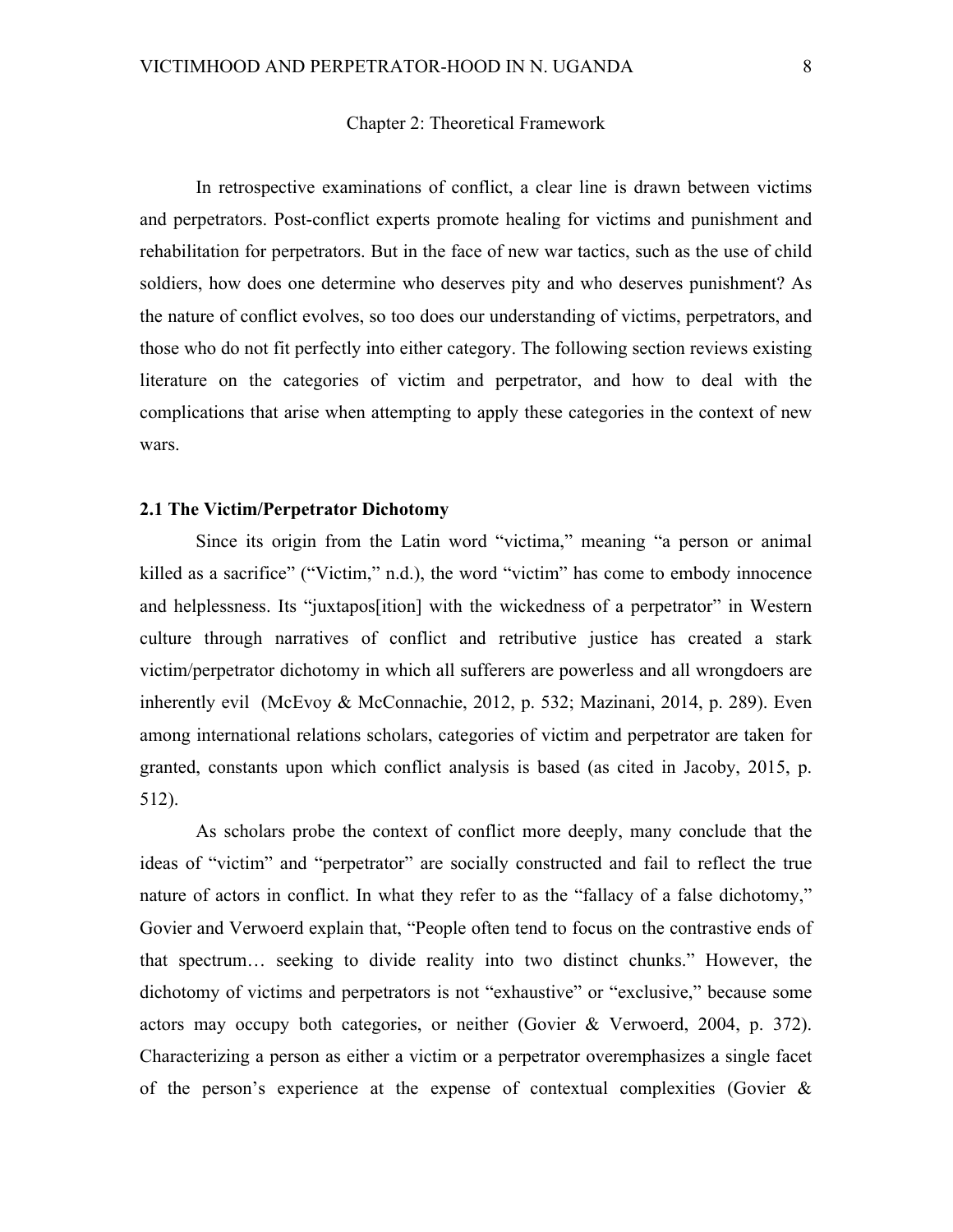## Chapter 2: Theoretical Framework

In retrospective examinations of conflict, a clear line is drawn between victims and perpetrators. Post-conflict experts promote healing for victims and punishment and rehabilitation for perpetrators. But in the face of new war tactics, such as the use of child soldiers, how does one determine who deserves pity and who deserves punishment? As the nature of conflict evolves, so too does our understanding of victims, perpetrators, and those who do not fit perfectly into either category. The following section reviews existing literature on the categories of victim and perpetrator, and how to deal with the complications that arise when attempting to apply these categories in the context of new wars.

### 2.1 The Victim/Perpetrator Dichotomy

Since its origin from the Latin word "victima," meaning "a person or animal killed as a sacrifice" ("Victim," n.d.), the word "victim" has come to embody innocence and helplessness. Its "juxtapos[ition] with the wickedness of a perpetrator" in Western culture through narratives of conflict and retributive justice has created a stark victim/perpetrator dichotomy in which all sufferers are powerless and all wrongdoers are inherently evil (McEvoy & McConnachie, 2012, p. 532; Mazinani, 2014, p. 289). Even among international relations scholars, categories of victim and perpetrator are taken for granted, constants upon which conflict analysis is based (as cited in Jacoby, 2015, p. 512).

As scholars probe the context of conflict more deeply, many conclude that the ideas of "victim" and "perpetrator" are socially constructed and fail to reflect the true nature of actors in conflict. In what they refer to as the "fallacy of a false dichotomy," Govier and Verwoerd explain that, "People often tend to focus on the contrastive ends of that spectrum… seeking to divide reality into two distinct chunks." However, the dichotomy of victims and perpetrators is not "exhaustive" or "exclusive," because some actors may occupy both categories, or neither (Govier & Verwoerd, 2004, p. 372). Characterizing a person as either a victim or a perpetrator overemphasizes a single facet of the person's experience at the expense of contextual complexities (Govier &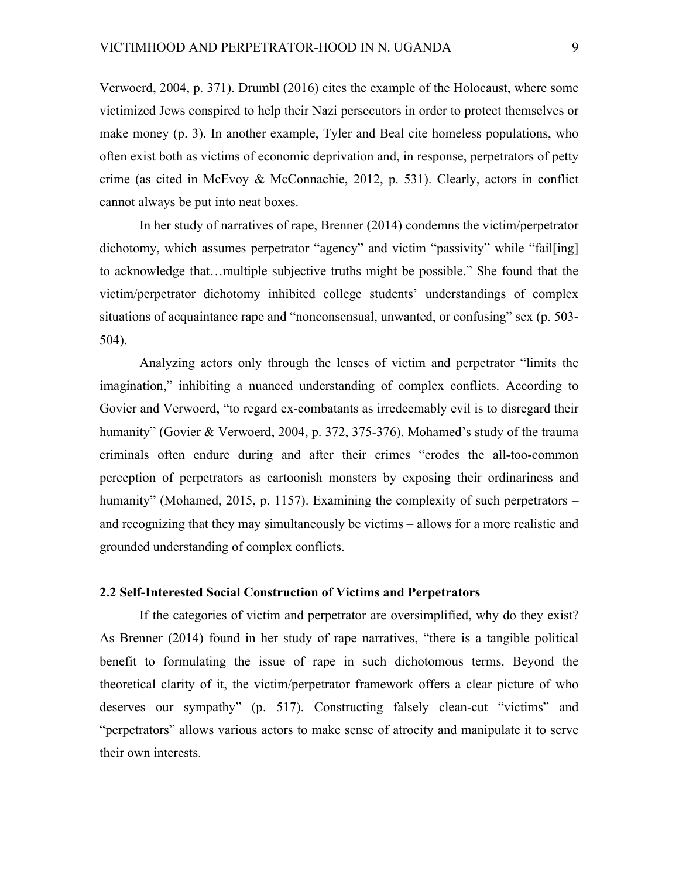Verwoerd, 2004, p. 371). Drumbl (2016) cites the example of the Holocaust, where some victimized Jews conspired to help their Nazi persecutors in order to protect themselves or make money (p. 3). In another example, Tyler and Beal cite homeless populations, who often exist both as victims of economic deprivation and, in response, perpetrators of petty crime (as cited in McEvoy & McConnachie, 2012, p. 531). Clearly, actors in conflict cannot always be put into neat boxes.

In her study of narratives of rape, Brenner (2014) condemns the victim/perpetrator dichotomy, which assumes perpetrator "agency" and victim "passivity" while "fail[ing] to acknowledge that…multiple subjective truths might be possible." She found that the victim/perpetrator dichotomy inhibited college students' understandings of complex situations of acquaintance rape and "nonconsensual, unwanted, or confusing" sex (p. 503-504).

Analyzing actors only through the lenses of victim and perpetrator "limits the imagination," inhibiting a nuanced understanding of complex conflicts. According to Govier and Verwoerd, "to regard ex-combatants as irredeemably evil is to disregard their humanity" (Govier & Verwoerd, 2004, p. 372, 375-376). Mohamed's study of the trauma criminals often endure during and after their crimes "erodes the all-too-common perception of perpetrators as cartoonish monsters by exposing their ordinariness and humanity" (Mohamed, 2015, p. 1157). Examining the complexity of such perpetrators – and recognizing that they may simultaneously be victims – allows for a more realistic and grounded understanding of complex conflicts.

### 2.2 Self-Interested Social Construction of Victims and Perpetrators

If the categories of victim and perpetrator are oversimplified, why do they exist? As Brenner (2014) found in her study of rape narratives, "there is a tangible political benefit to formulating the issue of rape in such dichotomous terms. Beyond the theoretical clarity of it, the victim/perpetrator framework offers a clear picture of who deserves our sympathy" (p. 517). Constructing falsely clean-cut "victims" and "perpetrators" allows various actors to make sense of atrocity and manipulate it to serve their own interests.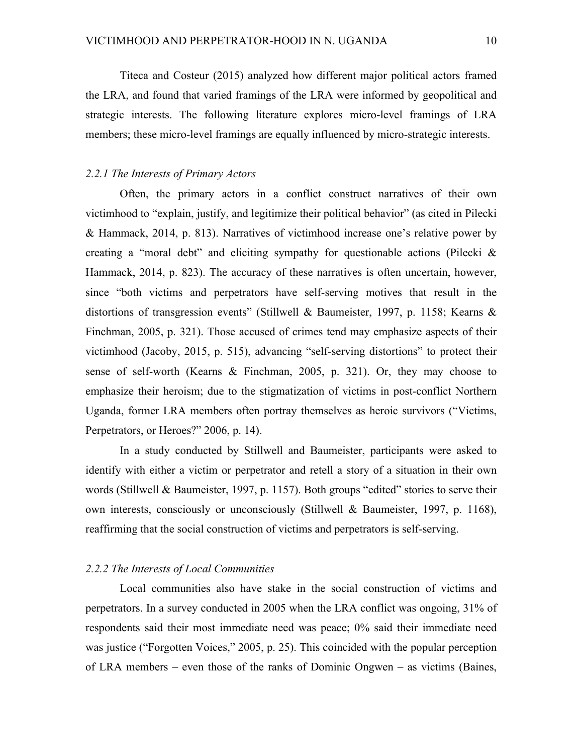Titeca and Costeur (2015) analyzed how different major political actors framed the LRA, and found that varied framings of the LRA were informed by geopolitical and strategic interests. The following literature explores micro-level framings of LRA members; these micro-level framings are equally influenced by micro-strategic interests.

### *2.2.1 The Interests of Primary Actors*

Often, the primary actors in a conflict construct narratives of their own victimhood to "explain, justify, and legitimize their political behavior" (as cited in Pilecki & Hammack, 2014, p. 813). Narratives of victimhood increase one's relative power by creating a "moral debt" and eliciting sympathy for questionable actions (Pilecki & Hammack, 2014, p. 823). The accuracy of these narratives is often uncertain, however, since "both victims and perpetrators have self-serving motives that result in the distortions of transgression events" (Stillwell & Baumeister, 1997, p. 1158; Kearns & Finchman, 2005, p. 321). Those accused of crimes tend may emphasize aspects of their victimhood (Jacoby, 2015, p. 515), advancing "self-serving distortions" to protect their sense of self-worth (Kearns & Finchman, 2005, p. 321). Or, they may choose to emphasize their heroism; due to the stigmatization of victims in post-conflict Northern Uganda, former LRA members often portray themselves as heroic survivors ("Victims, Perpetrators, or Heroes?" 2006, p. 14).

In a study conducted by Stillwell and Baumeister, participants were asked to identify with either a victim or perpetrator and retell a story of a situation in their own words (Stillwell & Baumeister, 1997, p. 1157). Both groups "edited" stories to serve their own interests, consciously or unconsciously (Stillwell & Baumeister, 1997, p. 1168), reaffirming that the social construction of victims and perpetrators is self-serving.

### *2.2.2 The Interests of Local Communities*

Local communities also have stake in the social construction of victims and perpetrators. In a survey conducted in 2005 when the LRA conflict was ongoing, 31% of respondents said their most immediate need was peace; 0% said their immediate need was justice ("Forgotten Voices," 2005, p. 25). This coincided with the popular perception of LRA members – even those of the ranks of Dominic Ongwen – as victims (Baines,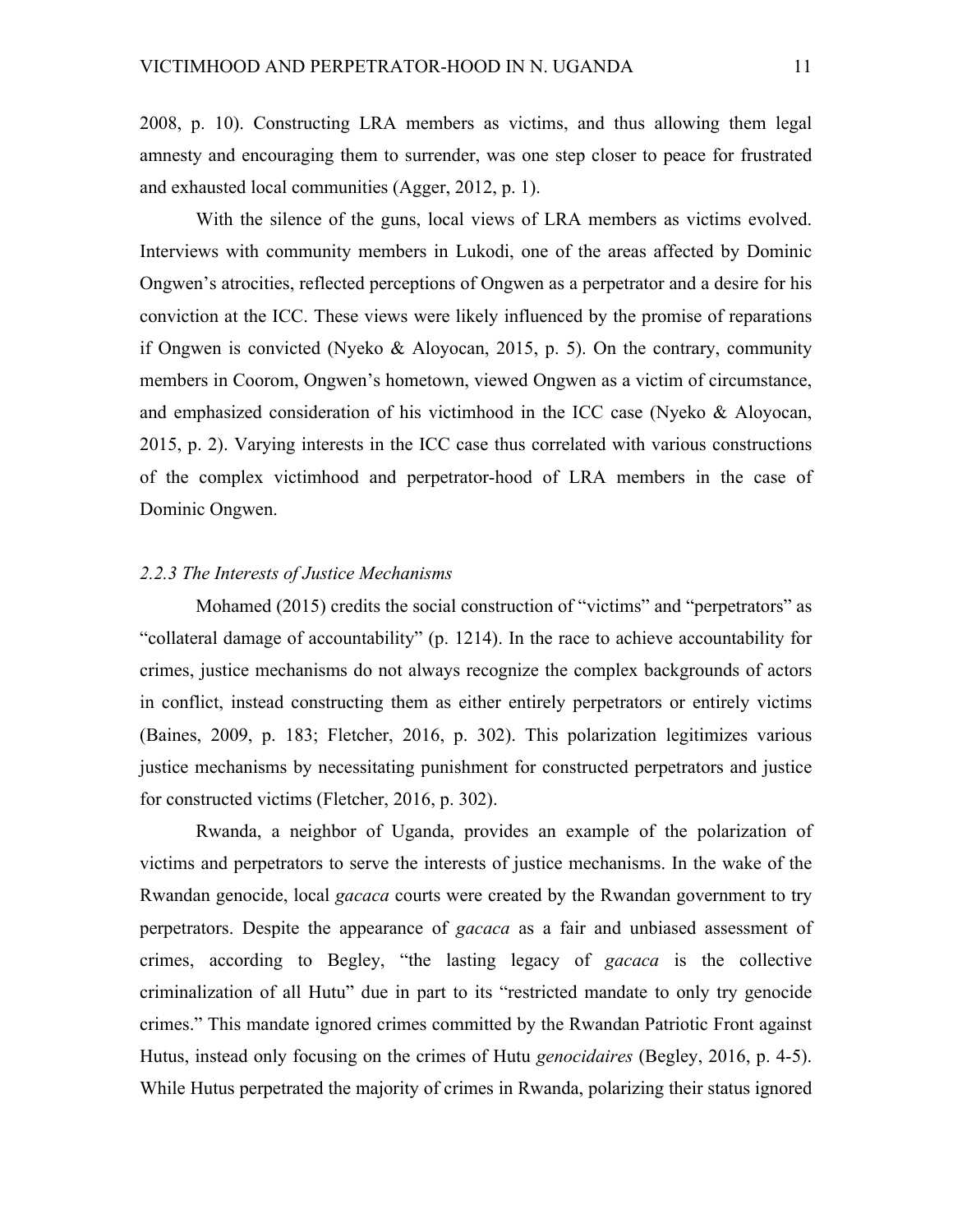2008, p. 10). Constructing LRA members as victims, and thus allowing them legal amnesty and encouraging them to surrender, was one step closer to peace for frustrated and exhausted local communities (Agger, 2012, p. 1).

With the silence of the guns, local views of LRA members as victims evolved. Interviews with community members in Lukodi, one of the areas affected by Dominic Ongwen's atrocities, reflected perceptions of Ongwen as a perpetrator and a desire for his conviction at the ICC. These views were likely influenced by the promise of reparations if Ongwen is convicted (Nyeko & Aloyocan, 2015, p. 5). On the contrary, community members in Coorom, Ongwen's hometown, viewed Ongwen as a victim of circumstance, and emphasized consideration of his victimhood in the ICC case (Nyeko & Aloyocan, 2015, p. 2). Varying interests in the ICC case thus correlated with various constructions of the complex victimhood and perpetrator-hood of LRA members in the case of Dominic Ongwen.

### *2.2.3 The Interests of Justice Mechanisms*

Mohamed (2015) credits the social construction of "victims" and "perpetrators" as "collateral damage of accountability" (p. 1214). In the race to achieve accountability for crimes, justice mechanisms do not always recognize the complex backgrounds of actors in conflict, instead constructing them as either entirely perpetrators or entirely victims (Baines, 2009, p. 183; Fletcher, 2016, p. 302). This polarization legitimizes various justice mechanisms by necessitating punishment for constructed perpetrators and justice for constructed victims (Fletcher, 2016, p. 302).

Rwanda, a neighbor of Uganda, provides an example of the polarization of victims and perpetrators to serve the interests of justice mechanisms. In the wake of the Rwandan genocide, local *gacaca* courts were created by the Rwandan government to try perpetrators. Despite the appearance of *gacaca* as a fair and unbiased assessment of crimes, according to Begley, "the lasting legacy of *gacaca* is the collective criminalization of all Hutu" due in part to its "restricted mandate to only try genocide crimes." This mandate ignored crimes committed by the Rwandan Patriotic Front against Hutus, instead only focusing on the crimes of Hutu *genocidaires* (Begley, 2016, p. 4-5). While Hutus perpetrated the majority of crimes in Rwanda, polarizing their status ignored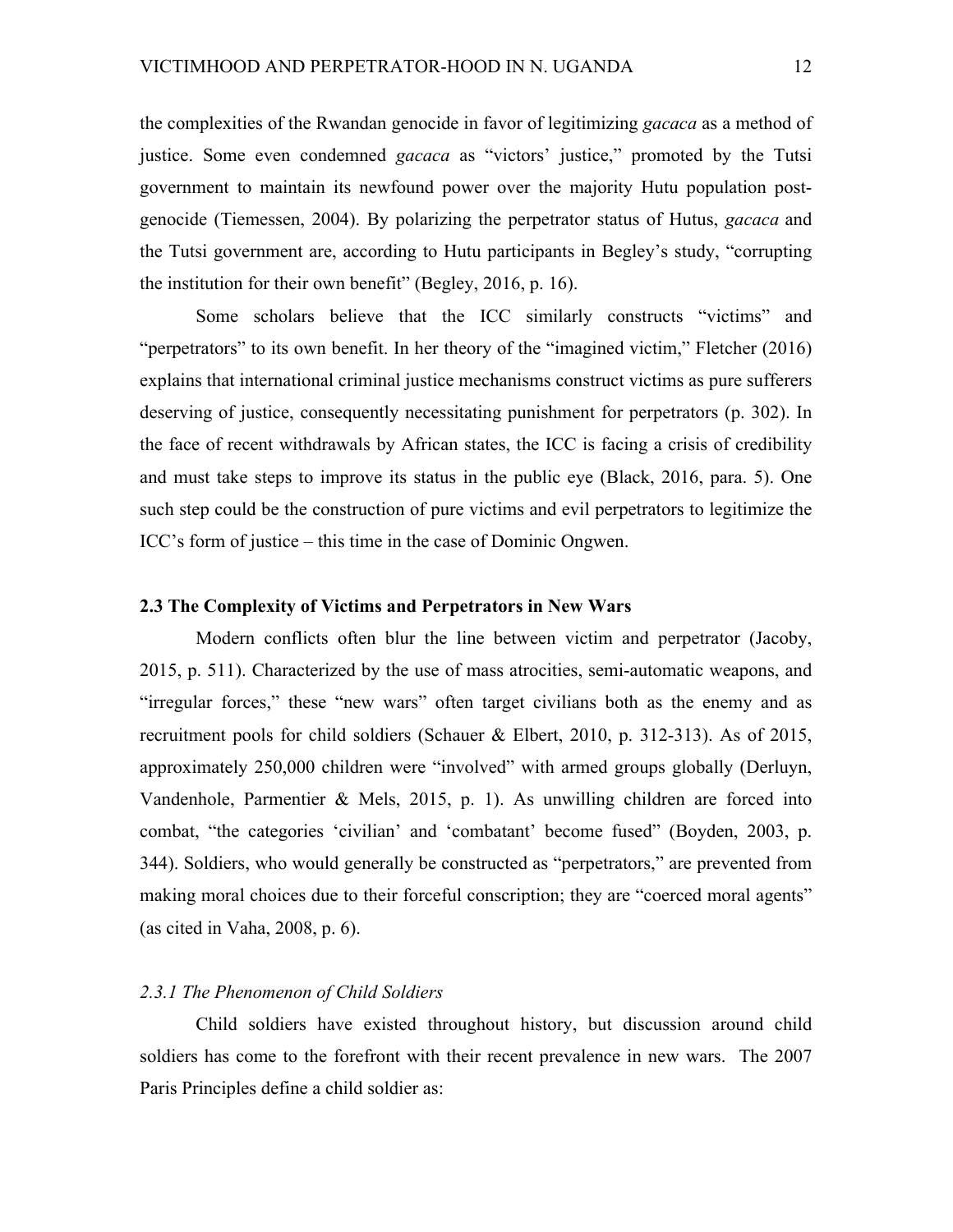the complexities of the Rwandan genocide in favor of legitimizing *gacaca* as a method of justice. Some even condemned *gacaca* as "victors' justice," promoted by the Tutsi government to maintain its newfound power over the majority Hutu population post-genocide (Tiemessen, 2004). By polarizing the perpetrator status of Hutus, *gacaca* and the Tutsi government are, according to Hutu participants in Begley's study, "corrupting the institution for their own benefit" (Begley, 2016, p. 16).

Some scholars believe that the ICC similarly constructs "victims" and "perpetrators" to its own benefit. In her theory of the "imagined victim," Fletcher (2016) explains that international criminal justice mechanisms construct victims as pure sufferers deserving of justice, consequently necessitating punishment for perpetrators (p. 302). In the face of recent withdrawals by African states, the ICC is facing a crisis of credibility and must take steps to improve its status in the public eye (Black, 2016, para. 5). One such step could be the construction of pure victims and evil perpetrators to legitimize the ICC's form of justice – this time in the case of Dominic Ongwen.

### 2.3 The Complexity of Victims and Perpetrators in New Wars

Modern conflicts often blur the line between victim and perpetrator (Jacoby, 2015, p. 511). Characterized by the use of mass atrocities, semi-automatic weapons, and "irregular forces," these "new wars" often target civilians both as the enemy and as recruitment pools for child soldiers (Schauer & Elbert, 2010, p. 312-313). As of 2015, approximately 250,000 children were "involved" with armed groups globally (Derluyn, Vandenhole, Parmentier & Mels, 2015, p. 1). As unwilling children are forced into combat, "the categories 'civilian' and 'combatant' become fused" (Boyden, 2003, p. 344). Soldiers, who would generally be constructed as "perpetrators," are prevented from making moral choices due to their forceful conscription; they are "coerced moral agents" (as cited in Vaha, 2008, p. 6).

#### *2.3.1 The Phenomenon of Child Soldiers*

Child soldiers have existed throughout history, but discussion around child soldiers has come to the forefront with their recent prevalence in new wars. The 2007 Paris Principles define a child soldier as: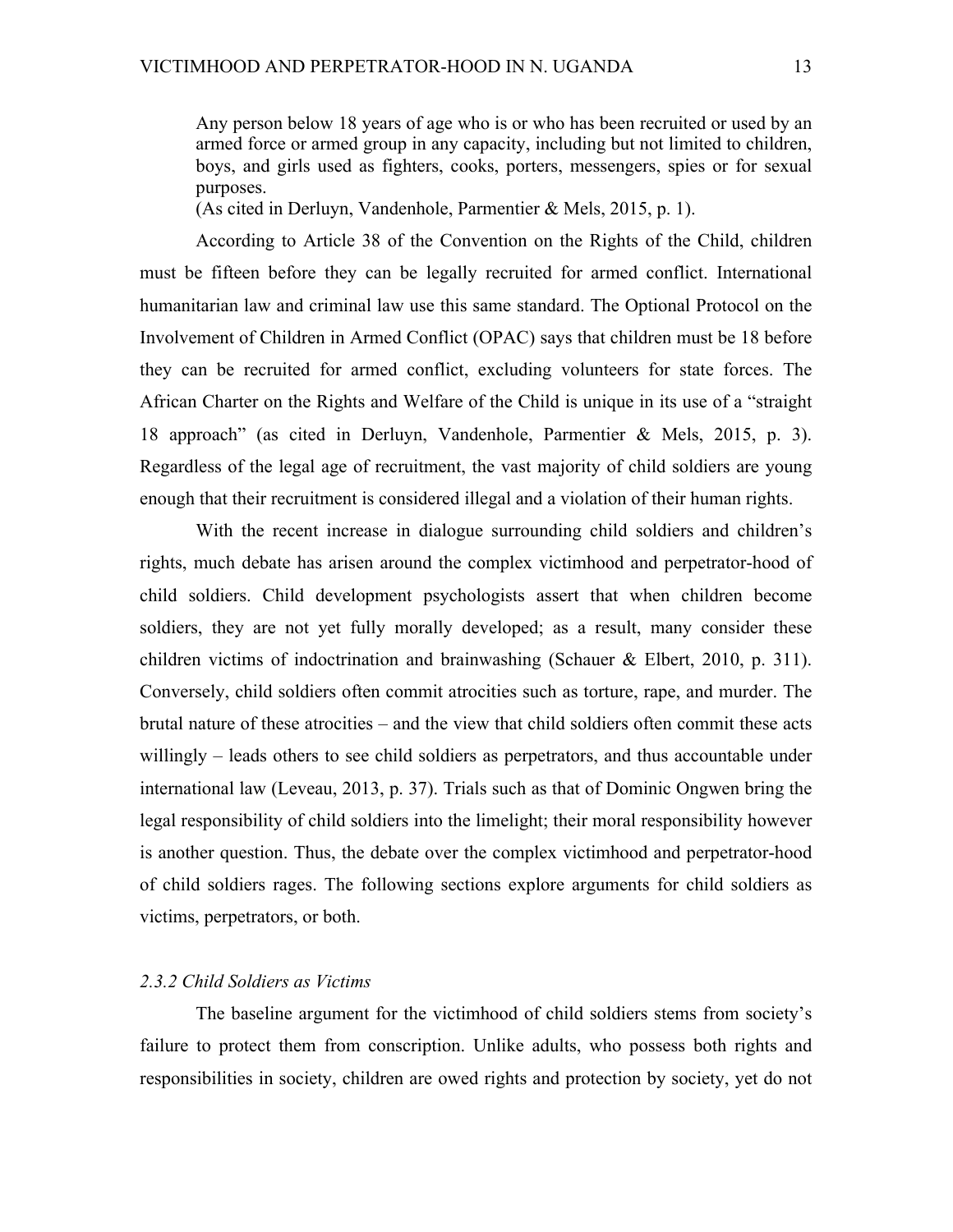> Any person below 18 years of age who is or who has been recruited or used by an armed force or armed group in any capacity, including but not limited to children, boys, and girls used as fighters, cooks, porters, messengers, spies or for sexual purposes.
> (As cited in Derluyn, Vandenhole, Parmentier & Mels, 2015, p. 1).

According to Article 38 of the Convention on the Rights of the Child, children must be fifteen before they can be legally recruited for armed conflict. International humanitarian law and criminal law use this same standard. The Optional Protocol on the Involvement of Children in Armed Conflict (OPAC) says that children must be 18 before they can be recruited for armed conflict, excluding volunteers for state forces. The African Charter on the Rights and Welfare of the Child is unique in its use of a "straight 18 approach" (as cited in Derluyn, Vandenhole, Parmentier & Mels, 2015, p. 3). Regardless of the legal age of recruitment, the vast majority of child soldiers are young enough that their recruitment is considered illegal and a violation of their human rights.

With the recent increase in dialogue surrounding child soldiers and children's rights, much debate has arisen around the complex victimhood and perpetrator-hood of child soldiers. Child development psychologists assert that when children become soldiers, they are not yet fully morally developed; as a result, many consider these children victims of indoctrination and brainwashing (Schauer & Elbert, 2010, p. 311). Conversely, child soldiers often commit atrocities such as torture, rape, and murder. The brutal nature of these atrocities – and the view that child soldiers often commit these acts willingly – leads others to see child soldiers as perpetrators, and thus accountable under international law (Leveau, 2013, p. 37). Trials such as that of Dominic Ongwen bring the legal responsibility of child soldiers into the limelight; their moral responsibility however is another question. Thus, the debate over the complex victimhood and perpetrator-hood of child soldiers rages. The following sections explore arguments for child soldiers as victims, perpetrators, or both.

### *2.3.2 Child Soldiers as Victims*

The baseline argument for the victimhood of child soldiers stems from society's failure to protect them from conscription. Unlike adults, who possess both rights and responsibilities in society, children are owed rights and protection by society, yet do not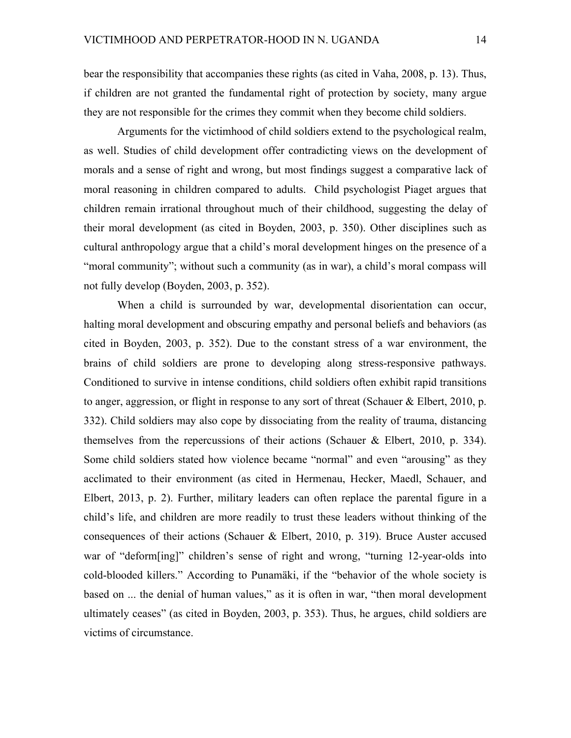bear the responsibility that accompanies these rights (as cited in Vaha, 2008, p. 13). Thus, if children are not granted the fundamental right of protection by society, many argue they are not responsible for the crimes they commit when they become child soldiers.

Arguments for the victimhood of child soldiers extend to the psychological realm, as well. Studies of child development offer contradicting views on the development of morals and a sense of right and wrong, but most findings suggest a comparative lack of moral reasoning in children compared to adults. Child psychologist Piaget argues that children remain irrational throughout much of their childhood, suggesting the delay of their moral development (as cited in Boyden, 2003, p. 350). Other disciplines such as cultural anthropology argue that a child's moral development hinges on the presence of a "moral community"; without such a community (as in war), a child's moral compass will not fully develop (Boyden, 2003, p. 352).

When a child is surrounded by war, developmental disorientation can occur, halting moral development and obscuring empathy and personal beliefs and behaviors (as cited in Boyden, 2003, p. 352). Due to the constant stress of a war environment, the brains of child soldiers are prone to developing along stress-responsive pathways. Conditioned to survive in intense conditions, child soldiers often exhibit rapid transitions to anger, aggression, or flight in response to any sort of threat (Schauer & Elbert, 2010, p. 332). Child soldiers may also cope by dissociating from the reality of trauma, distancing themselves from the repercussions of their actions (Schauer & Elbert, 2010, p. 334). Some child soldiers stated how violence became "normal" and even "arousing" as they acclimated to their environment (as cited in Hermenau, Hecker, Maedl, Schauer, and Elbert, 2013, p. 2). Further, military leaders can often replace the parental figure in a child's life, and children are more readily to trust these leaders without thinking of the consequences of their actions (Schauer & Elbert, 2010, p. 319). Bruce Auster accused war of "deform[ing]" children's sense of right and wrong, "turning 12-year-olds into cold-blooded killers." According to Punamäki, if the "behavior of the whole society is based on ... the denial of human values," as it is often in war, "then moral development ultimately ceases" (as cited in Boyden, 2003, p. 353). Thus, he argues, child soldiers are victims of circumstance.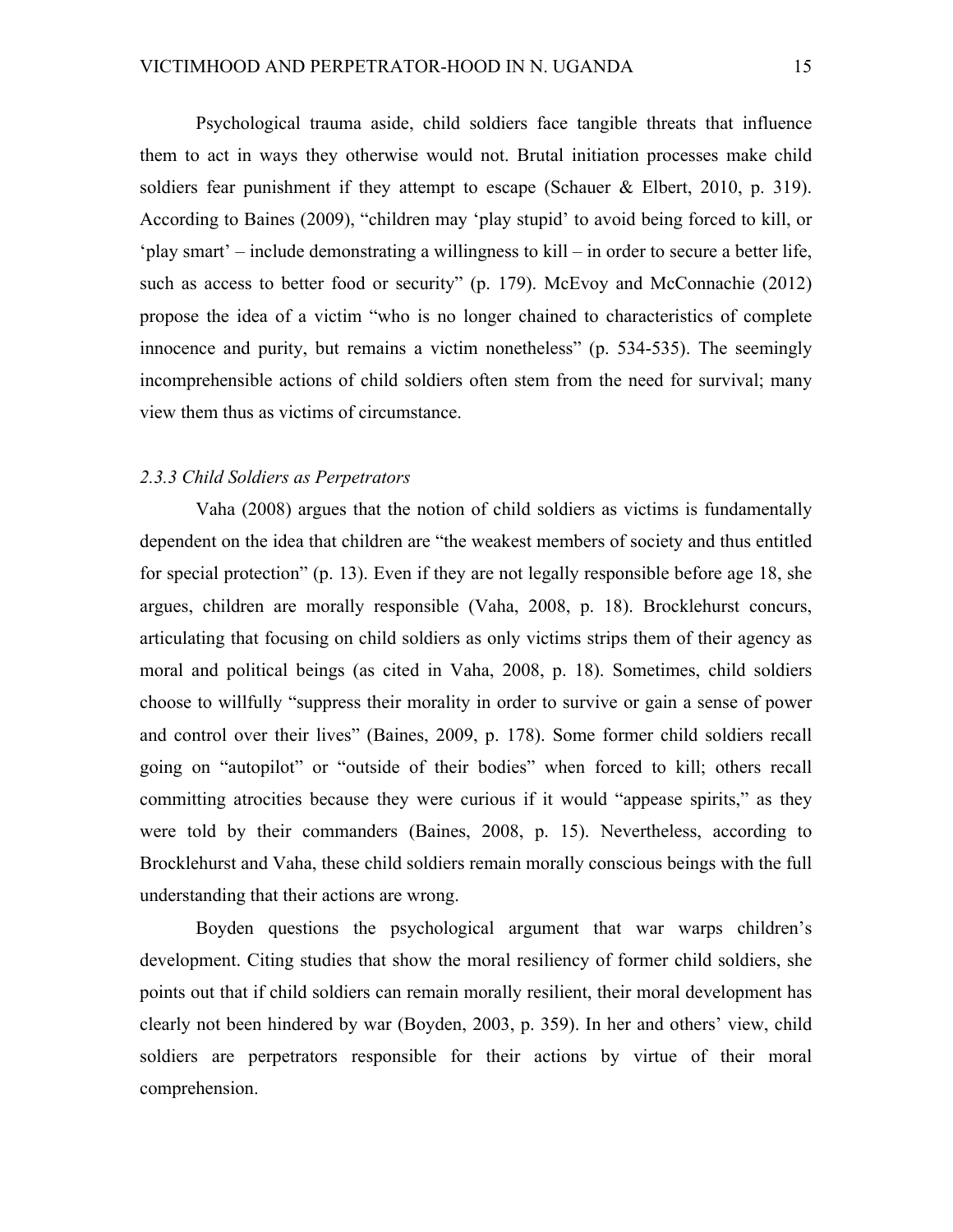Psychological trauma aside, child soldiers face tangible threats that influence them to act in ways they otherwise would not. Brutal initiation processes make child soldiers fear punishment if they attempt to escape (Schauer & Elbert, 2010, p. 319). According to Baines (2009), "children may 'play stupid' to avoid being forced to kill, or 'play smart' – include demonstrating a willingness to kill – in order to secure a better life, such as access to better food or security" (p. 179). McEvoy and McConnachie (2012) propose the idea of a victim "who is no longer chained to characteristics of complete innocence and purity, but remains a victim nonetheless" (p. 534-535). The seemingly incomprehensible actions of child soldiers often stem from the need for survival; many view them thus as victims of circumstance.

### *2.3.3 Child Soldiers as Perpetrators*

Vaha (2008) argues that the notion of child soldiers as victims is fundamentally dependent on the idea that children are "the weakest members of society and thus entitled for special protection" (p. 13). Even if they are not legally responsible before age 18, she argues, children are morally responsible (Vaha, 2008, p. 18). Brocklehurst concurs, articulating that focusing on child soldiers as only victims strips them of their agency as moral and political beings (as cited in Vaha, 2008, p. 18). Sometimes, child soldiers choose to willfully "suppress their morality in order to survive or gain a sense of power and control over their lives" (Baines, 2009, p. 178). Some former child soldiers recall going on "autopilot" or "outside of their bodies" when forced to kill; others recall committing atrocities because they were curious if it would "appease spirits," as they were told by their commanders (Baines, 2008, p. 15). Nevertheless, according to Brocklehurst and Vaha, these child soldiers remain morally conscious beings with the full understanding that their actions are wrong.

Boyden questions the psychological argument that war warps children's development. Citing studies that show the moral resiliency of former child soldiers, she points out that if child soldiers can remain morally resilient, their moral development has clearly not been hindered by war (Boyden, 2003, p. 359). In her and others' view, child soldiers are perpetrators responsible for their actions by virtue of their moral comprehension.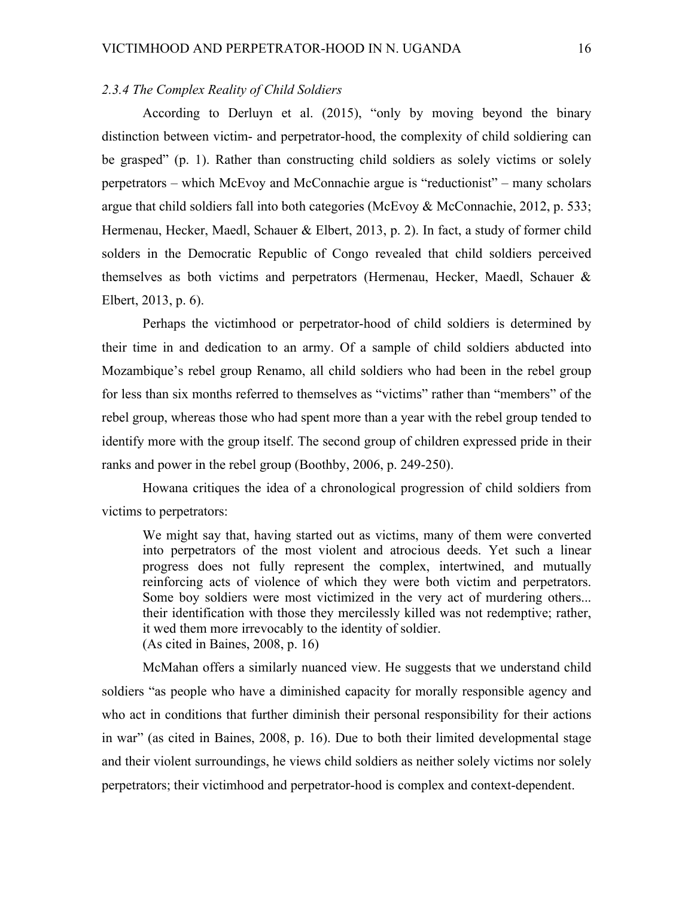*2.3.4 The Complex Reality of Child Soldiers*

According to Derluyn et al. (2015), "only by moving beyond the binary distinction between victim- and perpetrator-hood, the complexity of child soldiering can be grasped" (p. 1). Rather than constructing child soldiers as solely victims or solely perpetrators – which McEvoy and McConnachie argue is "reductionist" – many scholars argue that child soldiers fall into both categories (McEvoy & McConnachie, 2012, p. 533; Hermenau, Hecker, Maedl, Schauer & Elbert, 2013, p. 2). In fact, a study of former child solders in the Democratic Republic of Congo revealed that child soldiers perceived themselves as both victims and perpetrators (Hermenau, Hecker, Maedl, Schauer & Elbert, 2013, p. 6).

Perhaps the victimhood or perpetrator-hood of child soldiers is determined by their time in and dedication to an army. Of a sample of child soldiers abducted into Mozambique's rebel group Renamo, all child soldiers who had been in the rebel group for less than six months referred to themselves as "victims" rather than "members" of the rebel group, whereas those who had spent more than a year with the rebel group tended to identify more with the group itself. The second group of children expressed pride in their ranks and power in the rebel group (Boothby, 2006, p. 249-250).

Howana critiques the idea of a chronological progression of child soldiers from victims to perpetrators:

> We might say that, having started out as victims, many of them were converted into perpetrators of the most violent and atrocious deeds. Yet such a linear progress does not fully represent the complex, intertwined, and mutually reinforcing acts of violence of which they were both victim and perpetrators. Some boy soldiers were most victimized in the very act of murdering others... their identification with those they mercilessly killed was not redemptive; rather, it wed them more irrevocably to the identity of soldier.
> (As cited in Baines, 2008, p. 16)

McMahan offers a similarly nuanced view. He suggests that we understand child soldiers "as people who have a diminished capacity for morally responsible agency and who act in conditions that further diminish their personal responsibility for their actions in war" (as cited in Baines, 2008, p. 16). Due to both their limited developmental stage and their violent surroundings, he views child soldiers as neither solely victims nor solely perpetrators; their victimhood and perpetrator-hood is complex and context-dependent.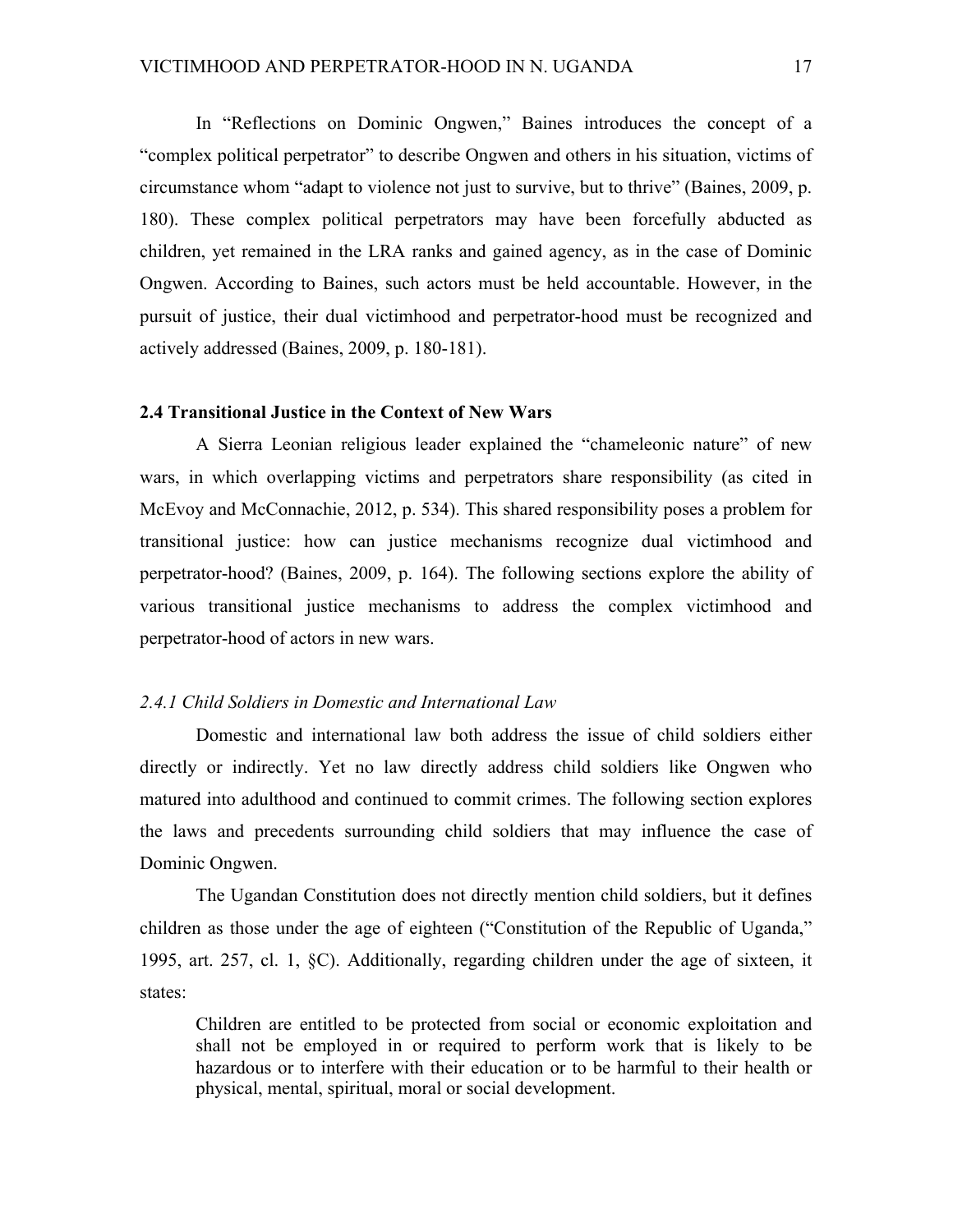In "Reflections on Dominic Ongwen," Baines introduces the concept of a "complex political perpetrator" to describe Ongwen and others in his situation, victims of circumstance whom "adapt to violence not just to survive, but to thrive" (Baines, 2009, p. 180). These complex political perpetrators may have been forcefully abducted as children, yet remained in the LRA ranks and gained agency, as in the case of Dominic Ongwen. According to Baines, such actors must be held accountable. However, in the pursuit of justice, their dual victimhood and perpetrator-hood must be recognized and actively addressed (Baines, 2009, p. 180-181).

### 2.4 Transitional Justice in the Context of New Wars

A Sierra Leonian religious leader explained the "chameleonic nature" of new wars, in which overlapping victims and perpetrators share responsibility (as cited in McEvoy and McConnachie, 2012, p. 534). This shared responsibility poses a problem for transitional justice: how can justice mechanisms recognize dual victimhood and perpetrator-hood? (Baines, 2009, p. 164). The following sections explore the ability of various transitional justice mechanisms to address the complex victimhood and perpetrator-hood of actors in new wars.

#### *2.4.1 Child Soldiers in Domestic and International Law*

Domestic and international law both address the issue of child soldiers either directly or indirectly. Yet no law directly address child soldiers like Ongwen who matured into adulthood and continued to commit crimes. The following section explores the laws and precedents surrounding child soldiers that may influence the case of Dominic Ongwen.

The Ugandan Constitution does not directly mention child soldiers, but it defines children as those under the age of eighteen ("Constitution of the Republic of Uganda," 1995, art. 257, cl. 1, §C). Additionally, regarding children under the age of sixteen, it states:

> Children are entitled to be protected from social or economic exploitation and shall not be employed in or required to perform work that is likely to be hazardous or to interfere with their education or to be harmful to their health or physical, mental, spiritual, moral or social development.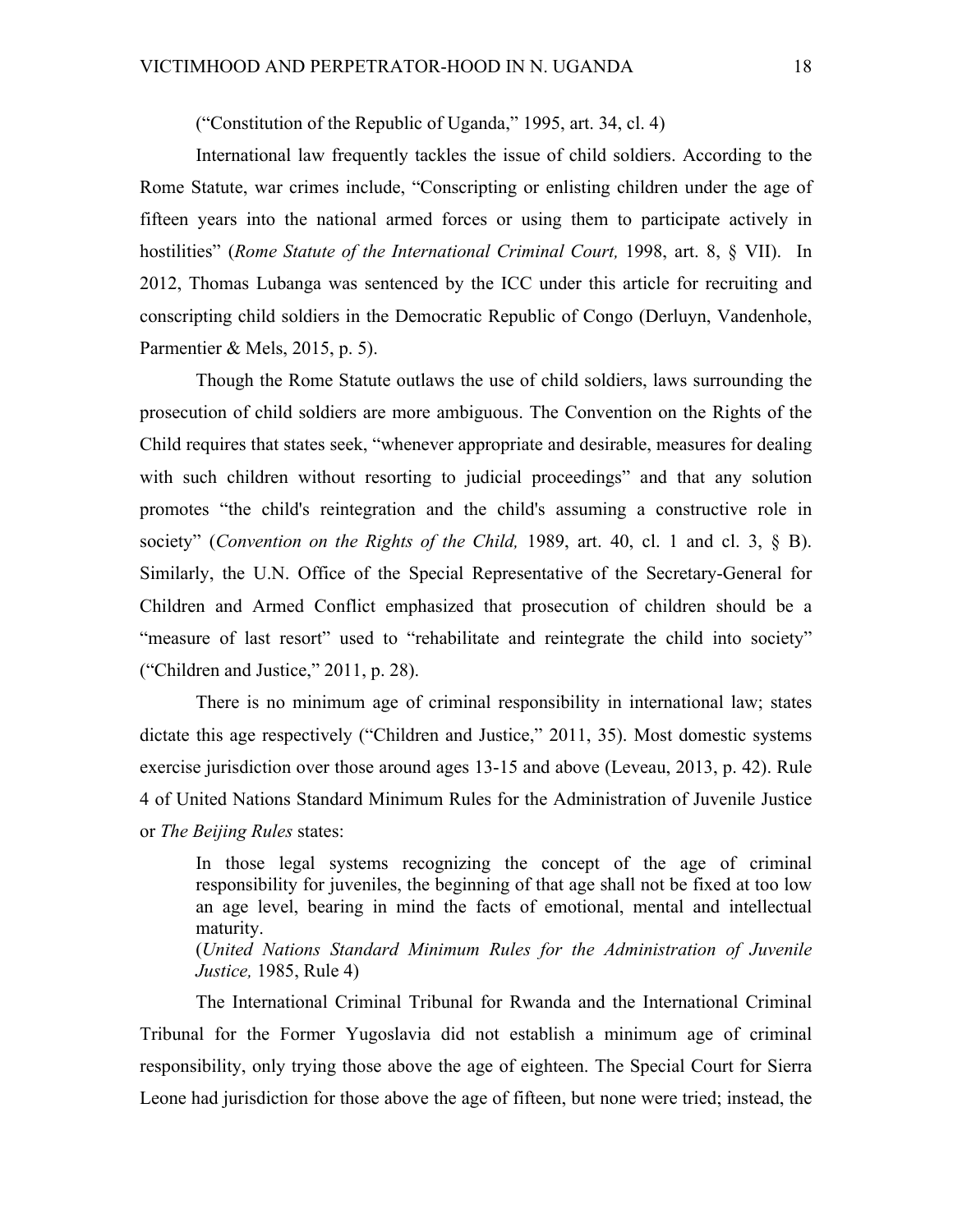("Constitution of the Republic of Uganda," 1995, art. 34, cl. 4)

International law frequently tackles the issue of child soldiers. According to the Rome Statute, war crimes include, "Conscripting or enlisting children under the age of fifteen years into the national armed forces or using them to participate actively in hostilities" (*Rome Statute of the International Criminal Court,* 1998, art. 8, § VII). In 2012, Thomas Lubanga was sentenced by the ICC under this article for recruiting and conscripting child soldiers in the Democratic Republic of Congo (Derluyn, Vandenhole, Parmentier & Mels, 2015, p. 5).

Though the Rome Statute outlaws the use of child soldiers, laws surrounding the prosecution of child soldiers are more ambiguous. The Convention on the Rights of the Child requires that states seek, "whenever appropriate and desirable, measures for dealing with such children without resorting to judicial proceedings" and that any solution promotes "the child's reintegration and the child's assuming a constructive role in society" (*Convention on the Rights of the Child,* 1989, art. 40, cl. 1 and cl. 3, § B). Similarly, the U.N. Office of the Special Representative of the Secretary-General for Children and Armed Conflict emphasized that prosecution of children should be a "measure of last resort" used to "rehabilitate and reintegrate the child into society" ("Children and Justice," 2011, p. 28).

There is no minimum age of criminal responsibility in international law; states dictate this age respectively ("Children and Justice," 2011, 35). Most domestic systems exercise jurisdiction over those around ages 13-15 and above (Leveau, 2013, p. 42). Rule 4 of United Nations Standard Minimum Rules for the Administration of Juvenile Justice or *The Beijing Rules* states:

> In those legal systems recognizing the concept of the age of criminal responsibility for juveniles, the beginning of that age shall not be fixed at too low an age level, bearing in mind the facts of emotional, mental and intellectual maturity.
> (*United Nations Standard Minimum Rules for the Administration of Juvenile Justice,* 1985, Rule 4)

The International Criminal Tribunal for Rwanda and the International Criminal Tribunal for the Former Yugoslavia did not establish a minimum age of criminal responsibility, only trying those above the age of eighteen. The Special Court for Sierra Leone had jurisdiction for those above the age of fifteen, but none were tried; instead, the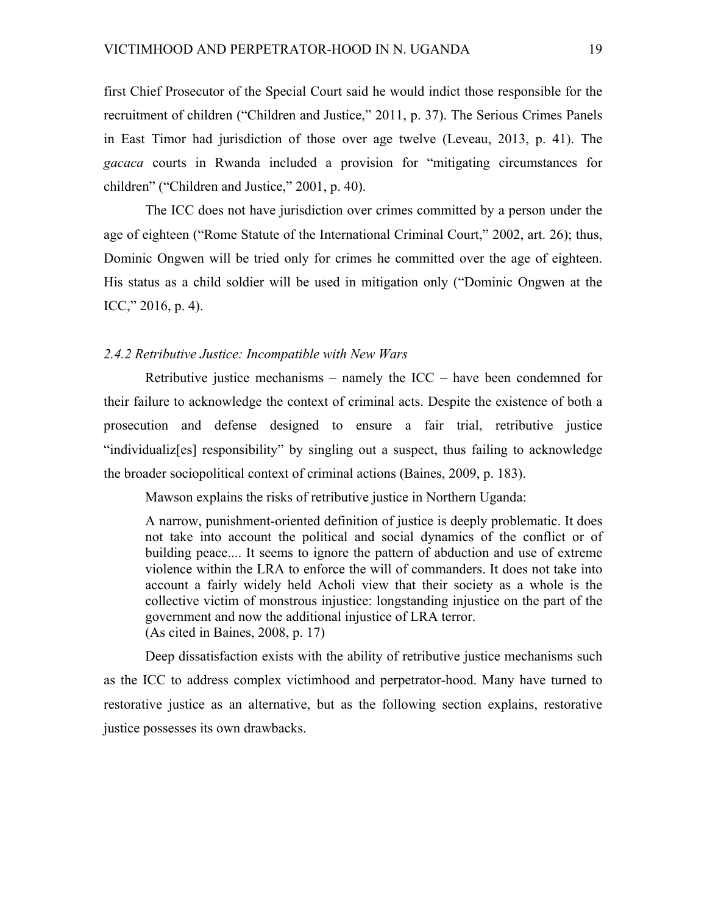first Chief Prosecutor of the Special Court said he would indict those responsible for the recruitment of children ("Children and Justice," 2011, p. 37). The Serious Crimes Panels in East Timor had jurisdiction of those over age twelve (Leveau, 2013, p. 41). The *gacaca* courts in Rwanda included a provision for "mitigating circumstances for children" ("Children and Justice," 2001, p. 40).

The ICC does not have jurisdiction over crimes committed by a person under the age of eighteen ("Rome Statute of the International Criminal Court," 2002, art. 26); thus, Dominic Ongwen will be tried only for crimes he committed over the age of eighteen. His status as a child soldier will be used in mitigation only ("Dominic Ongwen at the ICC," 2016, p. 4).

### *2.4.2 Retributive Justice: Incompatible with New Wars*

Retributive justice mechanisms – namely the ICC – have been condemned for their failure to acknowledge the context of criminal acts. Despite the existence of both a prosecution and defense designed to ensure a fair trial, retributive justice "individualiz[es] responsibility" by singling out a suspect, thus failing to acknowledge the broader sociopolitical context of criminal actions (Baines, 2009, p. 183).

Mawson explains the risks of retributive justice in Northern Uganda:

> A narrow, punishment-oriented definition of justice is deeply problematic. It does not take into account the political and social dynamics of the conflict or of building peace.... It seems to ignore the pattern of abduction and use of extreme violence within the LRA to enforce the will of commanders. It does not take into account a fairly widely held Acholi view that their society as a whole is the collective victim of monstrous injustice: longstanding injustice on the part of the government and now the additional injustice of LRA terror.
> (As cited in Baines, 2008, p. 17)

Deep dissatisfaction exists with the ability of retributive justice mechanisms such as the ICC to address complex victimhood and perpetrator-hood. Many have turned to restorative justice as an alternative, but as the following section explains, restorative justice possesses its own drawbacks.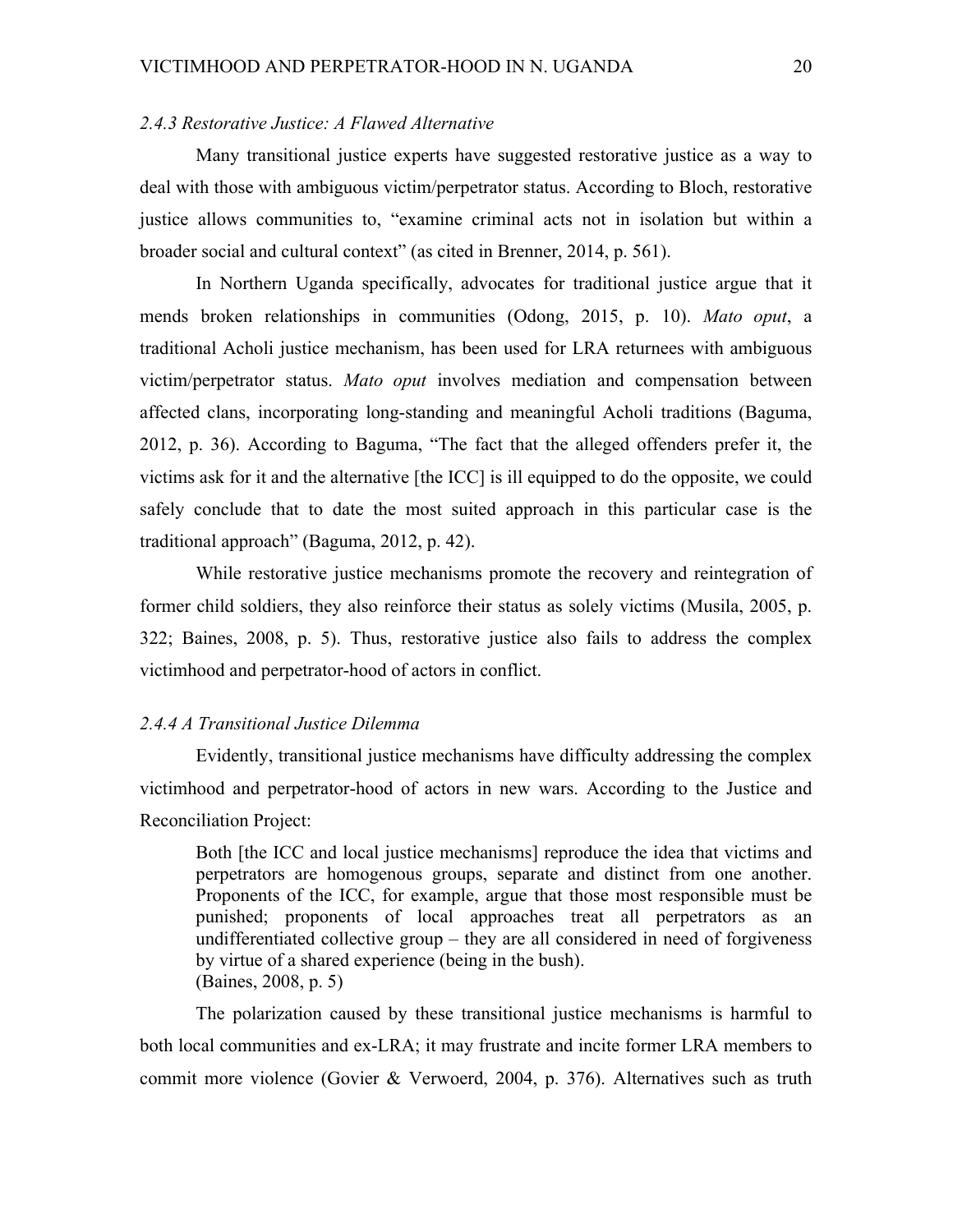*2.4.3 Restorative Justice: A Flawed Alternative*

Many transitional justice experts have suggested restorative justice as a way to deal with those with ambiguous victim/perpetrator status. According to Bloch, restorative justice allows communities to, "examine criminal acts not in isolation but within a broader social and cultural context" (as cited in Brenner, 2014, p. 561).

In Northern Uganda specifically, advocates for traditional justice argue that it mends broken relationships in communities (Odong, 2015, p. 10). *Mato oput*, a traditional Acholi justice mechanism, has been used for LRA returnees with ambiguous victim/perpetrator status. *Mato oput* involves mediation and compensation between affected clans, incorporating long-standing and meaningful Acholi traditions (Baguma, 2012, p. 36). According to Baguma, "The fact that the alleged offenders prefer it, the victims ask for it and the alternative [the ICC] is ill equipped to do the opposite, we could safely conclude that to date the most suited approach in this particular case is the traditional approach" (Baguma, 2012, p. 42).

While restorative justice mechanisms promote the recovery and reintegration of former child soldiers, they also reinforce their status as solely victims (Musila, 2005, p. 322; Baines, 2008, p. 5). Thus, restorative justice also fails to address the complex victimhood and perpetrator-hood of actors in conflict.

*2.4.4 A Transitional Justice Dilemma*

Evidently, transitional justice mechanisms have difficulty addressing the complex victimhood and perpetrator-hood of actors in new wars. According to the Justice and Reconciliation Project:

> Both [the ICC and local justice mechanisms] reproduce the idea that victims and perpetrators are homogenous groups, separate and distinct from one another. Proponents of the ICC, for example, argue that those most responsible must be punished; proponents of local approaches treat all perpetrators as an undifferentiated collective group – they are all considered in need of forgiveness by virtue of a shared experience (being in the bush).
> (Baines, 2008, p. 5)

The polarization caused by these transitional justice mechanisms is harmful to both local communities and ex-LRA; it may frustrate and incite former LRA members to commit more violence (Govier & Verwoerd, 2004, p. 376). Alternatives such as truth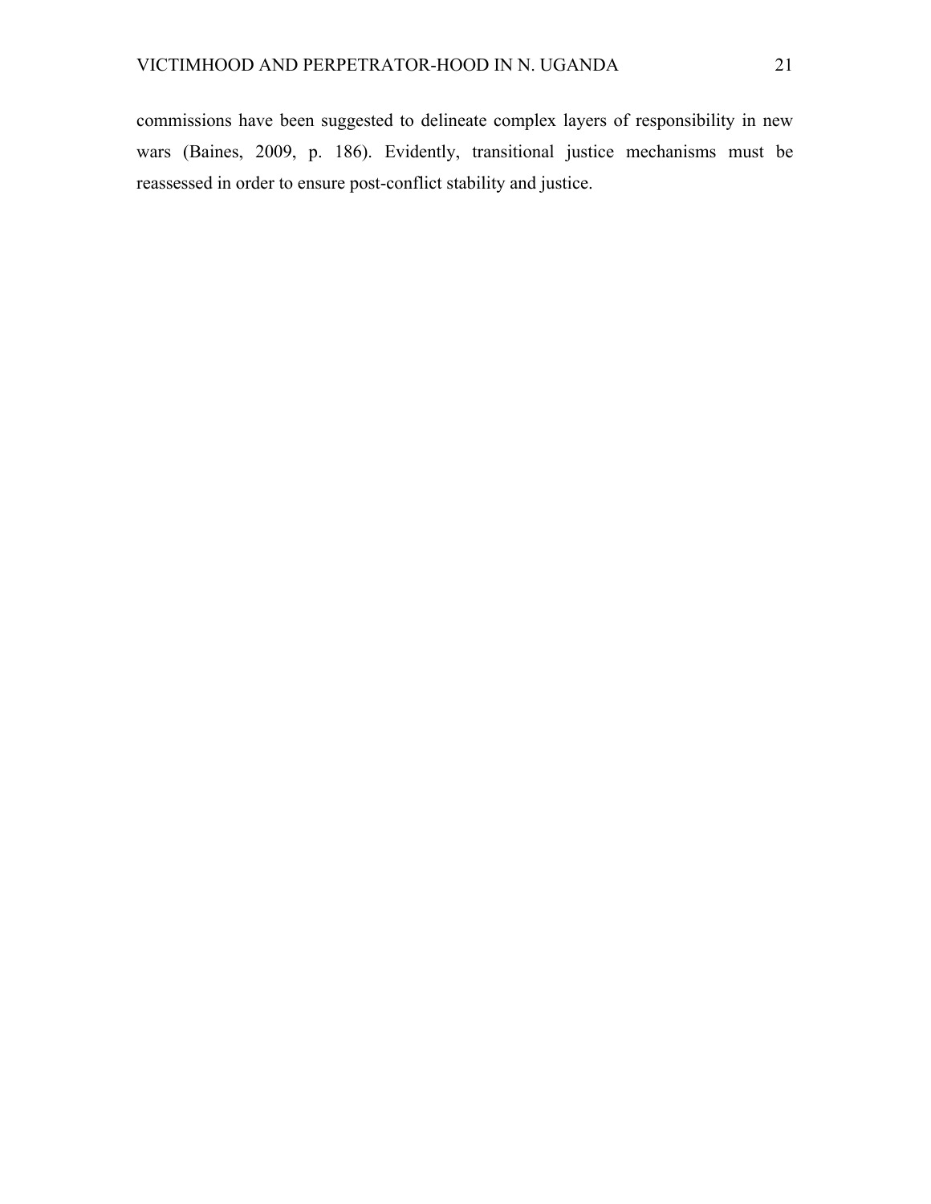commissions have been suggested to delineate complex layers of responsibility in new wars (Baines, 2009, p. 186). Evidently, transitional justice mechanisms must be reassessed in order to ensure post-conflict stability and justice.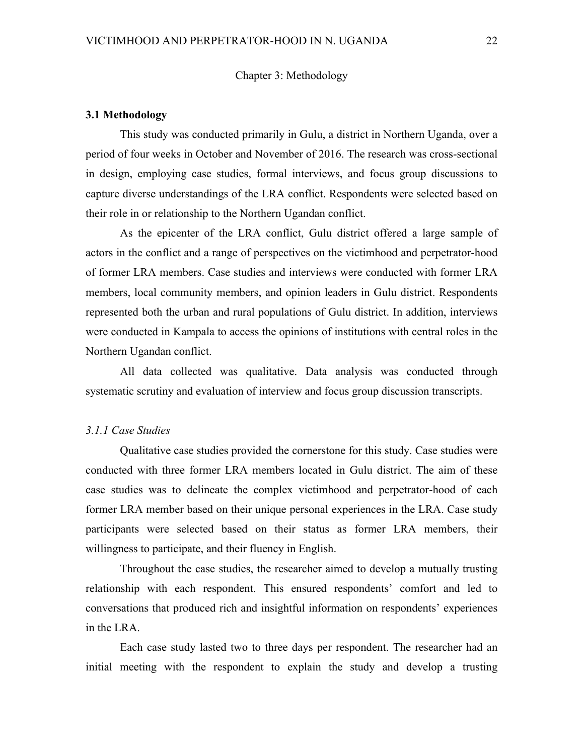Chapter 3: Methodology

**3.1 Methodology**

This study was conducted primarily in Gulu, a district in Northern Uganda, over a period of four weeks in October and November of 2016. The research was cross-sectional in design, employing case studies, formal interviews, and focus group discussions to capture diverse understandings of the LRA conflict. Respondents were selected based on their role in or relationship to the Northern Ugandan conflict.

As the epicenter of the LRA conflict, Gulu district offered a large sample of actors in the conflict and a range of perspectives on the victimhood and perpetrator-hood of former LRA members. Case studies and interviews were conducted with former LRA members, local community members, and opinion leaders in Gulu district. Respondents represented both the urban and rural populations of Gulu district. In addition, interviews were conducted in Kampala to access the opinions of institutions with central roles in the Northern Ugandan conflict.

All data collected was qualitative. Data analysis was conducted through systematic scrutiny and evaluation of interview and focus group discussion transcripts.

*3.1.1 Case Studies*

Qualitative case studies provided the cornerstone for this study. Case studies were conducted with three former LRA members located in Gulu district. The aim of these case studies was to delineate the complex victimhood and perpetrator-hood of each former LRA member based on their unique personal experiences in the LRA. Case study participants were selected based on their status as former LRA members, their willingness to participate, and their fluency in English.

Throughout the case studies, the researcher aimed to develop a mutually trusting relationship with each respondent. This ensured respondents' comfort and led to conversations that produced rich and insightful information on respondents' experiences in the LRA.

Each case study lasted two to three days per respondent. The researcher had an initial meeting with the respondent to explain the study and develop a trusting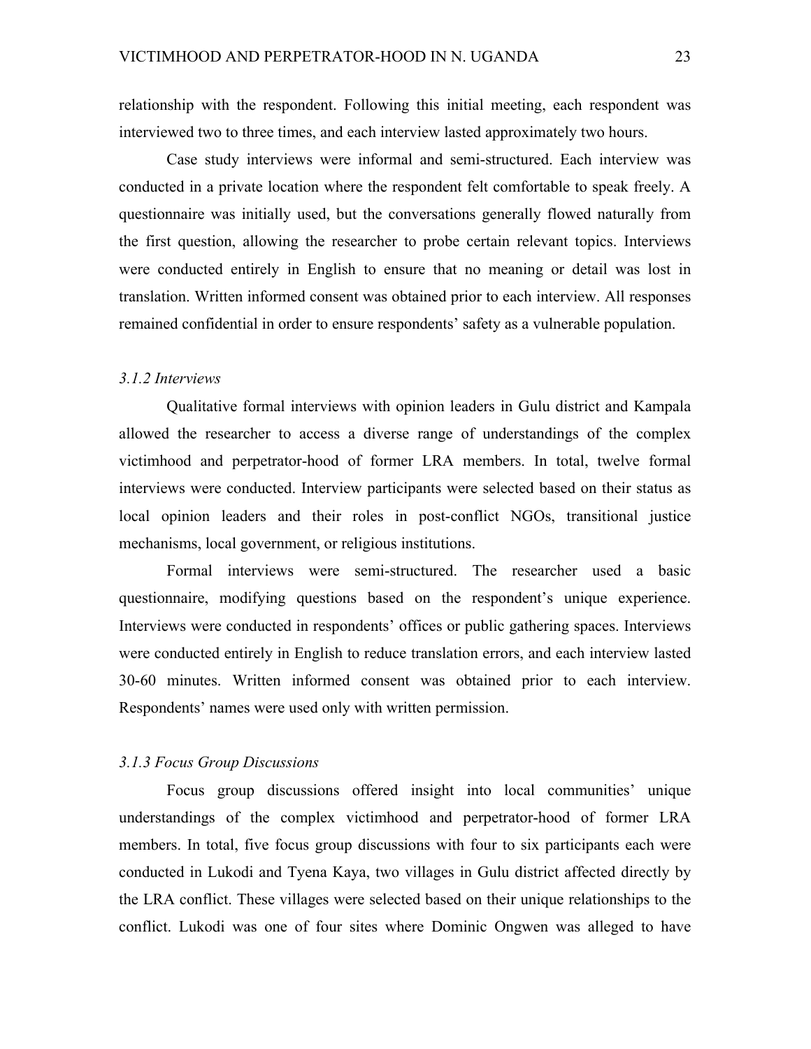relationship with the respondent. Following this initial meeting, each respondent was interviewed two to three times, and each interview lasted approximately two hours.

Case study interviews were informal and semi-structured. Each interview was conducted in a private location where the respondent felt comfortable to speak freely. A questionnaire was initially used, but the conversations generally flowed naturally from the first question, allowing the researcher to probe certain relevant topics. Interviews were conducted entirely in English to ensure that no meaning or detail was lost in translation. Written informed consent was obtained prior to each interview. All responses remained confidential in order to ensure respondents' safety as a vulnerable population.

### *3.1.2 Interviews*

Qualitative formal interviews with opinion leaders in Gulu district and Kampala allowed the researcher to access a diverse range of understandings of the complex victimhood and perpetrator-hood of former LRA members. In total, twelve formal interviews were conducted. Interview participants were selected based on their status as local opinion leaders and their roles in post-conflict NGOs, transitional justice mechanisms, local government, or religious institutions.

Formal interviews were semi-structured. The researcher used a basic questionnaire, modifying questions based on the respondent's unique experience. Interviews were conducted in respondents' offices or public gathering spaces. Interviews were conducted entirely in English to reduce translation errors, and each interview lasted 30-60 minutes. Written informed consent was obtained prior to each interview. Respondents' names were used only with written permission.

### *3.1.3 Focus Group Discussions*

Focus group discussions offered insight into local communities' unique understandings of the complex victimhood and perpetrator-hood of former LRA members. In total, five focus group discussions with four to six participants each were conducted in Lukodi and Tyena Kaya, two villages in Gulu district affected directly by the LRA conflict. These villages were selected based on their unique relationships to the conflict. Lukodi was one of four sites where Dominic Ongwen was alleged to have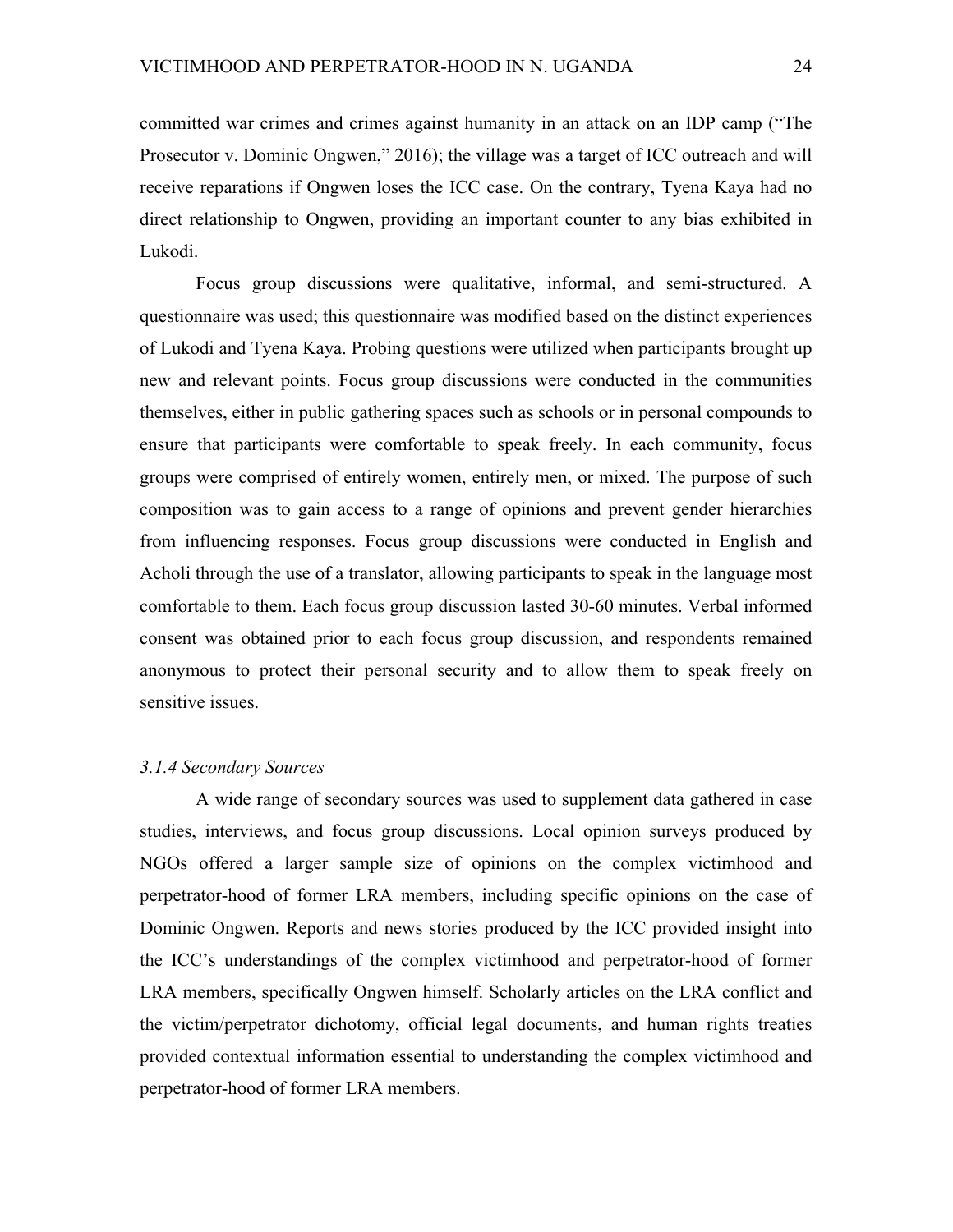committed war crimes and crimes against humanity in an attack on an IDP camp ("The Prosecutor v. Dominic Ongwen," 2016); the village was a target of ICC outreach and will receive reparations if Ongwen loses the ICC case. On the contrary, Tyena Kaya had no direct relationship to Ongwen, providing an important counter to any bias exhibited in Lukodi.

Focus group discussions were qualitative, informal, and semi-structured. A questionnaire was used; this questionnaire was modified based on the distinct experiences of Lukodi and Tyena Kaya. Probing questions were utilized when participants brought up new and relevant points. Focus group discussions were conducted in the communities themselves, either in public gathering spaces such as schools or in personal compounds to ensure that participants were comfortable to speak freely. In each community, focus groups were comprised of entirely women, entirely men, or mixed. The purpose of such composition was to gain access to a range of opinions and prevent gender hierarchies from influencing responses. Focus group discussions were conducted in English and Acholi through the use of a translator, allowing participants to speak in the language most comfortable to them. Each focus group discussion lasted 30-60 minutes. Verbal informed consent was obtained prior to each focus group discussion, and respondents remained anonymous to protect their personal security and to allow them to speak freely on sensitive issues.

#### *3.1.4 Secondary Sources*

A wide range of secondary sources was used to supplement data gathered in case studies, interviews, and focus group discussions. Local opinion surveys produced by NGOs offered a larger sample size of opinions on the complex victimhood and perpetrator-hood of former LRA members, including specific opinions on the case of Dominic Ongwen. Reports and news stories produced by the ICC provided insight into the ICC's understandings of the complex victimhood and perpetrator-hood of former LRA members, specifically Ongwen himself. Scholarly articles on the LRA conflict and the victim/perpetrator dichotomy, official legal documents, and human rights treaties provided contextual information essential to understanding the complex victimhood and perpetrator-hood of former LRA members.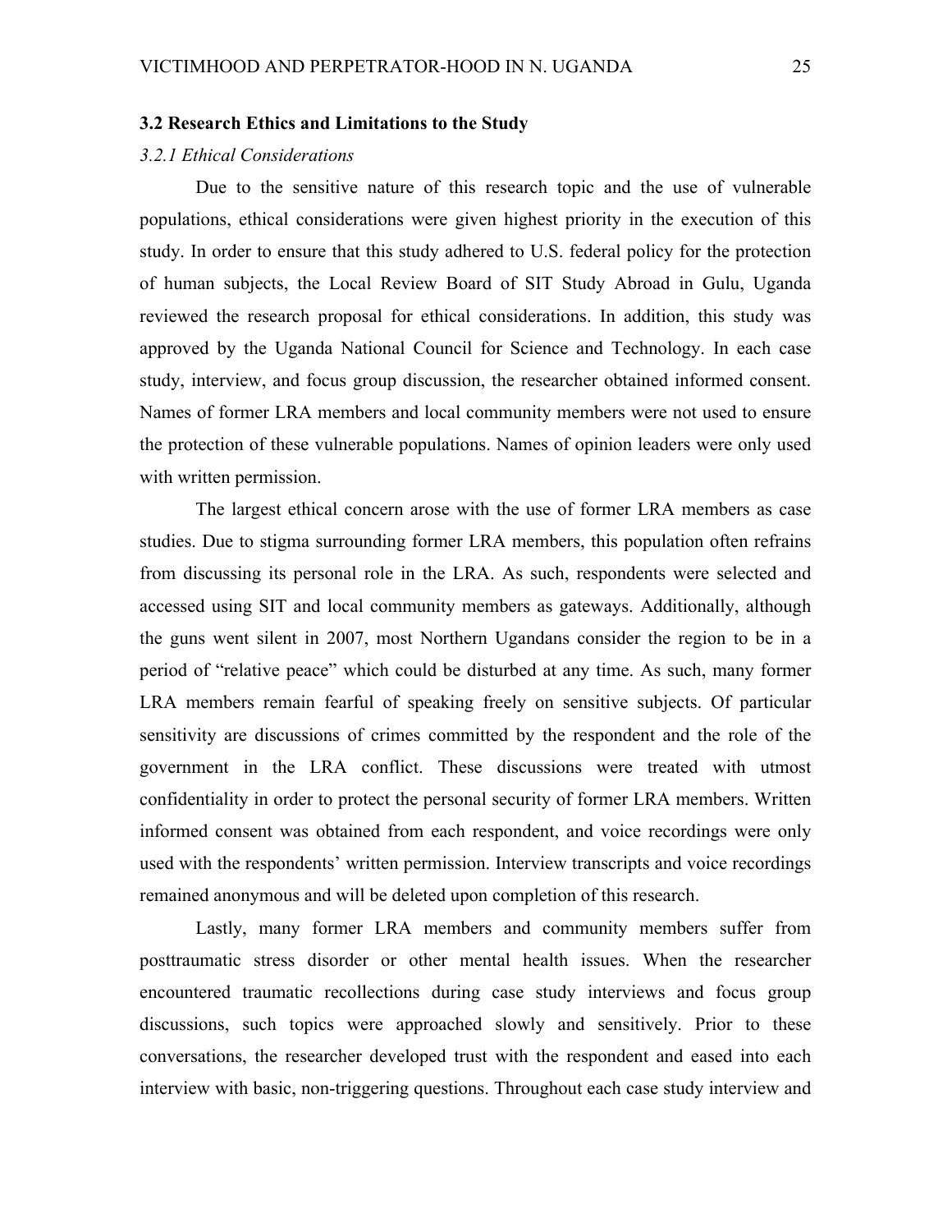### 3.2 Research Ethics and Limitations to the Study

#### *3.2.1 Ethical Considerations*

Due to the sensitive nature of this research topic and the use of vulnerable populations, ethical considerations were given highest priority in the execution of this study. In order to ensure that this study adhered to U.S. federal policy for the protection of human subjects, the Local Review Board of SIT Study Abroad in Gulu, Uganda reviewed the research proposal for ethical considerations. In addition, this study was approved by the Uganda National Council for Science and Technology. In each case study, interview, and focus group discussion, the researcher obtained informed consent. Names of former LRA members and local community members were not used to ensure the protection of these vulnerable populations. Names of opinion leaders were only used with written permission.

The largest ethical concern arose with the use of former LRA members as case studies. Due to stigma surrounding former LRA members, this population often refrains from discussing its personal role in the LRA. As such, respondents were selected and accessed using SIT and local community members as gateways. Additionally, although the guns went silent in 2007, most Northern Ugandans consider the region to be in a period of "relative peace" which could be disturbed at any time. As such, many former LRA members remain fearful of speaking freely on sensitive subjects. Of particular sensitivity are discussions of crimes committed by the respondent and the role of the government in the LRA conflict. These discussions were treated with utmost confidentiality in order to protect the personal security of former LRA members. Written informed consent was obtained from each respondent, and voice recordings were only used with the respondents' written permission. Interview transcripts and voice recordings remained anonymous and will be deleted upon completion of this research.

Lastly, many former LRA members and community members suffer from posttraumatic stress disorder or other mental health issues. When the researcher encountered traumatic recollections during case study interviews and focus group discussions, such topics were approached slowly and sensitively. Prior to these conversations, the researcher developed trust with the respondent and eased into each interview with basic, non-triggering questions. Throughout each case study interview and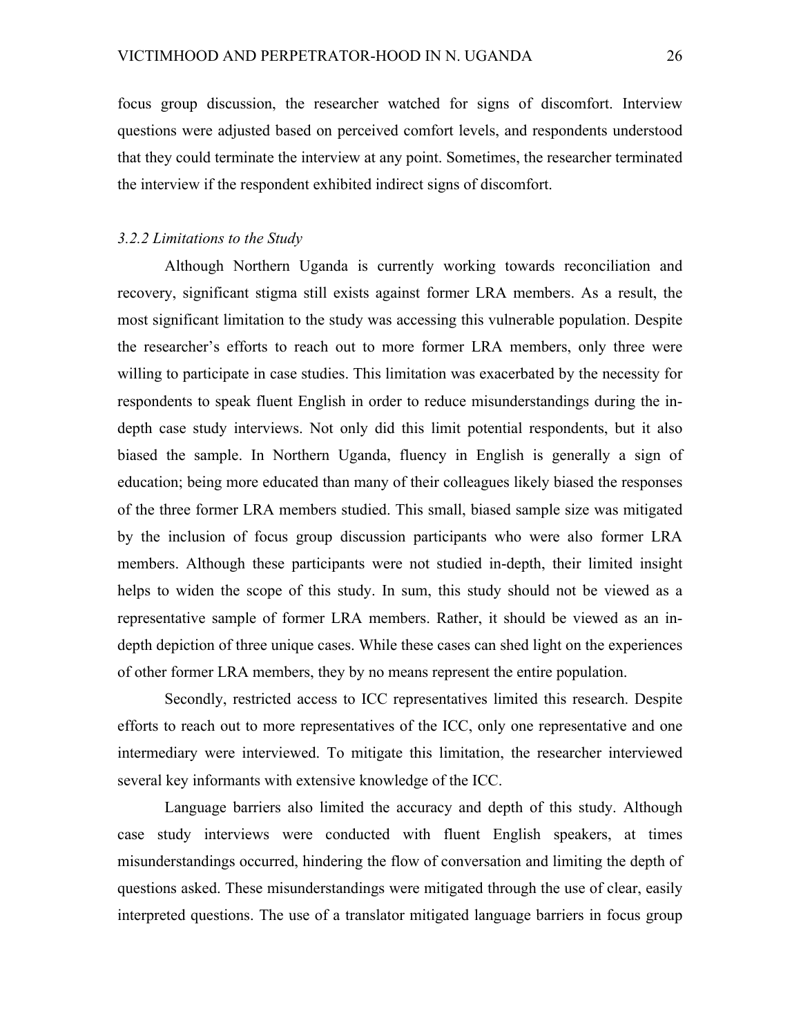focus group discussion, the researcher watched for signs of discomfort. Interview questions were adjusted based on perceived comfort levels, and respondents understood that they could terminate the interview at any point. Sometimes, the researcher terminated the interview if the respondent exhibited indirect signs of discomfort.

### *3.2.2 Limitations to the Study*

Although Northern Uganda is currently working towards reconciliation and recovery, significant stigma still exists against former LRA members. As a result, the most significant limitation to the study was accessing this vulnerable population. Despite the researcher's efforts to reach out to more former LRA members, only three were willing to participate in case studies. This limitation was exacerbated by the necessity for respondents to speak fluent English in order to reduce misunderstandings during the in-depth case study interviews. Not only did this limit potential respondents, but it also biased the sample. In Northern Uganda, fluency in English is generally a sign of education; being more educated than many of their colleagues likely biased the responses of the three former LRA members studied. This small, biased sample size was mitigated by the inclusion of focus group discussion participants who were also former LRA members. Although these participants were not studied in-depth, their limited insight helps to widen the scope of this study. In sum, this study should not be viewed as a representative sample of former LRA members. Rather, it should be viewed as an in-depth depiction of three unique cases. While these cases can shed light on the experiences of other former LRA members, they by no means represent the entire population.

Secondly, restricted access to ICC representatives limited this research. Despite efforts to reach out to more representatives of the ICC, only one representative and one intermediary were interviewed. To mitigate this limitation, the researcher interviewed several key informants with extensive knowledge of the ICC.

Language barriers also limited the accuracy and depth of this study. Although case study interviews were conducted with fluent English speakers, at times misunderstandings occurred, hindering the flow of conversation and limiting the depth of questions asked. These misunderstandings were mitigated through the use of clear, easily interpreted questions. The use of a translator mitigated language barriers in focus group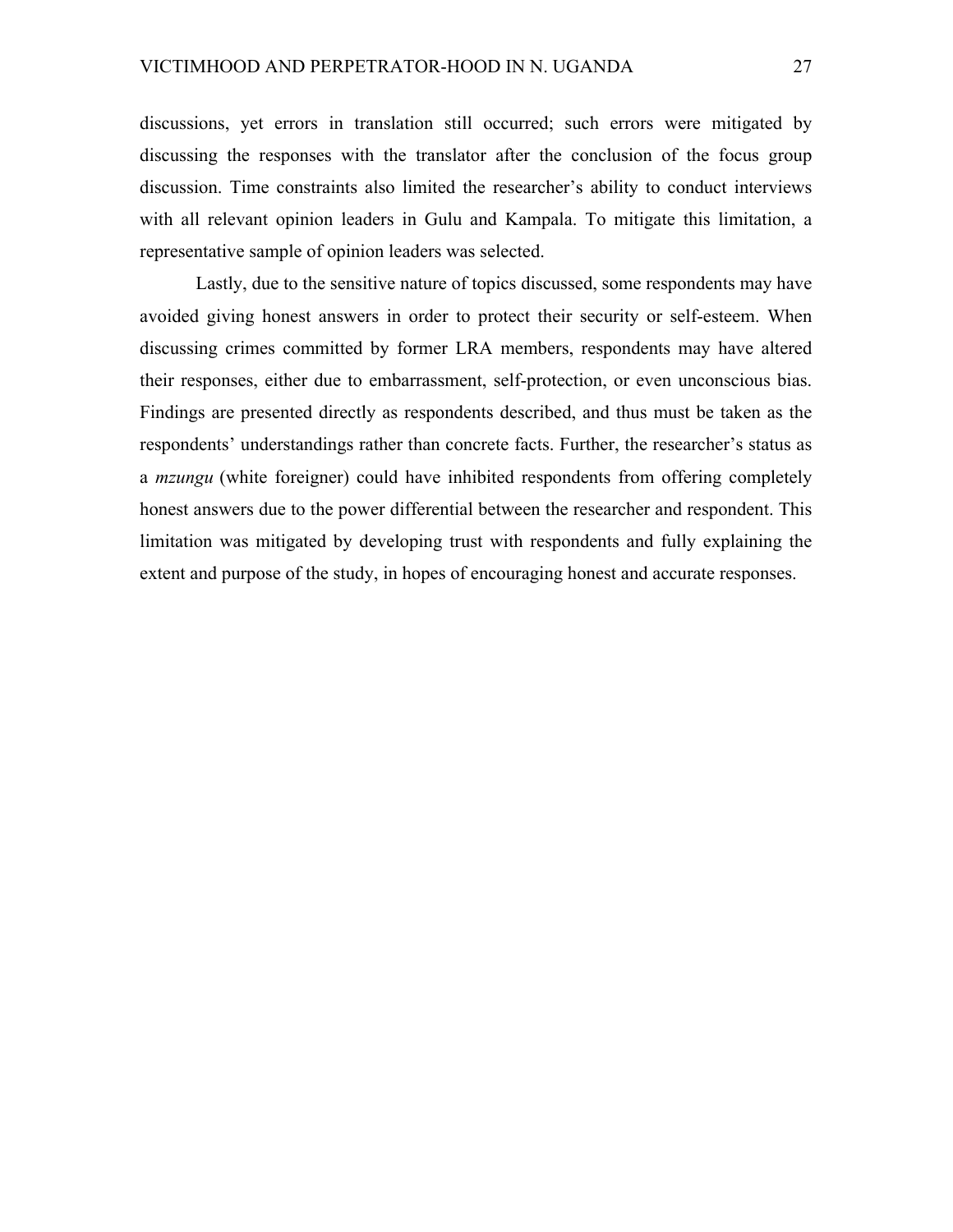discussions, yet errors in translation still occurred; such errors were mitigated by discussing the responses with the translator after the conclusion of the focus group discussion. Time constraints also limited the researcher's ability to conduct interviews with all relevant opinion leaders in Gulu and Kampala. To mitigate this limitation, a representative sample of opinion leaders was selected.

Lastly, due to the sensitive nature of topics discussed, some respondents may have avoided giving honest answers in order to protect their security or self-esteem. When discussing crimes committed by former LRA members, respondents may have altered their responses, either due to embarrassment, self-protection, or even unconscious bias. Findings are presented directly as respondents described, and thus must be taken as the respondents' understandings rather than concrete facts. Further, the researcher's status as a *mzungu* (white foreigner) could have inhibited respondents from offering completely honest answers due to the power differential between the researcher and respondent. This limitation was mitigated by developing trust with respondents and fully explaining the extent and purpose of the study, in hopes of encouraging honest and accurate responses.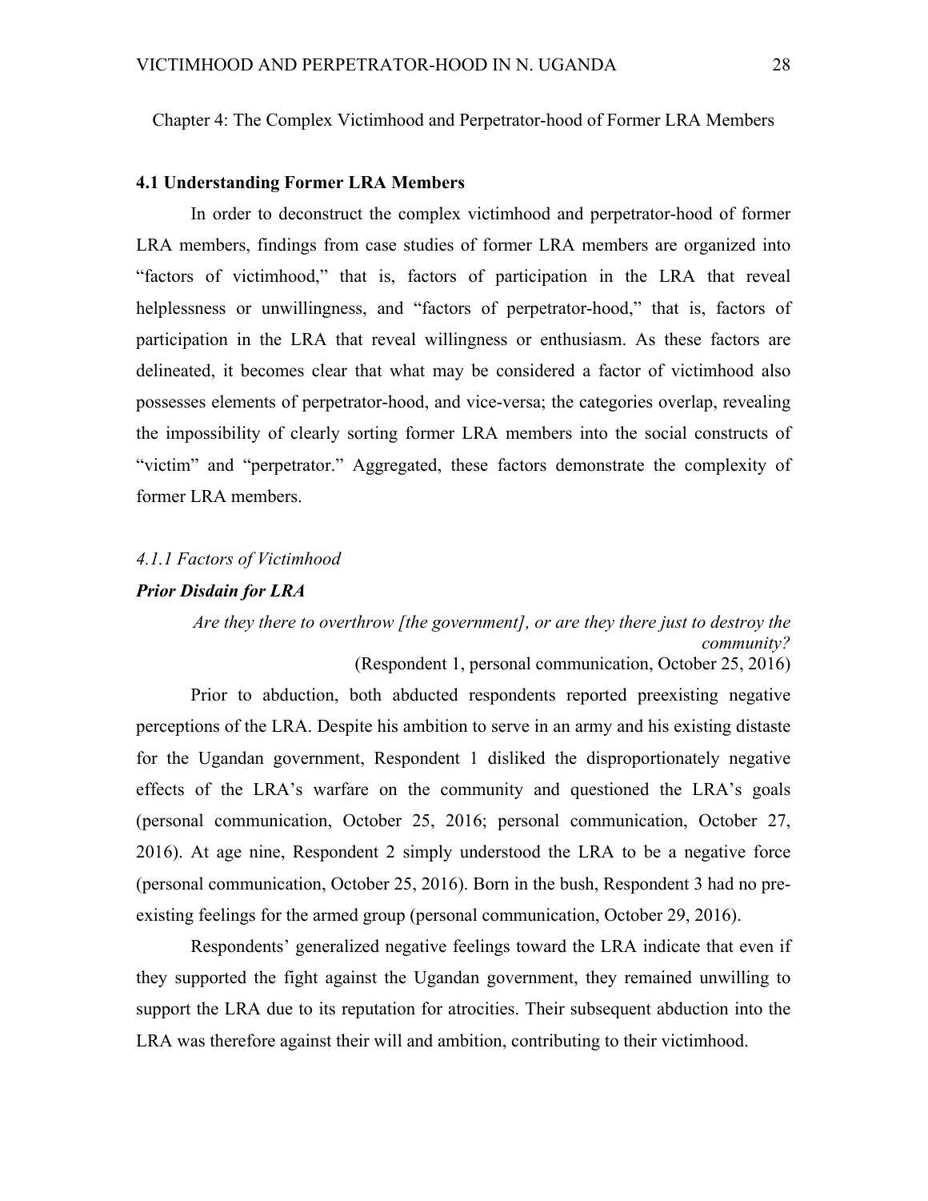Chapter 4: The Complex Victimhood and Perpetrator-hood of Former LRA Members

### 4.1 Understanding Former LRA Members

In order to deconstruct the complex victimhood and perpetrator-hood of former LRA members, findings from case studies of former LRA members are organized into "factors of victimhood," that is, factors of participation in the LRA that reveal helplessness or unwillingness, and "factors of perpetrator-hood," that is, factors of participation in the LRA that reveal willingness or enthusiasm. As these factors are delineated, it becomes clear that what may be considered a factor of victimhood also possesses elements of perpetrator-hood, and vice-versa; the categories overlap, revealing the impossibility of clearly sorting former LRA members into the social constructs of "victim" and "perpetrator." Aggregated, these factors demonstrate the complexity of former LRA members.

#### *4.1.1 Factors of Victimhood*

***Prior Disdain for LRA***

> *Are they there to overthrow [the government], or are they there just to destroy the community?*
>
> (Respondent 1, personal communication, October 25, 2016)

Prior to abduction, both abducted respondents reported preexisting negative perceptions of the LRA. Despite his ambition to serve in an army and his existing distaste for the Ugandan government, Respondent 1 disliked the disproportionately negative effects of the LRA's warfare on the community and questioned the LRA's goals (personal communication, October 25, 2016; personal communication, October 27, 2016). At age nine, Respondent 2 simply understood the LRA to be a negative force (personal communication, October 25, 2016). Born in the bush, Respondent 3 had no pre-existing feelings for the armed group (personal communication, October 29, 2016).

Respondents' generalized negative feelings toward the LRA indicate that even if they supported the fight against the Ugandan government, they remained unwilling to support the LRA due to its reputation for atrocities. Their subsequent abduction into the LRA was therefore against their will and ambition, contributing to their victimhood.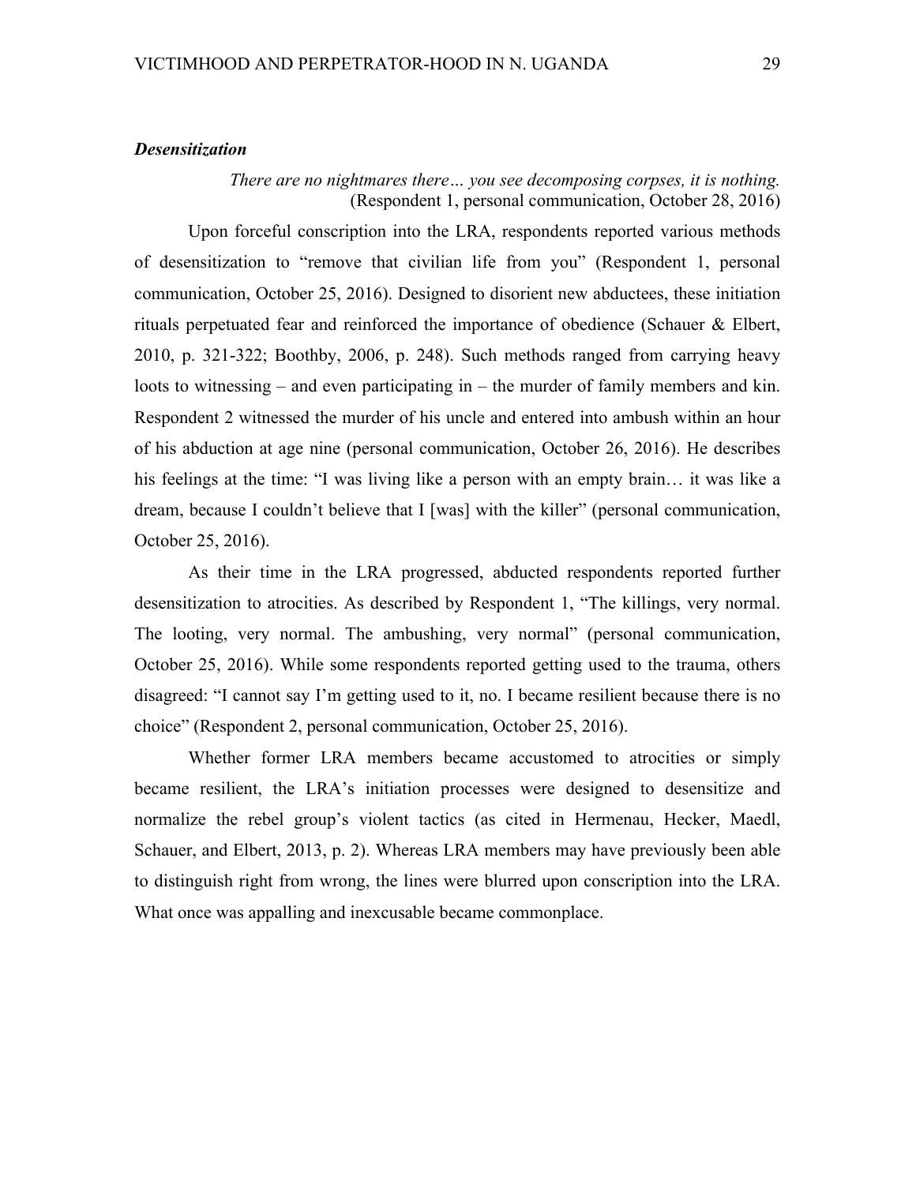### *Desensitization*

> *There are no nightmares there… you see decomposing corpses, it is nothing.*
> (Respondent 1, personal communication, October 28, 2016)

Upon forceful conscription into the LRA, respondents reported various methods of desensitization to "remove that civilian life from you" (Respondent 1, personal communication, October 25, 2016). Designed to disorient new abductees, these initiation rituals perpetuated fear and reinforced the importance of obedience (Schauer & Elbert, 2010, p. 321-322; Boothby, 2006, p. 248). Such methods ranged from carrying heavy loots to witnessing – and even participating in – the murder of family members and kin. Respondent 2 witnessed the murder of his uncle and entered into ambush within an hour of his abduction at age nine (personal communication, October 26, 2016). He describes his feelings at the time: "I was living like a person with an empty brain… it was like a dream, because I couldn't believe that I [was] with the killer" (personal communication, October 25, 2016).

As their time in the LRA progressed, abducted respondents reported further desensitization to atrocities. As described by Respondent 1, "The killings, very normal. The looting, very normal. The ambushing, very normal" (personal communication, October 25, 2016). While some respondents reported getting used to the trauma, others disagreed: "I cannot say I'm getting used to it, no. I became resilient because there is no choice" (Respondent 2, personal communication, October 25, 2016).

Whether former LRA members became accustomed to atrocities or simply became resilient, the LRA's initiation processes were designed to desensitize and normalize the rebel group's violent tactics (as cited in Hermenau, Hecker, Maedl, Schauer, and Elbert, 2013, p. 2). Whereas LRA members may have previously been able to distinguish right from wrong, the lines were blurred upon conscription into the LRA. What once was appalling and inexcusable became commonplace.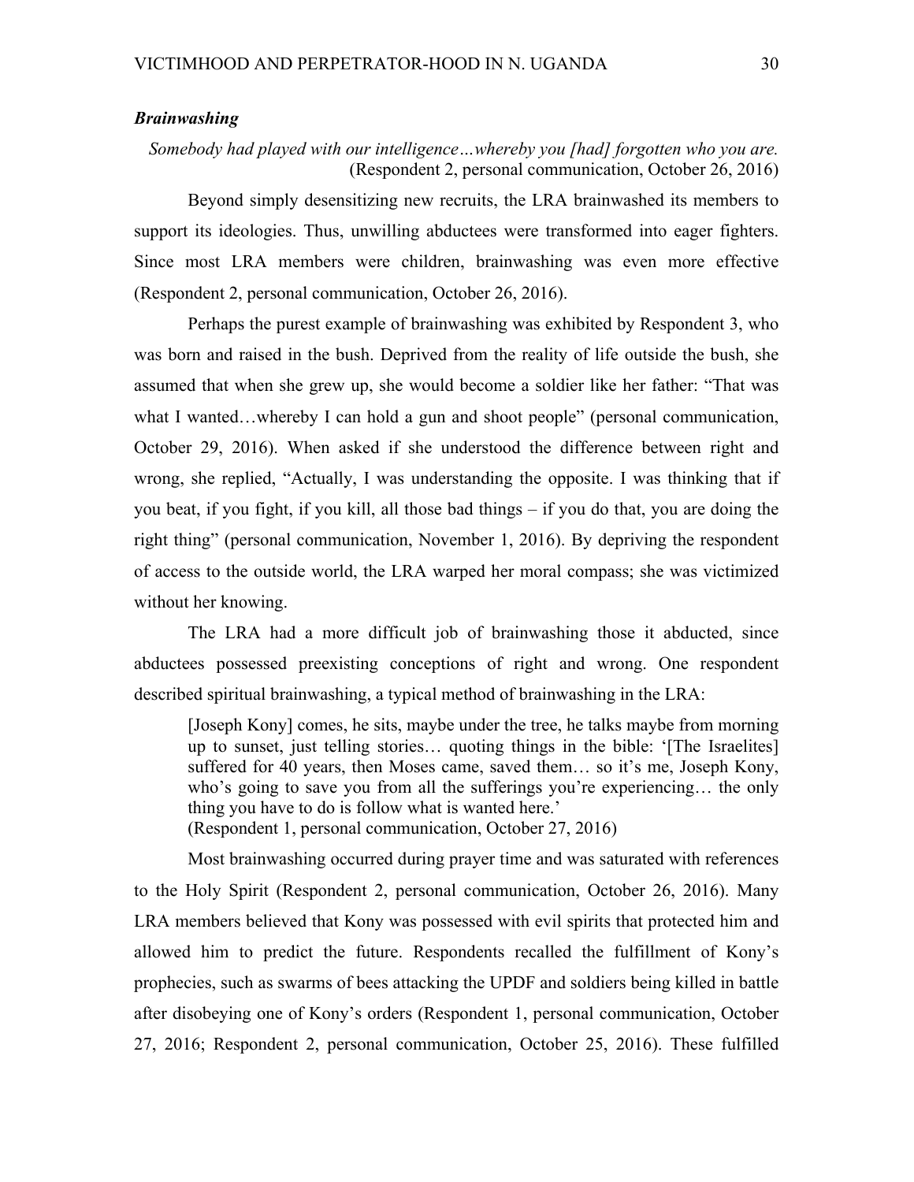### *Brainwashing*

*Somebody had played with our intelligence…whereby you [had] forgotten who you are.* (Respondent 2, personal communication, October 26, 2016)

Beyond simply desensitizing new recruits, the LRA brainwashed its members to support its ideologies. Thus, unwilling abductees were transformed into eager fighters. Since most LRA members were children, brainwashing was even more effective (Respondent 2, personal communication, October 26, 2016).

Perhaps the purest example of brainwashing was exhibited by Respondent 3, who was born and raised in the bush. Deprived from the reality of life outside the bush, she assumed that when she grew up, she would become a soldier like her father: "That was what I wanted…whereby I can hold a gun and shoot people" (personal communication, October 29, 2016). When asked if she understood the difference between right and wrong, she replied, "Actually, I was understanding the opposite. I was thinking that if you beat, if you fight, if you kill, all those bad things – if you do that, you are doing the right thing" (personal communication, November 1, 2016). By depriving the respondent of access to the outside world, the LRA warped her moral compass; she was victimized without her knowing.

The LRA had a more difficult job of brainwashing those it abducted, since abductees possessed preexisting conceptions of right and wrong. One respondent described spiritual brainwashing, a typical method of brainwashing in the LRA:

> [Joseph Kony] comes, he sits, maybe under the tree, he talks maybe from morning up to sunset, just telling stories… quoting things in the bible: '[The Israelites] suffered for 40 years, then Moses came, saved them… so it's me, Joseph Kony, who's going to save you from all the sufferings you're experiencing… the only thing you have to do is follow what is wanted here.'
> (Respondent 1, personal communication, October 27, 2016)

Most brainwashing occurred during prayer time and was saturated with references to the Holy Spirit (Respondent 2, personal communication, October 26, 2016). Many LRA members believed that Kony was possessed with evil spirits that protected him and allowed him to predict the future. Respondents recalled the fulfillment of Kony's prophecies, such as swarms of bees attacking the UPDF and soldiers being killed in battle after disobeying one of Kony's orders (Respondent 1, personal communication, October 27, 2016; Respondent 2, personal communication, October 25, 2016). These fulfilled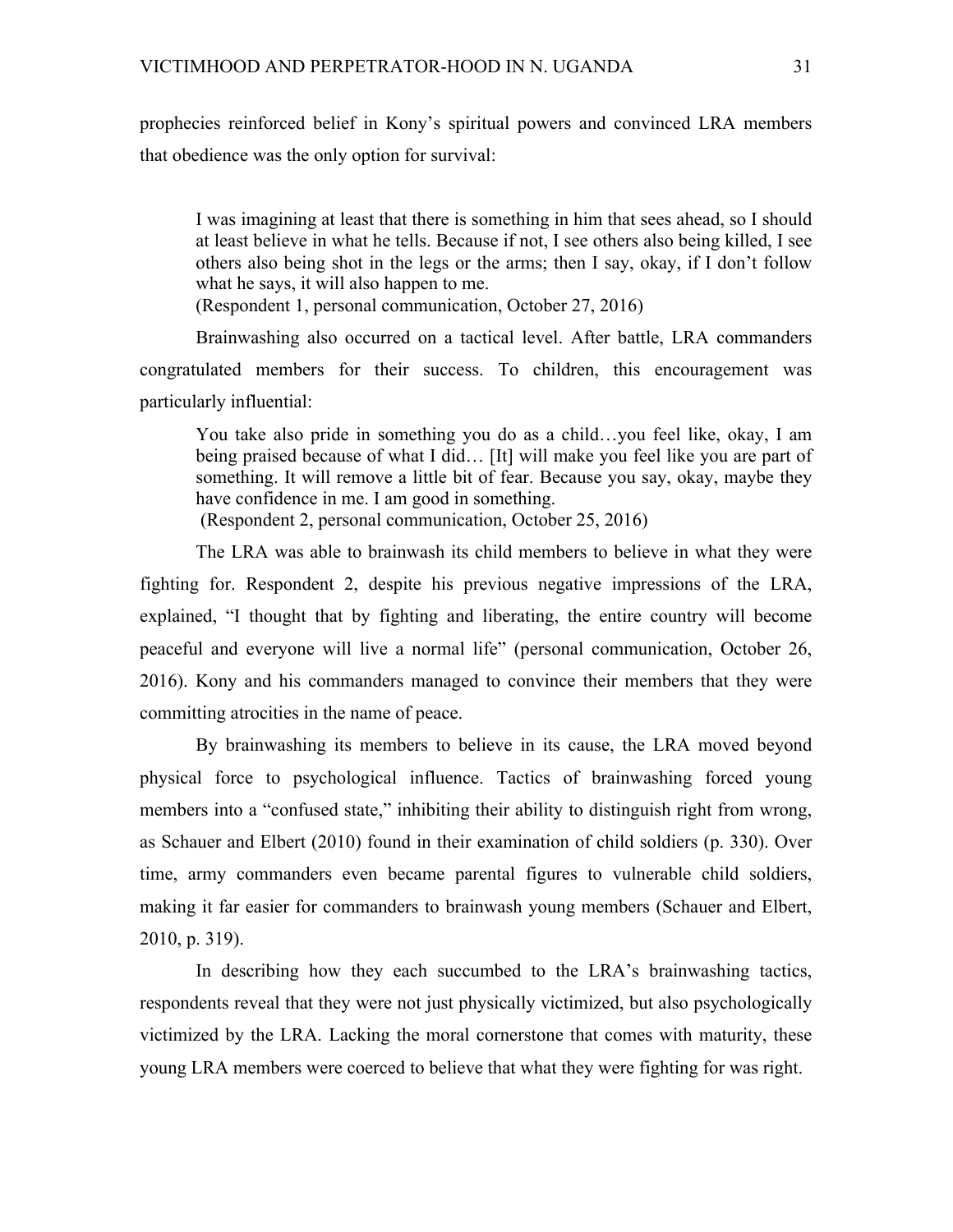prophecies reinforced belief in Kony's spiritual powers and convinced LRA members that obedience was the only option for survival:

> I was imagining at least that there is something in him that sees ahead, so I should at least believe in what he tells. Because if not, I see others also being killed, I see others also being shot in the legs or the arms; then I say, okay, if I don't follow what he says, it will also happen to me.
> (Respondent 1, personal communication, October 27, 2016)

Brainwashing also occurred on a tactical level. After battle, LRA commanders congratulated members for their success. To children, this encouragement was particularly influential:

> You take also pride in something you do as a child…you feel like, okay, I am being praised because of what I did… [It] will make you feel like you are part of something. It will remove a little bit of fear. Because you say, okay, maybe they have confidence in me. I am good in something.
> (Respondent 2, personal communication, October 25, 2016)

The LRA was able to brainwash its child members to believe in what they were fighting for. Respondent 2, despite his previous negative impressions of the LRA, explained, "I thought that by fighting and liberating, the entire country will become peaceful and everyone will live a normal life" (personal communication, October 26, 2016). Kony and his commanders managed to convince their members that they were committing atrocities in the name of peace.

By brainwashing its members to believe in its cause, the LRA moved beyond physical force to psychological influence. Tactics of brainwashing forced young members into a "confused state," inhibiting their ability to distinguish right from wrong, as Schauer and Elbert (2010) found in their examination of child soldiers (p. 330). Over time, army commanders even became parental figures to vulnerable child soldiers, making it far easier for commanders to brainwash young members (Schauer and Elbert, 2010, p. 319).

In describing how they each succumbed to the LRA's brainwashing tactics, respondents reveal that they were not just physically victimized, but also psychologically victimized by the LRA. Lacking the moral cornerstone that comes with maturity, these young LRA members were coerced to believe that what they were fighting for was right.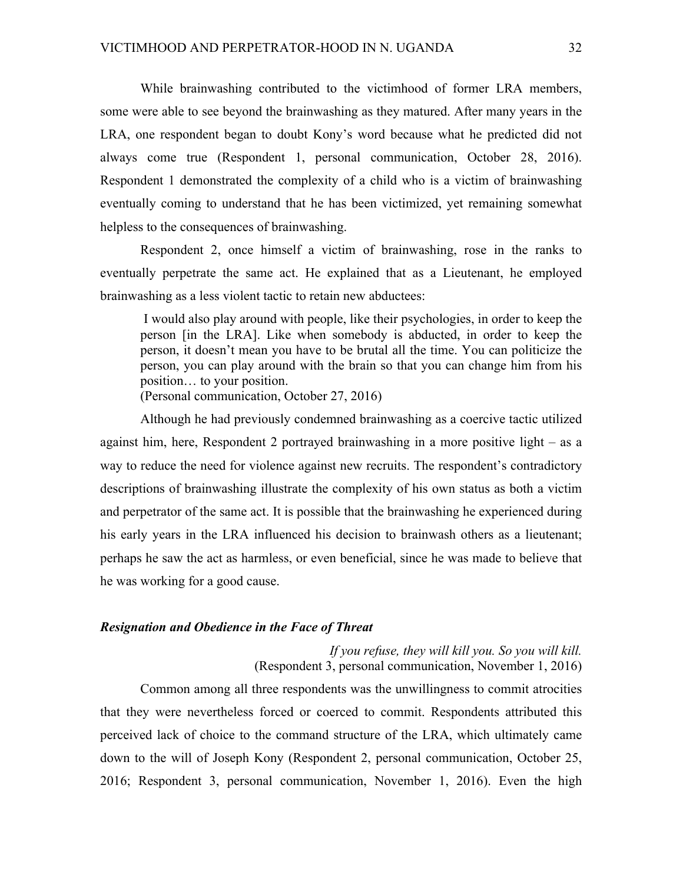While brainwashing contributed to the victimhood of former LRA members, some were able to see beyond the brainwashing as they matured. After many years in the LRA, one respondent began to doubt Kony's word because what he predicted did not always come true (Respondent 1, personal communication, October 28, 2016). Respondent 1 demonstrated the complexity of a child who is a victim of brainwashing eventually coming to understand that he has been victimized, yet remaining somewhat helpless to the consequences of brainwashing.

Respondent 2, once himself a victim of brainwashing, rose in the ranks to eventually perpetrate the same act. He explained that as a Lieutenant, he employed brainwashing as a less violent tactic to retain new abductees:

> I would also play around with people, like their psychologies, in order to keep the person [in the LRA]. Like when somebody is abducted, in order to keep the person, it doesn't mean you have to be brutal all the time. You can politicize the person, you can play around with the brain so that you can change him from his position… to your position.
> (Personal communication, October 27, 2016)

Although he had previously condemned brainwashing as a coercive tactic utilized against him, here, Respondent 2 portrayed brainwashing in a more positive light – as a way to reduce the need for violence against new recruits. The respondent's contradictory descriptions of brainwashing illustrate the complexity of his own status as both a victim and perpetrator of the same act. It is possible that the brainwashing he experienced during his early years in the LRA influenced his decision to brainwash others as a lieutenant; perhaps he saw the act as harmless, or even beneficial, since he was made to believe that he was working for a good cause.

### *Resignation and Obedience in the Face of Threat*

> *If you refuse, they will kill you. So you will kill.*
> (Respondent 3, personal communication, November 1, 2016)

Common among all three respondents was the unwillingness to commit atrocities that they were nevertheless forced or coerced to commit. Respondents attributed this perceived lack of choice to the command structure of the LRA, which ultimately came down to the will of Joseph Kony (Respondent 2, personal communication, October 25, 2016; Respondent 3, personal communication, November 1, 2016). Even the high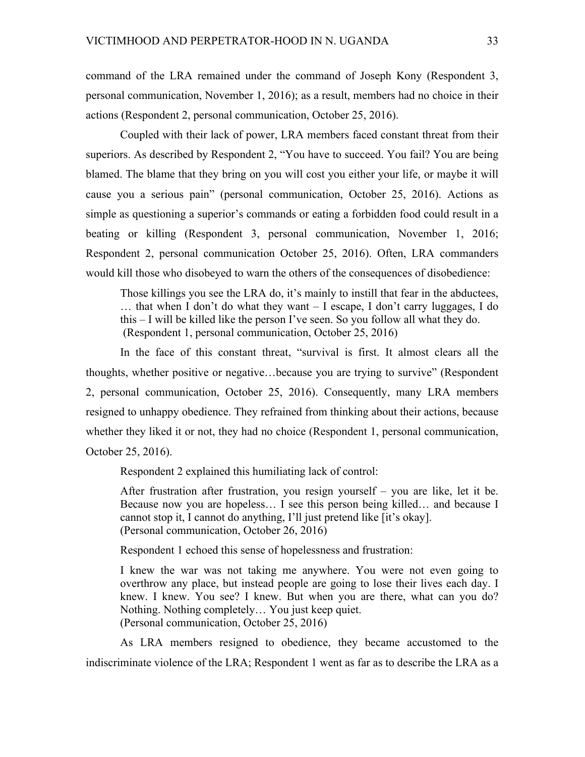command of the LRA remained under the command of Joseph Kony (Respondent 3, personal communication, November 1, 2016); as a result, members had no choice in their actions (Respondent 2, personal communication, October 25, 2016).

Coupled with their lack of power, LRA members faced constant threat from their superiors. As described by Respondent 2, "You have to succeed. You fail? You are being blamed. The blame that they bring on you will cost you either your life, or maybe it will cause you a serious pain" (personal communication, October 25, 2016). Actions as simple as questioning a superior's commands or eating a forbidden food could result in a beating or killing (Respondent 3, personal communication, November 1, 2016; Respondent 2, personal communication October 25, 2016). Often, LRA commanders would kill those who disobeyed to warn the others of the consequences of disobedience:

> Those killings you see the LRA do, it's mainly to instill that fear in the abductees, … that when I don't do what they want – I escape, I don't carry luggages, I do this – I will be killed like the person I've seen. So you follow all what they do.
> (Respondent 1, personal communication, October 25, 2016)

In the face of this constant threat, "survival is first. It almost clears all the thoughts, whether positive or negative…because you are trying to survive" (Respondent 2, personal communication, October 25, 2016). Consequently, many LRA members resigned to unhappy obedience. They refrained from thinking about their actions, because whether they liked it or not, they had no choice (Respondent 1, personal communication, October 25, 2016).

Respondent 2 explained this humiliating lack of control:

> After frustration after frustration, you resign yourself – you are like, let it be. Because now you are hopeless… I see this person being killed… and because I cannot stop it, I cannot do anything, I'll just pretend like [it's okay].
> (Personal communication, October 26, 2016)

Respondent 1 echoed this sense of hopelessness and frustration:

> I knew the war was not taking me anywhere. You were not even going to overthrow any place, but instead people are going to lose their lives each day. I knew. I knew. You see? I knew. But when you are there, what can you do? Nothing. Nothing completely… You just keep quiet.
> (Personal communication, October 25, 2016)

As LRA members resigned to obedience, they became accustomed to the indiscriminate violence of the LRA; Respondent 1 went as far as to describe the LRA as a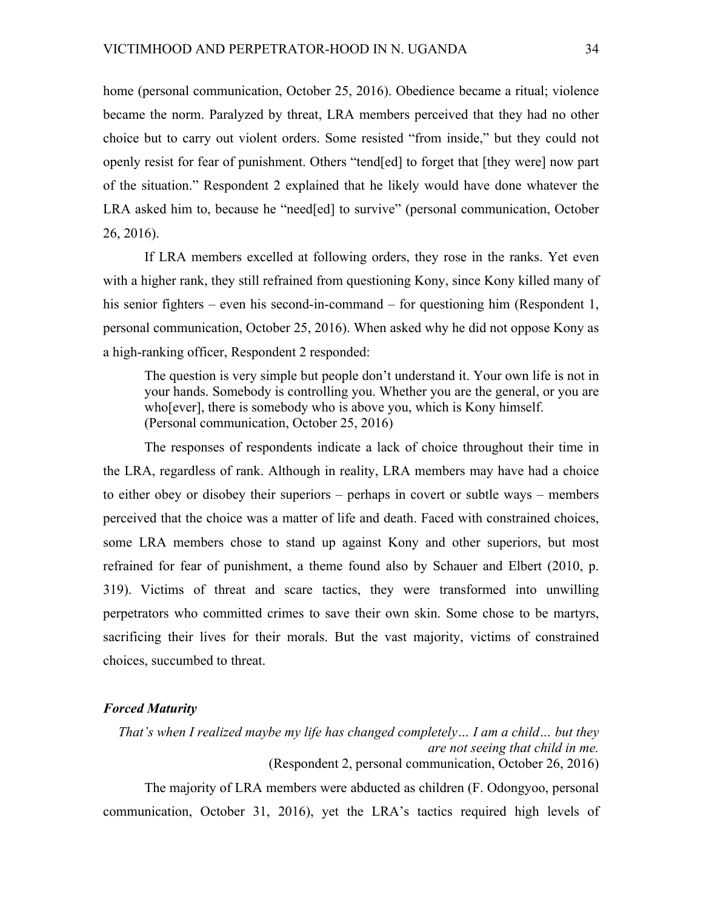home (personal communication, October 25, 2016). Obedience became a ritual; violence became the norm. Paralyzed by threat, LRA members perceived that they had no other choice but to carry out violent orders. Some resisted "from inside," but they could not openly resist for fear of punishment. Others "tend[ed] to forget that [they were] now part of the situation." Respondent 2 explained that he likely would have done whatever the LRA asked him to, because he "need[ed] to survive" (personal communication, October 26, 2016).

If LRA members excelled at following orders, they rose in the ranks. Yet even with a higher rank, they still refrained from questioning Kony, since Kony killed many of his senior fighters – even his second-in-command – for questioning him (Respondent 1, personal communication, October 25, 2016). When asked why he did not oppose Kony as a high-ranking officer, Respondent 2 responded:

> The question is very simple but people don't understand it. Your own life is not in your hands. Somebody is controlling you. Whether you are the general, or you are who[ever], there is somebody who is above you, which is Kony himself. (Personal communication, October 25, 2016)

The responses of respondents indicate a lack of choice throughout their time in the LRA, regardless of rank. Although in reality, LRA members may have had a choice to either obey or disobey their superiors – perhaps in covert or subtle ways – members perceived that the choice was a matter of life and death. Faced with constrained choices, some LRA members chose to stand up against Kony and other superiors, but most refrained for fear of punishment, a theme found also by Schauer and Elbert (2010, p. 319). Victims of threat and scare tactics, they were transformed into unwilling perpetrators who committed crimes to save their own skin. Some chose to be martyrs, sacrificing their lives for their morals. But the vast majority, victims of constrained choices, succumbed to threat.

### *Forced Maturity*

> *That's when I realized maybe my life has changed completely… I am a child… but they are not seeing that child in me.*
> (Respondent 2, personal communication, October 26, 2016)

The majority of LRA members were abducted as children (F. Odongyoo, personal communication, October 31, 2016), yet the LRA's tactics required high levels of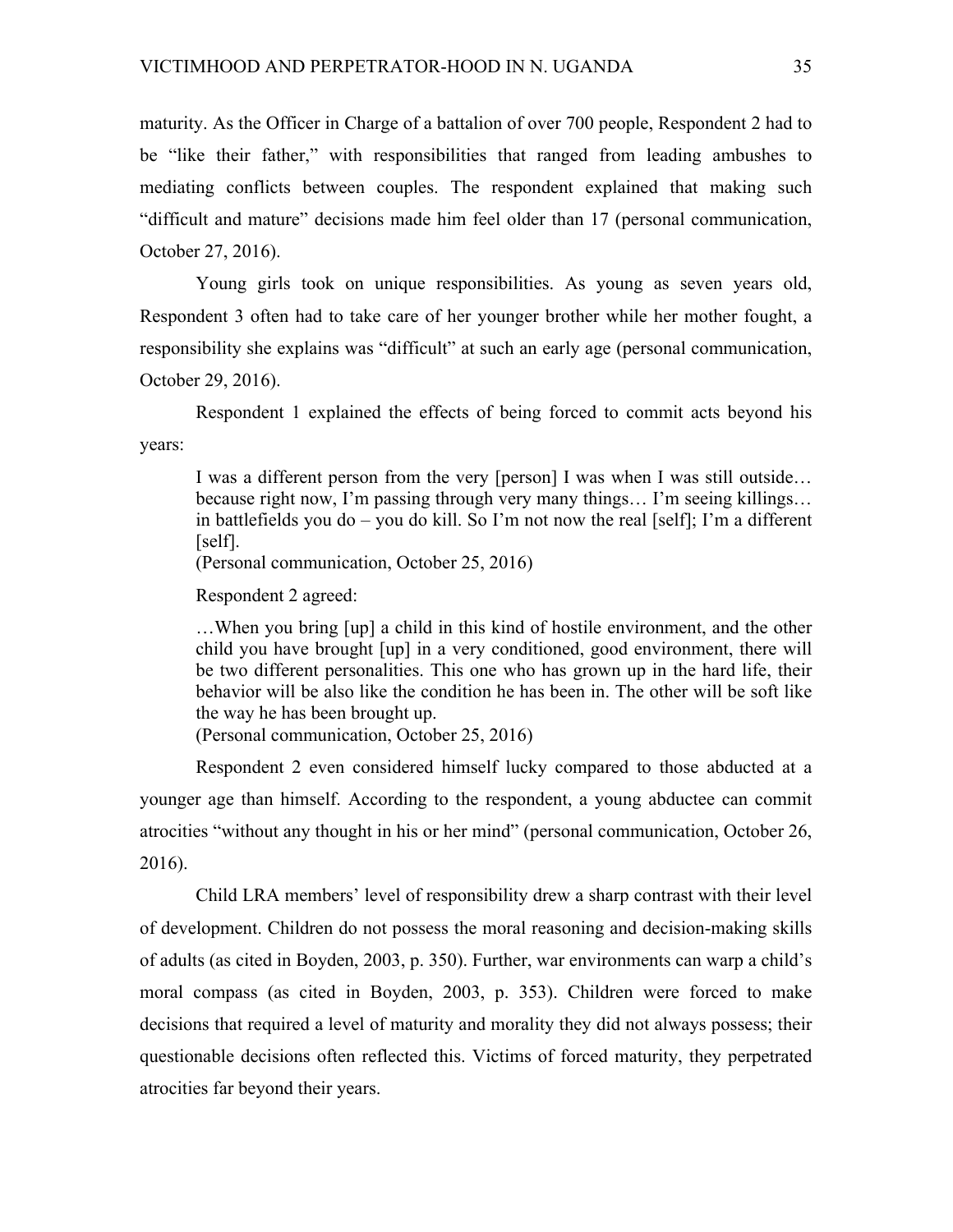maturity. As the Officer in Charge of a battalion of over 700 people, Respondent 2 had to be "like their father," with responsibilities that ranged from leading ambushes to mediating conflicts between couples. The respondent explained that making such "difficult and mature" decisions made him feel older than 17 (personal communication, October 27, 2016).

Young girls took on unique responsibilities. As young as seven years old, Respondent 3 often had to take care of her younger brother while her mother fought, a responsibility she explains was "difficult" at such an early age (personal communication, October 29, 2016).

Respondent 1 explained the effects of being forced to commit acts beyond his years:

> I was a different person from the very [person] I was when I was still outside… because right now, I'm passing through very many things… I'm seeing killings… in battlefields you do – you do kill. So I'm not now the real [self]; I'm a different [self].
> (Personal communication, October 25, 2016)

Respondent 2 agreed:

> …When you bring [up] a child in this kind of hostile environment, and the other child you have brought [up] in a very conditioned, good environment, there will be two different personalities. This one who has grown up in the hard life, their behavior will be also like the condition he has been in. The other will be soft like the way he has been brought up.
> (Personal communication, October 25, 2016)

Respondent 2 even considered himself lucky compared to those abducted at a younger age than himself. According to the respondent, a young abductee can commit atrocities "without any thought in his or her mind" (personal communication, October 26, 2016).

Child LRA members' level of responsibility drew a sharp contrast with their level of development. Children do not possess the moral reasoning and decision-making skills of adults (as cited in Boyden, 2003, p. 350). Further, war environments can warp a child's moral compass (as cited in Boyden, 2003, p. 353). Children were forced to make decisions that required a level of maturity and morality they did not always possess; their questionable decisions often reflected this. Victims of forced maturity, they perpetrated atrocities far beyond their years.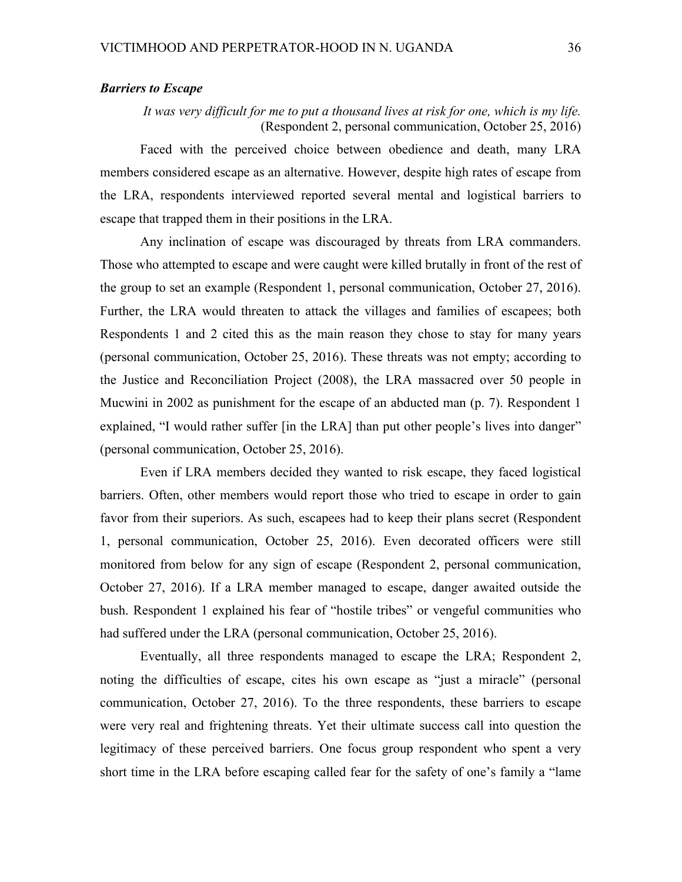### *Barriers to Escape*

*It was very difficult for me to put a thousand lives at risk for one, which is my life.* (Respondent 2, personal communication, October 25, 2016)

Faced with the perceived choice between obedience and death, many LRA members considered escape as an alternative. However, despite high rates of escape from the LRA, respondents interviewed reported several mental and logistical barriers to escape that trapped them in their positions in the LRA.

Any inclination of escape was discouraged by threats from LRA commanders. Those who attempted to escape and were caught were killed brutally in front of the rest of the group to set an example (Respondent 1, personal communication, October 27, 2016). Further, the LRA would threaten to attack the villages and families of escapees; both Respondents 1 and 2 cited this as the main reason they chose to stay for many years (personal communication, October 25, 2016). These threats was not empty; according to the Justice and Reconciliation Project (2008), the LRA massacred over 50 people in Mucwini in 2002 as punishment for the escape of an abducted man (p. 7). Respondent 1 explained, "I would rather suffer [in the LRA] than put other people's lives into danger" (personal communication, October 25, 2016).

Even if LRA members decided they wanted to risk escape, they faced logistical barriers. Often, other members would report those who tried to escape in order to gain favor from their superiors. As such, escapees had to keep their plans secret (Respondent 1, personal communication, October 25, 2016). Even decorated officers were still monitored from below for any sign of escape (Respondent 2, personal communication, October 27, 2016). If a LRA member managed to escape, danger awaited outside the bush. Respondent 1 explained his fear of "hostile tribes" or vengeful communities who had suffered under the LRA (personal communication, October 25, 2016).

Eventually, all three respondents managed to escape the LRA; Respondent 2, noting the difficulties of escape, cites his own escape as "just a miracle" (personal communication, October 27, 2016). To the three respondents, these barriers to escape were very real and frightening threats. Yet their ultimate success call into question the legitimacy of these perceived barriers. One focus group respondent who spent a very short time in the LRA before escaping called fear for the safety of one's family a "lame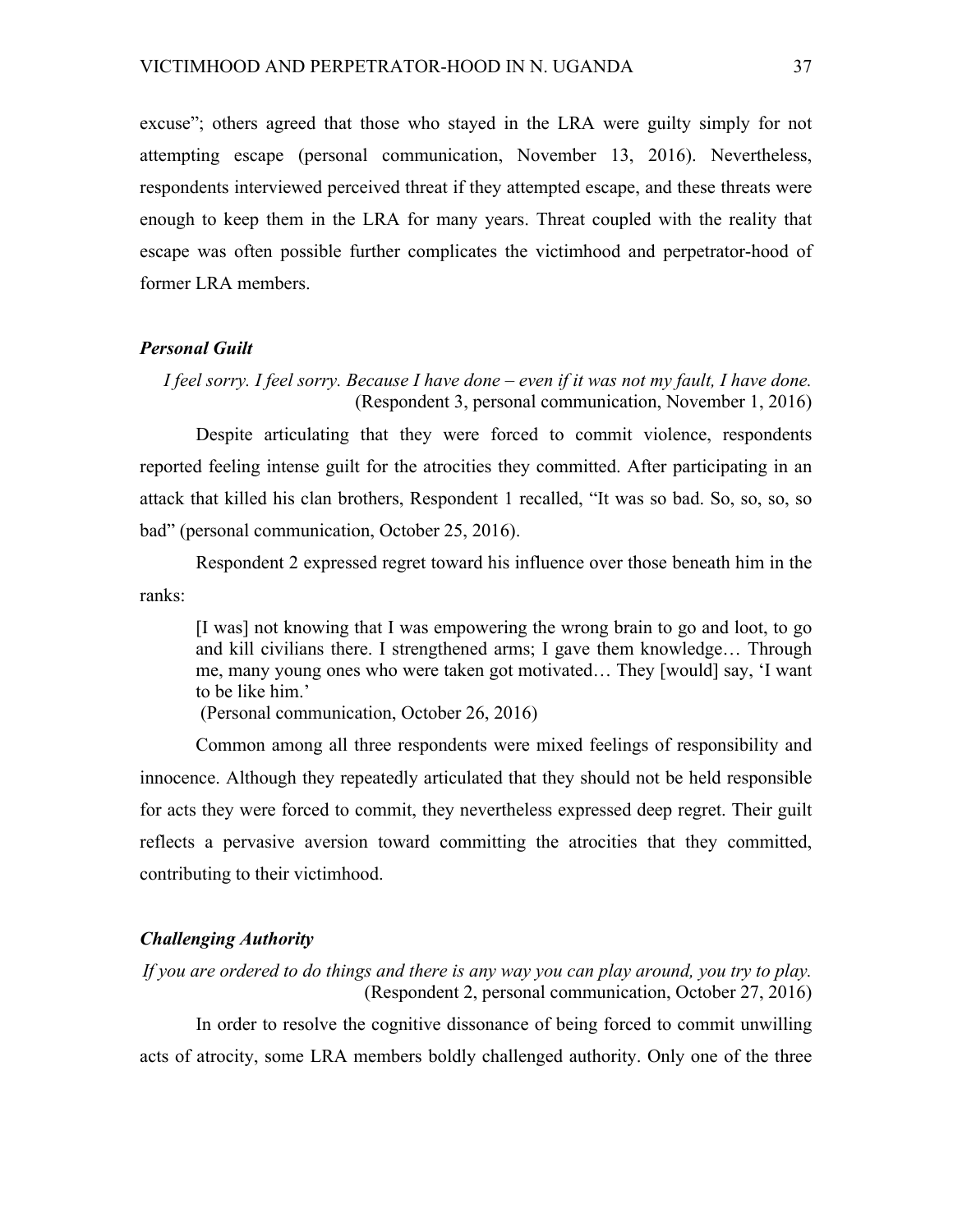excuse"; others agreed that those who stayed in the LRA were guilty simply for not attempting escape (personal communication, November 13, 2016). Nevertheless, respondents interviewed perceived threat if they attempted escape, and these threats were enough to keep them in the LRA for many years. Threat coupled with the reality that escape was often possible further complicates the victimhood and perpetrator-hood of former LRA members.

### *Personal Guilt*

*I feel sorry. I feel sorry. Because I have done – even if it was not my fault, I have done.* (Respondent 3, personal communication, November 1, 2016)

Despite articulating that they were forced to commit violence, respondents reported feeling intense guilt for the atrocities they committed. After participating in an attack that killed his clan brothers, Respondent 1 recalled, "It was so bad. So, so, so, so bad" (personal communication, October 25, 2016).

Respondent 2 expressed regret toward his influence over those beneath him in the ranks:

> [I was] not knowing that I was empowering the wrong brain to go and loot, to go and kill civilians there. I strengthened arms; I gave them knowledge… Through me, many young ones who were taken got motivated… They [would] say, 'I want to be like him.'
> (Personal communication, October 26, 2016)

Common among all three respondents were mixed feelings of responsibility and innocence. Although they repeatedly articulated that they should not be held responsible for acts they were forced to commit, they nevertheless expressed deep regret. Their guilt reflects a pervasive aversion toward committing the atrocities that they committed, contributing to their victimhood.

### *Challenging Authority*

*If you are ordered to do things and there is any way you can play around, you try to play.* (Respondent 2, personal communication, October 27, 2016)

In order to resolve the cognitive dissonance of being forced to commit unwilling acts of atrocity, some LRA members boldly challenged authority. Only one of the three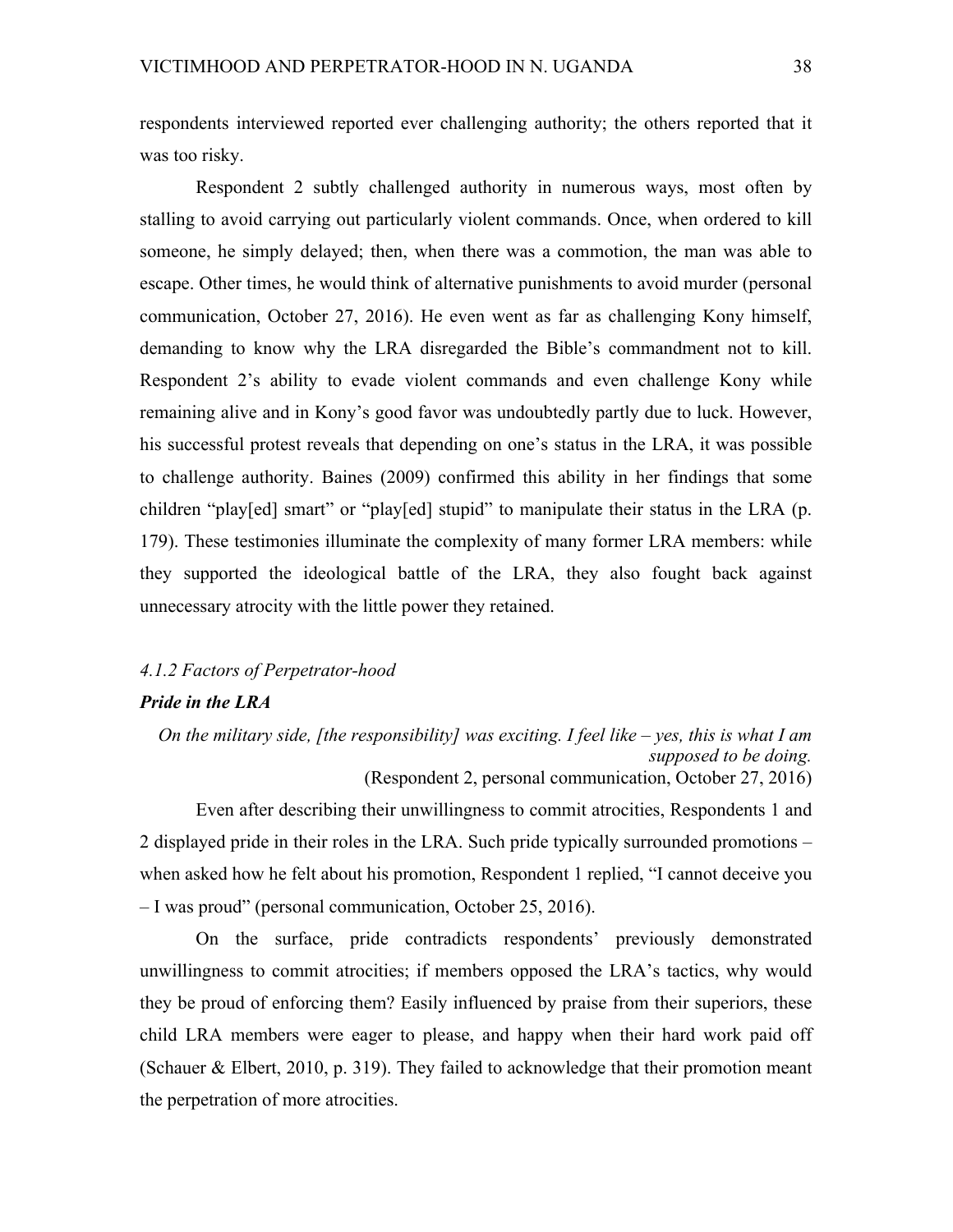respondents interviewed reported ever challenging authority; the others reported that it was too risky.

Respondent 2 subtly challenged authority in numerous ways, most often by stalling to avoid carrying out particularly violent commands. Once, when ordered to kill someone, he simply delayed; then, when there was a commotion, the man was able to escape. Other times, he would think of alternative punishments to avoid murder (personal communication, October 27, 2016). He even went as far as challenging Kony himself, demanding to know why the LRA disregarded the Bible's commandment not to kill. Respondent 2's ability to evade violent commands and even challenge Kony while remaining alive and in Kony's good favor was undoubtedly partly due to luck. However, his successful protest reveals that depending on one's status in the LRA, it was possible to challenge authority. Baines (2009) confirmed this ability in her findings that some children "play[ed] smart" or "play[ed] stupid" to manipulate their status in the LRA (p. 179). These testimonies illuminate the complexity of many former LRA members: while they supported the ideological battle of the LRA, they also fought back against unnecessary atrocity with the little power they retained.

#### *4.1.2 Factors of Perpetrator-hood*

#### ***Pride in the LRA***

> *On the military side, [the responsibility] was exciting. I feel like – yes, this is what I am supposed to be doing.*
>
> (Respondent 2, personal communication, October 27, 2016)

Even after describing their unwillingness to commit atrocities, Respondents 1 and 2 displayed pride in their roles in the LRA. Such pride typically surrounded promotions – when asked how he felt about his promotion, Respondent 1 replied, "I cannot deceive you – I was proud" (personal communication, October 25, 2016).

On the surface, pride contradicts respondents' previously demonstrated unwillingness to commit atrocities; if members opposed the LRA's tactics, why would they be proud of enforcing them? Easily influenced by praise from their superiors, these child LRA members were eager to please, and happy when their hard work paid off (Schauer & Elbert, 2010, p. 319). They failed to acknowledge that their promotion meant the perpetration of more atrocities.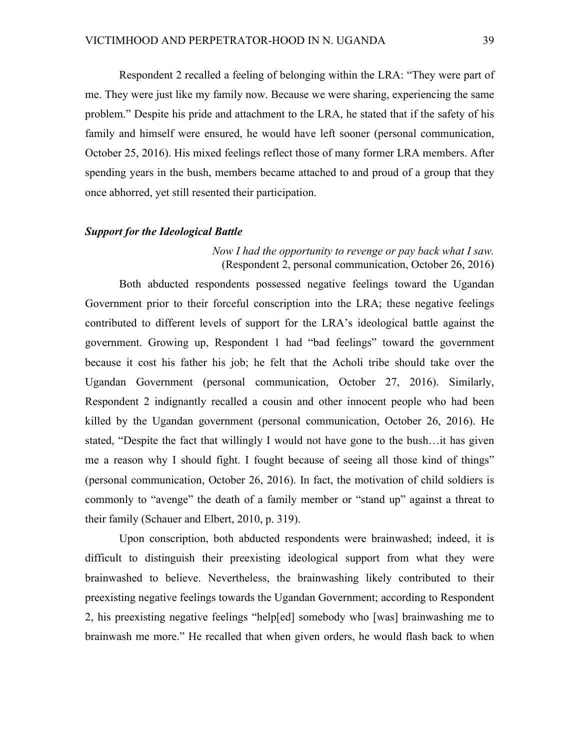Respondent 2 recalled a feeling of belonging within the LRA: "They were part of me. They were just like my family now. Because we were sharing, experiencing the same problem." Despite his pride and attachment to the LRA, he stated that if the safety of his family and himself were ensured, he would have left sooner (personal communication, October 25, 2016). His mixed feelings reflect those of many former LRA members. After spending years in the bush, members became attached to and proud of a group that they once abhorred, yet still resented their participation.

### *Support for the Ideological Battle*

*Now I had the opportunity to revenge or pay back what I saw.*
(Respondent 2, personal communication, October 26, 2016)

Both abducted respondents possessed negative feelings toward the Ugandan Government prior to their forceful conscription into the LRA; these negative feelings contributed to different levels of support for the LRA's ideological battle against the government. Growing up, Respondent 1 had "bad feelings" toward the government because it cost his father his job; he felt that the Acholi tribe should take over the Ugandan Government (personal communication, October 27, 2016). Similarly, Respondent 2 indignantly recalled a cousin and other innocent people who had been killed by the Ugandan government (personal communication, October 26, 2016). He stated, "Despite the fact that willingly I would not have gone to the bush…it has given me a reason why I should fight. I fought because of seeing all those kind of things" (personal communication, October 26, 2016). In fact, the motivation of child soldiers is commonly to "avenge" the death of a family member or "stand up" against a threat to their family (Schauer and Elbert, 2010, p. 319).

Upon conscription, both abducted respondents were brainwashed; indeed, it is difficult to distinguish their preexisting ideological support from what they were brainwashed to believe. Nevertheless, the brainwashing likely contributed to their preexisting negative feelings towards the Ugandan Government; according to Respondent 2, his preexisting negative feelings "help[ed] somebody who [was] brainwashing me to brainwash me more." He recalled that when given orders, he would flash back to when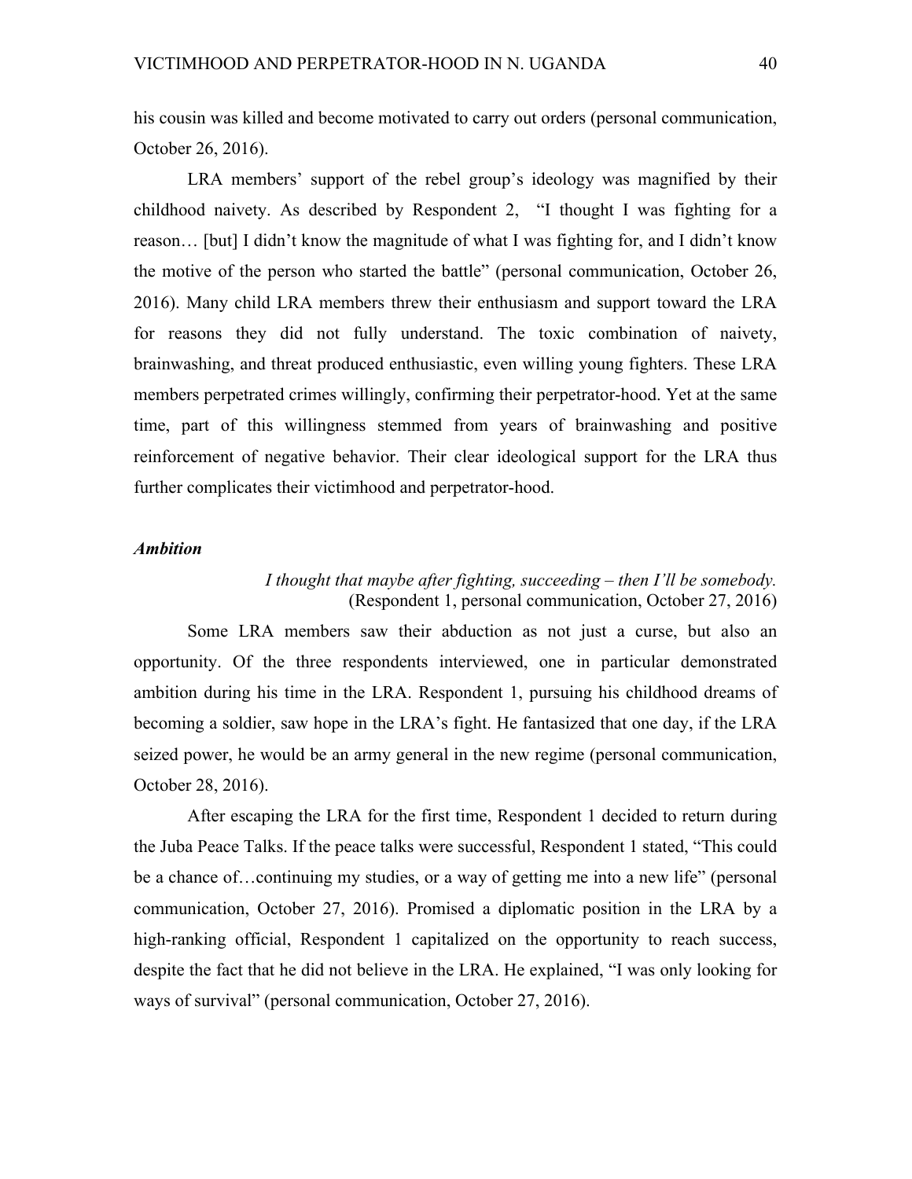his cousin was killed and become motivated to carry out orders (personal communication, October 26, 2016).

LRA members' support of the rebel group's ideology was magnified by their childhood naivety. As described by Respondent 2, "I thought I was fighting for a reason… [but] I didn't know the magnitude of what I was fighting for, and I didn't know the motive of the person who started the battle" (personal communication, October 26, 2016). Many child LRA members threw their enthusiasm and support toward the LRA for reasons they did not fully understand. The toxic combination of naivety, brainwashing, and threat produced enthusiastic, even willing young fighters. These LRA members perpetrated crimes willingly, confirming their perpetrator-hood. Yet at the same time, part of this willingness stemmed from years of brainwashing and positive reinforcement of negative behavior. Their clear ideological support for the LRA thus further complicates their victimhood and perpetrator-hood.

***Ambition***

> *I thought that maybe after fighting, succeeding – then I'll be somebody.*
> (Respondent 1, personal communication, October 27, 2016)

Some LRA members saw their abduction as not just a curse, but also an opportunity. Of the three respondents interviewed, one in particular demonstrated ambition during his time in the LRA. Respondent 1, pursuing his childhood dreams of becoming a soldier, saw hope in the LRA's fight. He fantasized that one day, if the LRA seized power, he would be an army general in the new regime (personal communication, October 28, 2016).

After escaping the LRA for the first time, Respondent 1 decided to return during the Juba Peace Talks. If the peace talks were successful, Respondent 1 stated, "This could be a chance of…continuing my studies, or a way of getting me into a new life" (personal communication, October 27, 2016). Promised a diplomatic position in the LRA by a high-ranking official, Respondent 1 capitalized on the opportunity to reach success, despite the fact that he did not believe in the LRA. He explained, "I was only looking for ways of survival" (personal communication, October 27, 2016).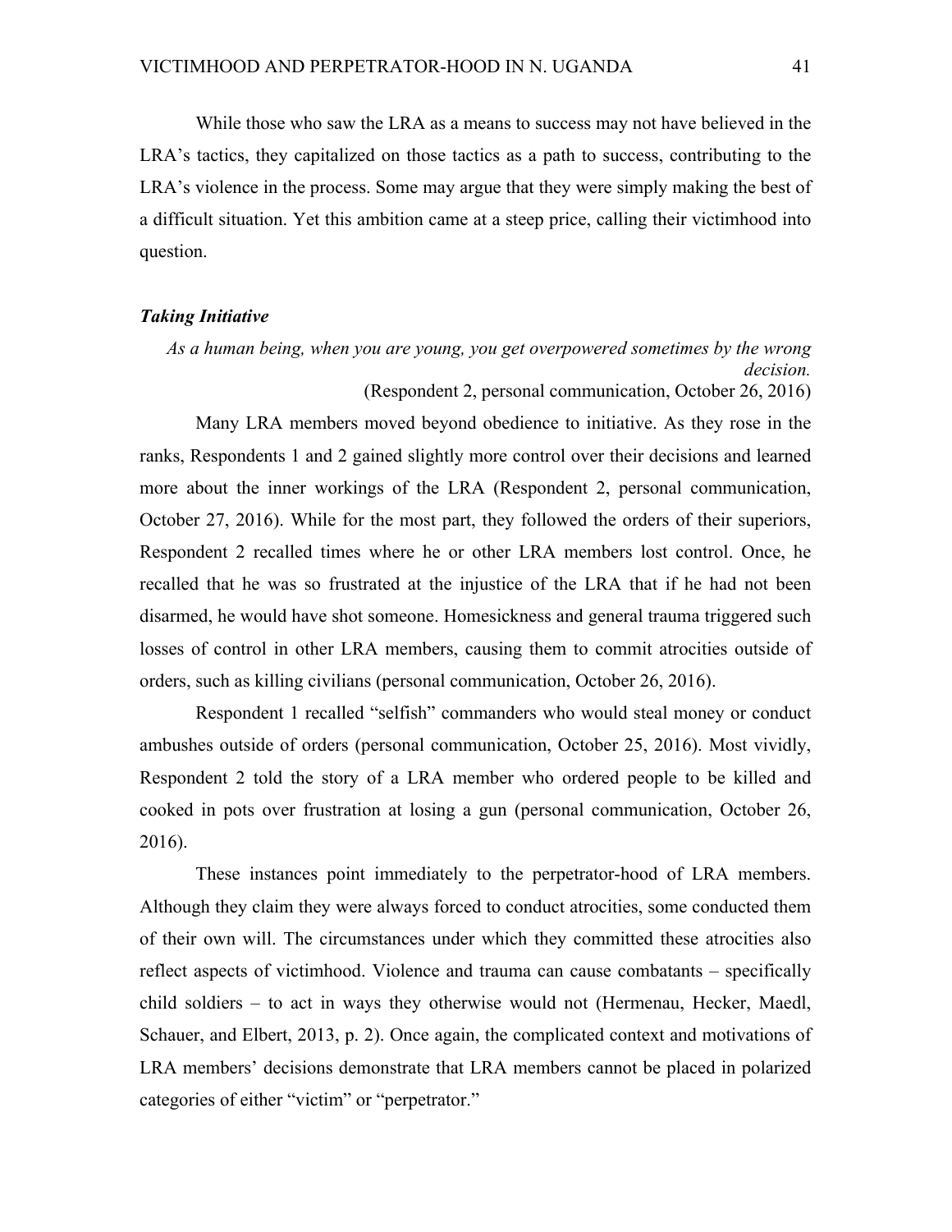While those who saw the LRA as a means to success may not have believed in the LRA's tactics, they capitalized on those tactics as a path to success, contributing to the LRA's violence in the process. Some may argue that they were simply making the best of a difficult situation. Yet this ambition came at a steep price, calling their victimhood into question.

### *Taking Initiative*

*As a human being, when you are young, you get overpowered sometimes by the wrong decision.*

(Respondent 2, personal communication, October 26, 2016)

Many LRA members moved beyond obedience to initiative. As they rose in the ranks, Respondents 1 and 2 gained slightly more control over their decisions and learned more about the inner workings of the LRA (Respondent 2, personal communication, October 27, 2016). While for the most part, they followed the orders of their superiors, Respondent 2 recalled times where he or other LRA members lost control. Once, he recalled that he was so frustrated at the injustice of the LRA that if he had not been disarmed, he would have shot someone. Homesickness and general trauma triggered such losses of control in other LRA members, causing them to commit atrocities outside of orders, such as killing civilians (personal communication, October 26, 2016).

Respondent 1 recalled "selfish" commanders who would steal money or conduct ambushes outside of orders (personal communication, October 25, 2016). Most vividly, Respondent 2 told the story of a LRA member who ordered people to be killed and cooked in pots over frustration at losing a gun (personal communication, October 26, 2016).

These instances point immediately to the perpetrator-hood of LRA members. Although they claim they were always forced to conduct atrocities, some conducted them of their own will. The circumstances under which they committed these atrocities also reflect aspects of victimhood. Violence and trauma can cause combatants – specifically child soldiers – to act in ways they otherwise would not (Hermenau, Hecker, Maedl, Schauer, and Elbert, 2013, p. 2). Once again, the complicated context and motivations of LRA members' decisions demonstrate that LRA members cannot be placed in polarized categories of either "victim" or "perpetrator."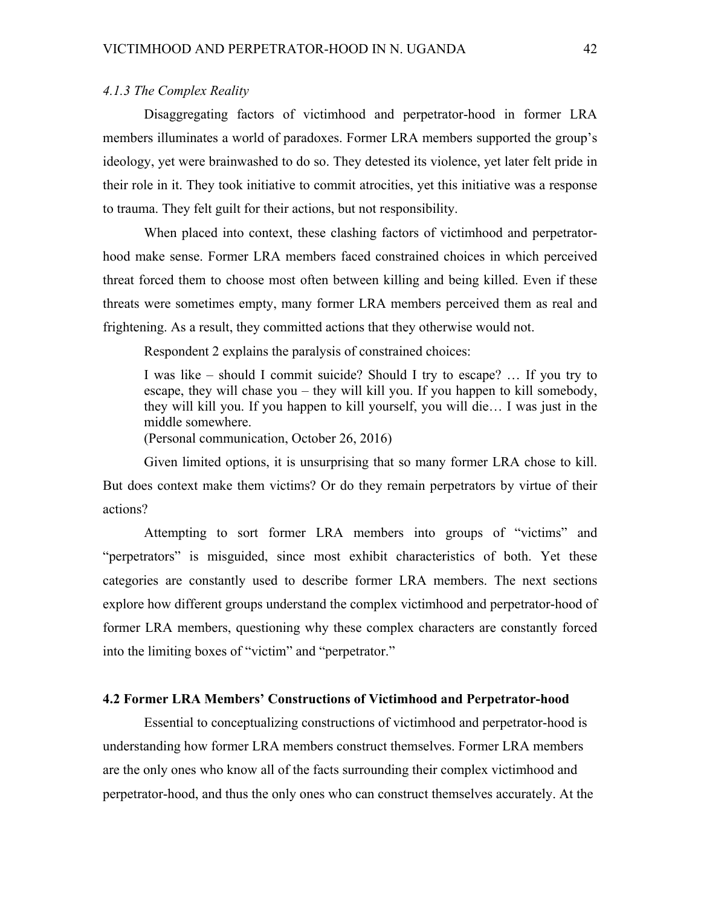### *4.1.3 The Complex Reality*

Disaggregating factors of victimhood and perpetrator-hood in former LRA members illuminates a world of paradoxes. Former LRA members supported the group's ideology, yet were brainwashed to do so. They detested its violence, yet later felt pride in their role in it. They took initiative to commit atrocities, yet this initiative was a response to trauma. They felt guilt for their actions, but not responsibility.

When placed into context, these clashing factors of victimhood and perpetrator-hood make sense. Former LRA members faced constrained choices in which perceived threat forced them to choose most often between killing and being killed. Even if these threats were sometimes empty, many former LRA members perceived them as real and frightening. As a result, they committed actions that they otherwise would not.

Respondent 2 explains the paralysis of constrained choices:

> I was like – should I commit suicide? Should I try to escape? … If you try to escape, they will chase you – they will kill you. If you happen to kill somebody, they will kill you. If you happen to kill yourself, you will die… I was just in the middle somewhere.
> (Personal communication, October 26, 2016)

Given limited options, it is unsurprising that so many former LRA chose to kill. But does context make them victims? Or do they remain perpetrators by virtue of their actions?

Attempting to sort former LRA members into groups of "victims" and "perpetrators" is misguided, since most exhibit characteristics of both. Yet these categories are constantly used to describe former LRA members. The next sections explore how different groups understand the complex victimhood and perpetrator-hood of former LRA members, questioning why these complex characters are constantly forced into the limiting boxes of "victim" and "perpetrator."

## 4.2 Former LRA Members' Constructions of Victimhood and Perpetrator-hood

Essential to conceptualizing constructions of victimhood and perpetrator-hood is understanding how former LRA members construct themselves. Former LRA members are the only ones who know all of the facts surrounding their complex victimhood and perpetrator-hood, and thus the only ones who can construct themselves accurately. At the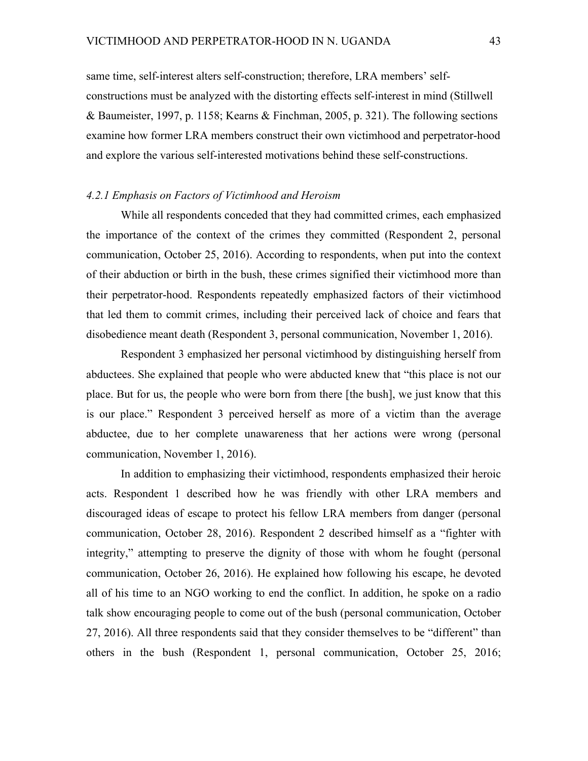same time, self-interest alters self-construction; therefore, LRA members' self-constructions must be analyzed with the distorting effects self-interest in mind (Stillwell & Baumeister, 1997, p. 1158; Kearns & Finchman, 2005, p. 321). The following sections examine how former LRA members construct their own victimhood and perpetrator-hood and explore the various self-interested motivations behind these self-constructions.

### *4.2.1 Emphasis on Factors of Victimhood and Heroism*

While all respondents conceded that they had committed crimes, each emphasized the importance of the context of the crimes they committed (Respondent 2, personal communication, October 25, 2016). According to respondents, when put into the context of their abduction or birth in the bush, these crimes signified their victimhood more than their perpetrator-hood. Respondents repeatedly emphasized factors of their victimhood that led them to commit crimes, including their perceived lack of choice and fears that disobedience meant death (Respondent 3, personal communication, November 1, 2016).

Respondent 3 emphasized her personal victimhood by distinguishing herself from abductees. She explained that people who were abducted knew that "this place is not our place. But for us, the people who were born from there [the bush], we just know that this is our place." Respondent 3 perceived herself as more of a victim than the average abductee, due to her complete unawareness that her actions were wrong (personal communication, November 1, 2016).

In addition to emphasizing their victimhood, respondents emphasized their heroic acts. Respondent 1 described how he was friendly with other LRA members and discouraged ideas of escape to protect his fellow LRA members from danger (personal communication, October 28, 2016). Respondent 2 described himself as a "fighter with integrity," attempting to preserve the dignity of those with whom he fought (personal communication, October 26, 2016). He explained how following his escape, he devoted all of his time to an NGO working to end the conflict. In addition, he spoke on a radio talk show encouraging people to come out of the bush (personal communication, October 27, 2016). All three respondents said that they consider themselves to be "different" than others in the bush (Respondent 1, personal communication, October 25, 2016;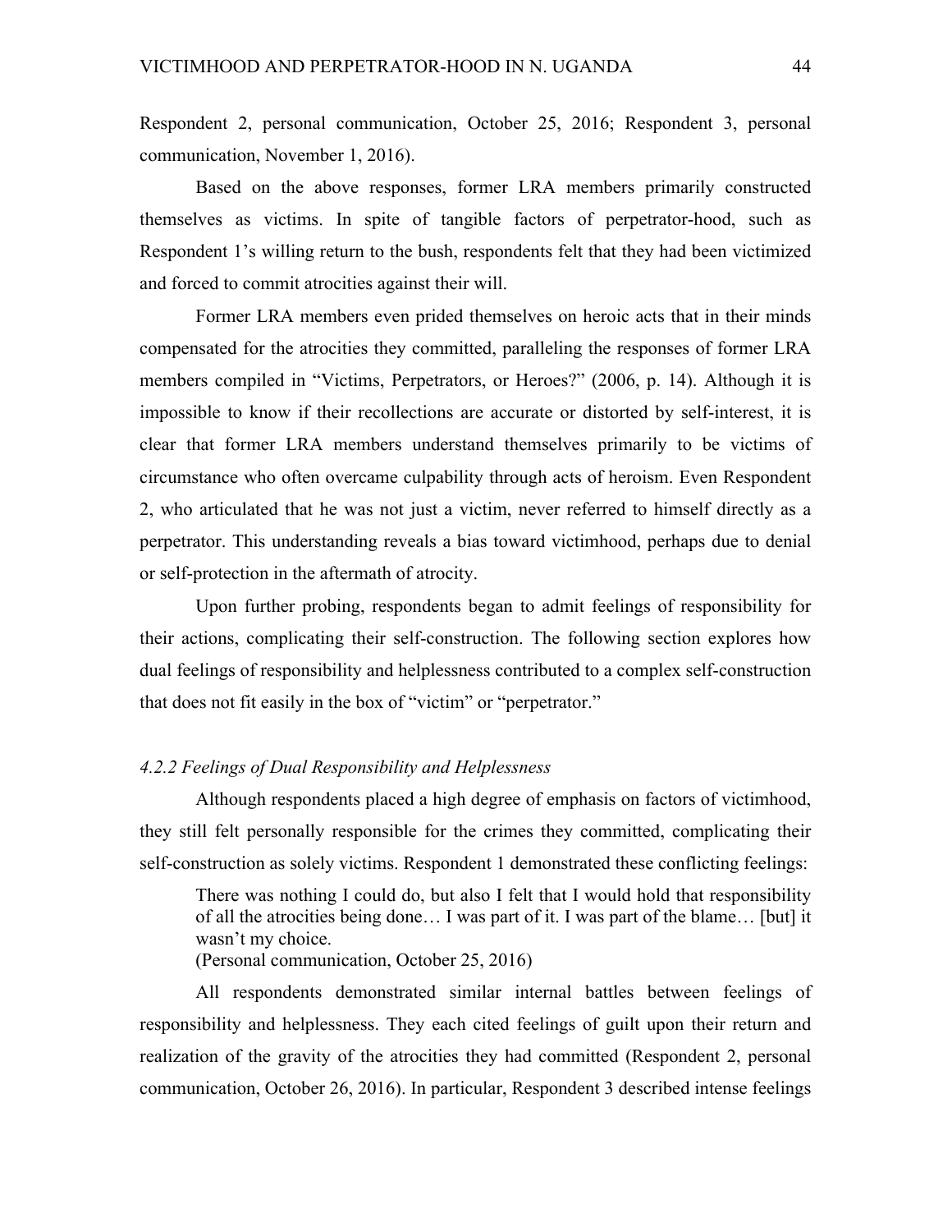Respondent 2, personal communication, October 25, 2016; Respondent 3, personal communication, November 1, 2016).

Based on the above responses, former LRA members primarily constructed themselves as victims. In spite of tangible factors of perpetrator-hood, such as Respondent 1's willing return to the bush, respondents felt that they had been victimized and forced to commit atrocities against their will.

Former LRA members even prided themselves on heroic acts that in their minds compensated for the atrocities they committed, paralleling the responses of former LRA members compiled in "Victims, Perpetrators, or Heroes?" (2006, p. 14). Although it is impossible to know if their recollections are accurate or distorted by self-interest, it is clear that former LRA members understand themselves primarily to be victims of circumstance who often overcame culpability through acts of heroism. Even Respondent 2, who articulated that he was not just a victim, never referred to himself directly as a perpetrator. This understanding reveals a bias toward victimhood, perhaps due to denial or self-protection in the aftermath of atrocity.

Upon further probing, respondents began to admit feelings of responsibility for their actions, complicating their self-construction. The following section explores how dual feelings of responsibility and helplessness contributed to a complex self-construction that does not fit easily in the box of "victim" or "perpetrator."

#### *4.2.2 Feelings of Dual Responsibility and Helplessness*

Although respondents placed a high degree of emphasis on factors of victimhood, they still felt personally responsible for the crimes they committed, complicating their self-construction as solely victims. Respondent 1 demonstrated these conflicting feelings:

> There was nothing I could do, but also I felt that I would hold that responsibility of all the atrocities being done… I was part of it. I was part of the blame… [but] it wasn't my choice.
> (Personal communication, October 25, 2016)

All respondents demonstrated similar internal battles between feelings of responsibility and helplessness. They each cited feelings of guilt upon their return and realization of the gravity of the atrocities they had committed (Respondent 2, personal communication, October 26, 2016). In particular, Respondent 3 described intense feelings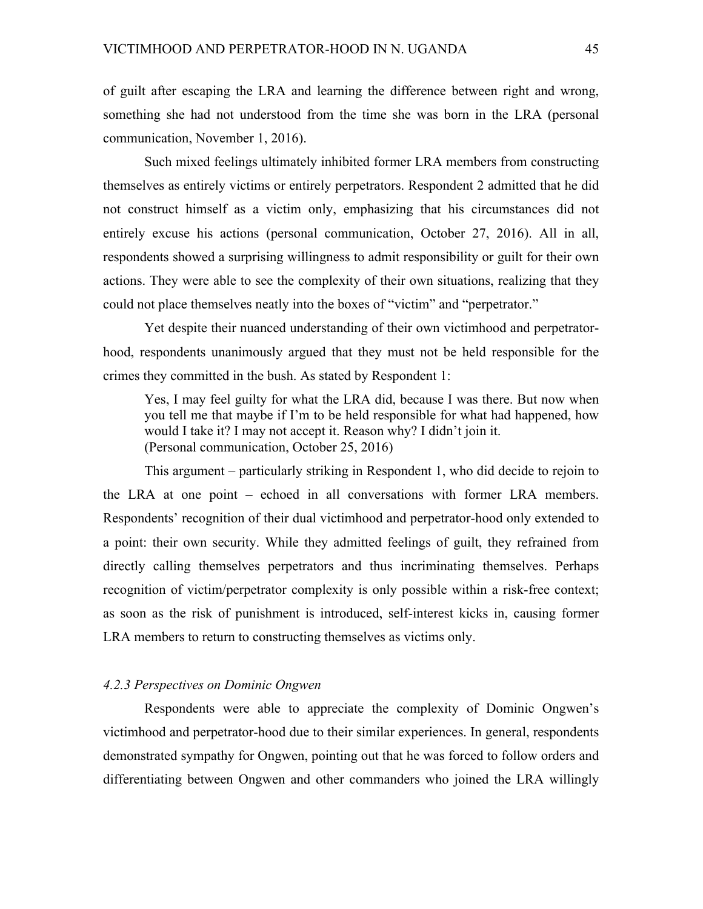of guilt after escaping the LRA and learning the difference between right and wrong, something she had not understood from the time she was born in the LRA (personal communication, November 1, 2016).

Such mixed feelings ultimately inhibited former LRA members from constructing themselves as entirely victims or entirely perpetrators. Respondent 2 admitted that he did not construct himself as a victim only, emphasizing that his circumstances did not entirely excuse his actions (personal communication, October 27, 2016). All in all, respondents showed a surprising willingness to admit responsibility or guilt for their own actions. They were able to see the complexity of their own situations, realizing that they could not place themselves neatly into the boxes of "victim" and "perpetrator."

Yet despite their nuanced understanding of their own victimhood and perpetrator-hood, respondents unanimously argued that they must not be held responsible for the crimes they committed in the bush. As stated by Respondent 1:

> Yes, I may feel guilty for what the LRA did, because I was there. But now when you tell me that maybe if I'm to be held responsible for what had happened, how would I take it? I may not accept it. Reason why? I didn't join it.
> (Personal communication, October 25, 2016)

This argument – particularly striking in Respondent 1, who did decide to rejoin to the LRA at one point – echoed in all conversations with former LRA members. Respondents' recognition of their dual victimhood and perpetrator-hood only extended to a point: their own security. While they admitted feelings of guilt, they refrained from directly calling themselves perpetrators and thus incriminating themselves. Perhaps recognition of victim/perpetrator complexity is only possible within a risk-free context; as soon as the risk of punishment is introduced, self-interest kicks in, causing former LRA members to return to constructing themselves as victims only.

#### *4.2.3 Perspectives on Dominic Ongwen*

Respondents were able to appreciate the complexity of Dominic Ongwen's victimhood and perpetrator-hood due to their similar experiences. In general, respondents demonstrated sympathy for Ongwen, pointing out that he was forced to follow orders and differentiating between Ongwen and other commanders who joined the LRA willingly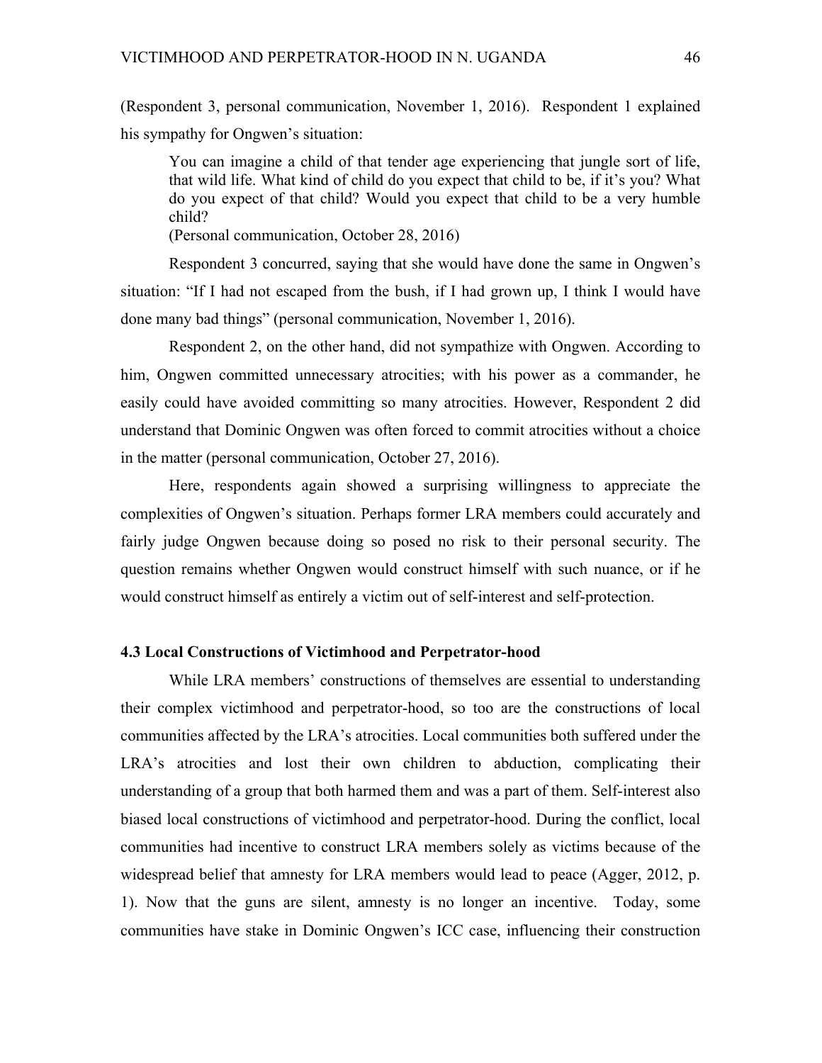(Respondent 3, personal communication, November 1, 2016). Respondent 1 explained his sympathy for Ongwen's situation:

> You can imagine a child of that tender age experiencing that jungle sort of life, that wild life. What kind of child do you expect that child to be, if it's you? What do you expect of that child? Would you expect that child to be a very humble child?
> (Personal communication, October 28, 2016)

Respondent 3 concurred, saying that she would have done the same in Ongwen's situation: "If I had not escaped from the bush, if I had grown up, I think I would have done many bad things" (personal communication, November 1, 2016).

Respondent 2, on the other hand, did not sympathize with Ongwen. According to him, Ongwen committed unnecessary atrocities; with his power as a commander, he easily could have avoided committing so many atrocities. However, Respondent 2 did understand that Dominic Ongwen was often forced to commit atrocities without a choice in the matter (personal communication, October 27, 2016).

Here, respondents again showed a surprising willingness to appreciate the complexities of Ongwen's situation. Perhaps former LRA members could accurately and fairly judge Ongwen because doing so posed no risk to their personal security. The question remains whether Ongwen would construct himself with such nuance, or if he would construct himself as entirely a victim out of self-interest and self-protection.

### 4.3 Local Constructions of Victimhood and Perpetrator-hood

While LRA members' constructions of themselves are essential to understanding their complex victimhood and perpetrator-hood, so too are the constructions of local communities affected by the LRA's atrocities. Local communities both suffered under the LRA's atrocities and lost their own children to abduction, complicating their understanding of a group that both harmed them and was a part of them. Self-interest also biased local constructions of victimhood and perpetrator-hood. During the conflict, local communities had incentive to construct LRA members solely as victims because of the widespread belief that amnesty for LRA members would lead to peace (Agger, 2012, p. 1). Now that the guns are silent, amnesty is no longer an incentive. Today, some communities have stake in Dominic Ongwen's ICC case, influencing their construction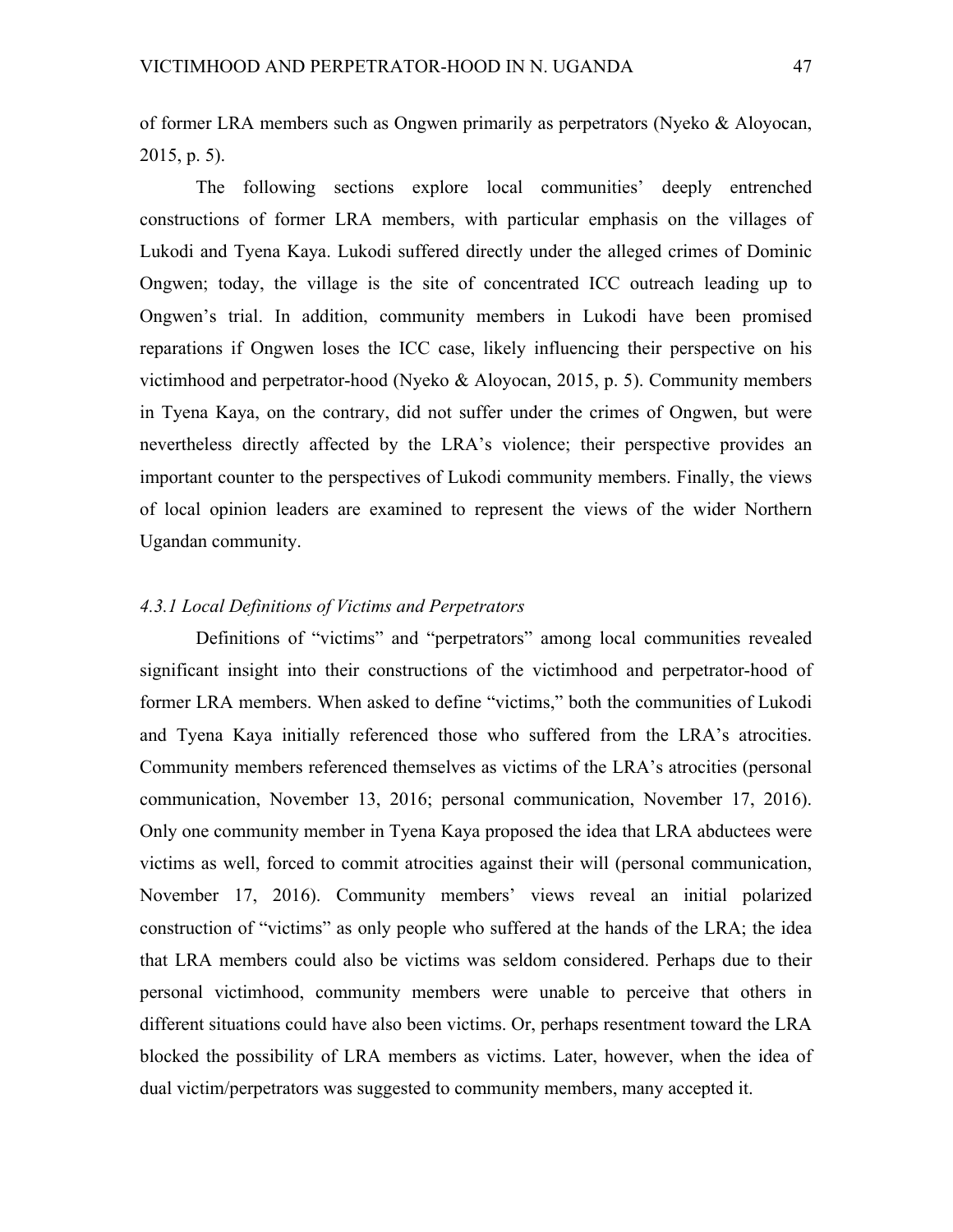of former LRA members such as Ongwen primarily as perpetrators (Nyeko & Aloyocan, 2015, p. 5).

The following sections explore local communities' deeply entrenched constructions of former LRA members, with particular emphasis on the villages of Lukodi and Tyena Kaya. Lukodi suffered directly under the alleged crimes of Dominic Ongwen; today, the village is the site of concentrated ICC outreach leading up to Ongwen's trial. In addition, community members in Lukodi have been promised reparations if Ongwen loses the ICC case, likely influencing their perspective on his victimhood and perpetrator-hood (Nyeko & Aloyocan, 2015, p. 5). Community members in Tyena Kaya, on the contrary, did not suffer under the crimes of Ongwen, but were nevertheless directly affected by the LRA's violence; their perspective provides an important counter to the perspectives of Lukodi community members. Finally, the views of local opinion leaders are examined to represent the views of the wider Northern Ugandan community.

### *4.3.1 Local Definitions of Victims and Perpetrators*

Definitions of "victims" and "perpetrators" among local communities revealed significant insight into their constructions of the victimhood and perpetrator-hood of former LRA members. When asked to define "victims," both the communities of Lukodi and Tyena Kaya initially referenced those who suffered from the LRA's atrocities. Community members referenced themselves as victims of the LRA's atrocities (personal communication, November 13, 2016; personal communication, November 17, 2016). Only one community member in Tyena Kaya proposed the idea that LRA abductees were victims as well, forced to commit atrocities against their will (personal communication, November 17, 2016). Community members' views reveal an initial polarized construction of "victims" as only people who suffered at the hands of the LRA; the idea that LRA members could also be victims was seldom considered. Perhaps due to their personal victimhood, community members were unable to perceive that others in different situations could have also been victims. Or, perhaps resentment toward the LRA blocked the possibility of LRA members as victims. Later, however, when the idea of dual victim/perpetrators was suggested to community members, many accepted it.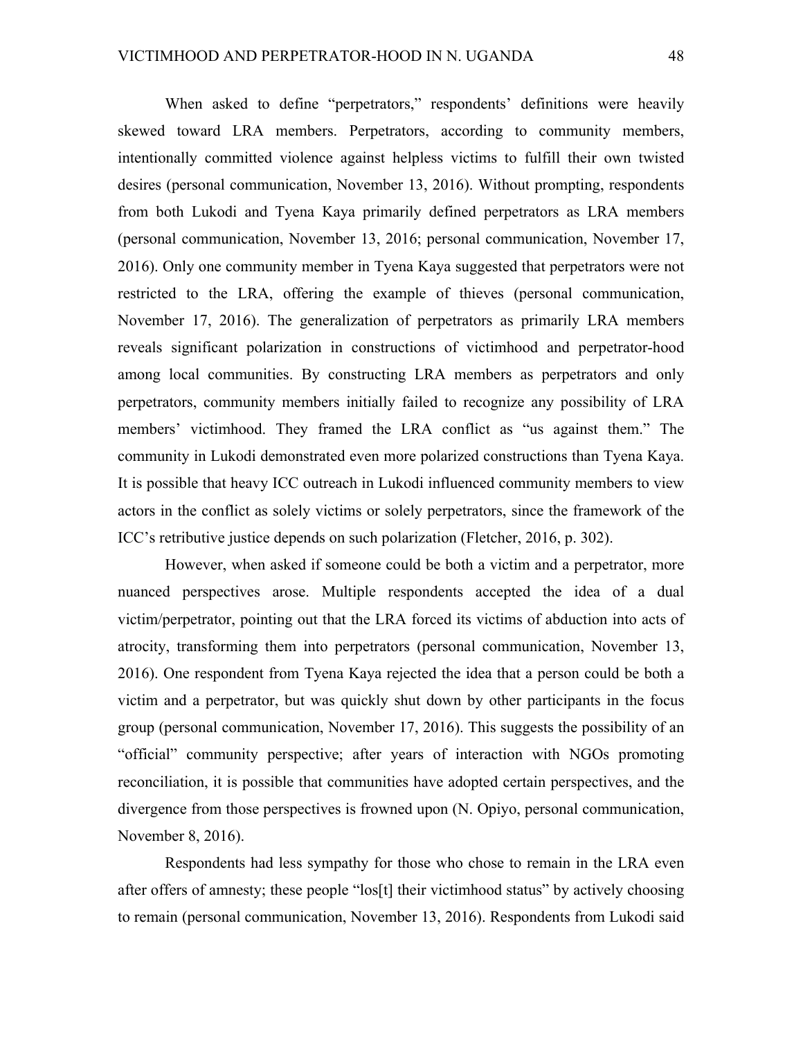When asked to define "perpetrators," respondents' definitions were heavily skewed toward LRA members. Perpetrators, according to community members, intentionally committed violence against helpless victims to fulfill their own twisted desires (personal communication, November 13, 2016). Without prompting, respondents from both Lukodi and Tyena Kaya primarily defined perpetrators as LRA members (personal communication, November 13, 2016; personal communication, November 17, 2016). Only one community member in Tyena Kaya suggested that perpetrators were not restricted to the LRA, offering the example of thieves (personal communication, November 17, 2016). The generalization of perpetrators as primarily LRA members reveals significant polarization in constructions of victimhood and perpetrator-hood among local communities. By constructing LRA members as perpetrators and only perpetrators, community members initially failed to recognize any possibility of LRA members' victimhood. They framed the LRA conflict as "us against them." The community in Lukodi demonstrated even more polarized constructions than Tyena Kaya. It is possible that heavy ICC outreach in Lukodi influenced community members to view actors in the conflict as solely victims or solely perpetrators, since the framework of the ICC's retributive justice depends on such polarization (Fletcher, 2016, p. 302).

However, when asked if someone could be both a victim and a perpetrator, more nuanced perspectives arose. Multiple respondents accepted the idea of a dual victim/perpetrator, pointing out that the LRA forced its victims of abduction into acts of atrocity, transforming them into perpetrators (personal communication, November 13, 2016). One respondent from Tyena Kaya rejected the idea that a person could be both a victim and a perpetrator, but was quickly shut down by other participants in the focus group (personal communication, November 17, 2016). This suggests the possibility of an "official" community perspective; after years of interaction with NGOs promoting reconciliation, it is possible that communities have adopted certain perspectives, and the divergence from those perspectives is frowned upon (N. Opiyo, personal communication, November 8, 2016).

Respondents had less sympathy for those who chose to remain in the LRA even after offers of amnesty; these people "los[t] their victimhood status" by actively choosing to remain (personal communication, November 13, 2016). Respondents from Lukodi said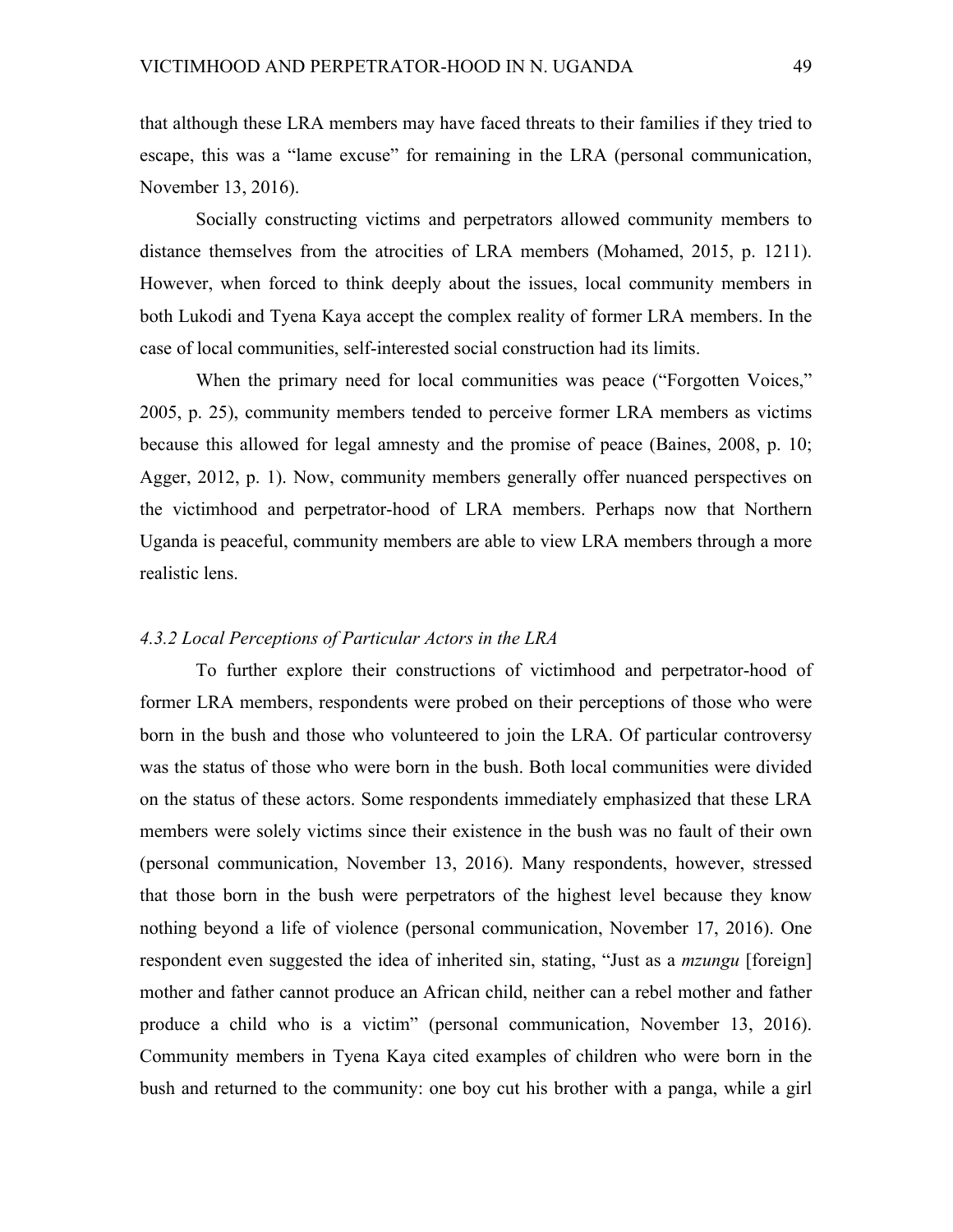that although these LRA members may have faced threats to their families if they tried to escape, this was a "lame excuse" for remaining in the LRA (personal communication, November 13, 2016).

Socially constructing victims and perpetrators allowed community members to distance themselves from the atrocities of LRA members (Mohamed, 2015, p. 1211). However, when forced to think deeply about the issues, local community members in both Lukodi and Tyena Kaya accept the complex reality of former LRA members. In the case of local communities, self-interested social construction had its limits.

When the primary need for local communities was peace ("Forgotten Voices," 2005, p. 25), community members tended to perceive former LRA members as victims because this allowed for legal amnesty and the promise of peace (Baines, 2008, p. 10; Agger, 2012, p. 1). Now, community members generally offer nuanced perspectives on the victimhood and perpetrator-hood of LRA members. Perhaps now that Northern Uganda is peaceful, community members are able to view LRA members through a more realistic lens.

### *4.3.2 Local Perceptions of Particular Actors in the LRA*

To further explore their constructions of victimhood and perpetrator-hood of former LRA members, respondents were probed on their perceptions of those who were born in the bush and those who volunteered to join the LRA. Of particular controversy was the status of those who were born in the bush. Both local communities were divided on the status of these actors. Some respondents immediately emphasized that these LRA members were solely victims since their existence in the bush was no fault of their own (personal communication, November 13, 2016). Many respondents, however, stressed that those born in the bush were perpetrators of the highest level because they know nothing beyond a life of violence (personal communication, November 17, 2016). One respondent even suggested the idea of inherited sin, stating, "Just as a *mzungu* [foreign] mother and father cannot produce an African child, neither can a rebel mother and father produce a child who is a victim" (personal communication, November 13, 2016). Community members in Tyena Kaya cited examples of children who were born in the bush and returned to the community: one boy cut his brother with a panga, while a girl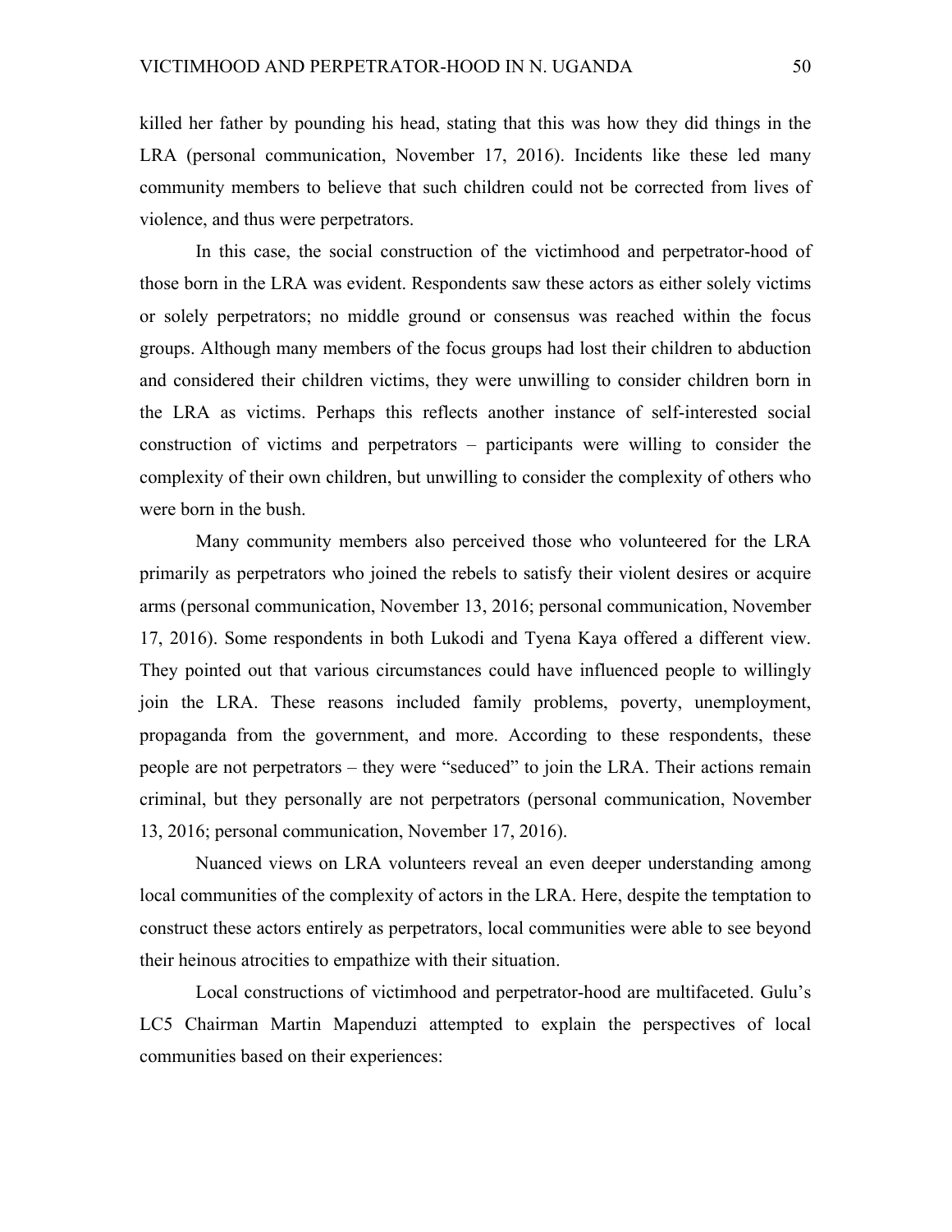killed her father by pounding his head, stating that this was how they did things in the LRA (personal communication, November 17, 2016). Incidents like these led many community members to believe that such children could not be corrected from lives of violence, and thus were perpetrators.

In this case, the social construction of the victimhood and perpetrator-hood of those born in the LRA was evident. Respondents saw these actors as either solely victims or solely perpetrators; no middle ground or consensus was reached within the focus groups. Although many members of the focus groups had lost their children to abduction and considered their children victims, they were unwilling to consider children born in the LRA as victims. Perhaps this reflects another instance of self-interested social construction of victims and perpetrators – participants were willing to consider the complexity of their own children, but unwilling to consider the complexity of others who were born in the bush.

Many community members also perceived those who volunteered for the LRA primarily as perpetrators who joined the rebels to satisfy their violent desires or acquire arms (personal communication, November 13, 2016; personal communication, November 17, 2016). Some respondents in both Lukodi and Tyena Kaya offered a different view. They pointed out that various circumstances could have influenced people to willingly join the LRA. These reasons included family problems, poverty, unemployment, propaganda from the government, and more. According to these respondents, these people are not perpetrators – they were "seduced" to join the LRA. Their actions remain criminal, but they personally are not perpetrators (personal communication, November 13, 2016; personal communication, November 17, 2016).

Nuanced views on LRA volunteers reveal an even deeper understanding among local communities of the complexity of actors in the LRA. Here, despite the temptation to construct these actors entirely as perpetrators, local communities were able to see beyond their heinous atrocities to empathize with their situation.

Local constructions of victimhood and perpetrator-hood are multifaceted. Gulu's LC5 Chairman Martin Mapenduzi attempted to explain the perspectives of local communities based on their experiences: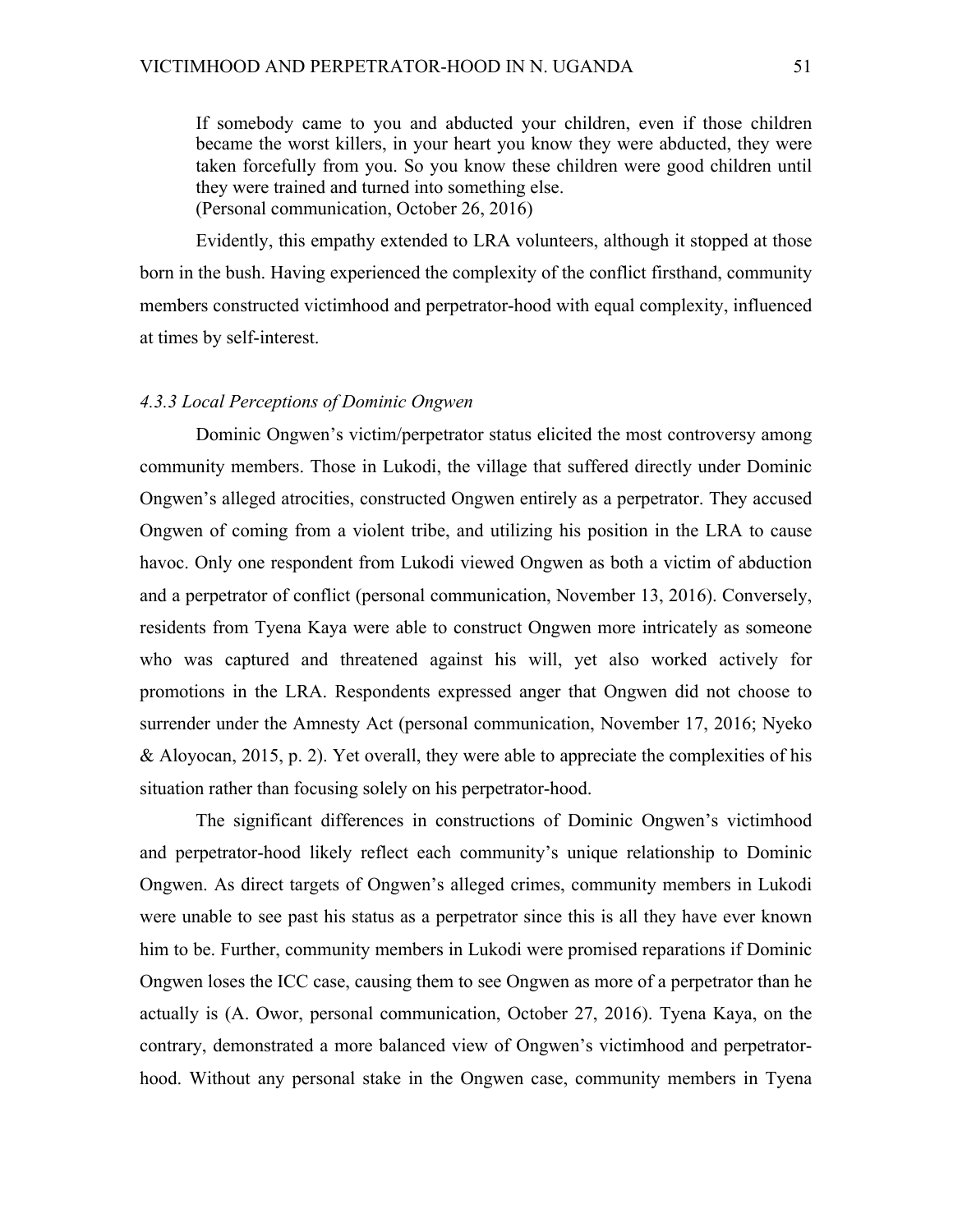> If somebody came to you and abducted your children, even if those children became the worst killers, in your heart you know they were abducted, they were taken forcefully from you. So you know these children were good children until they were trained and turned into something else.
> (Personal communication, October 26, 2016)

Evidently, this empathy extended to LRA volunteers, although it stopped at those born in the bush. Having experienced the complexity of the conflict firsthand, community members constructed victimhood and perpetrator-hood with equal complexity, influenced at times by self-interest.

### *4.3.3 Local Perceptions of Dominic Ongwen*

Dominic Ongwen's victim/perpetrator status elicited the most controversy among community members. Those in Lukodi, the village that suffered directly under Dominic Ongwen's alleged atrocities, constructed Ongwen entirely as a perpetrator. They accused Ongwen of coming from a violent tribe, and utilizing his position in the LRA to cause havoc. Only one respondent from Lukodi viewed Ongwen as both a victim of abduction and a perpetrator of conflict (personal communication, November 13, 2016). Conversely, residents from Tyena Kaya were able to construct Ongwen more intricately as someone who was captured and threatened against his will, yet also worked actively for promotions in the LRA. Respondents expressed anger that Ongwen did not choose to surrender under the Amnesty Act (personal communication, November 17, 2016; Nyeko & Aloyocan, 2015, p. 2). Yet overall, they were able to appreciate the complexities of his situation rather than focusing solely on his perpetrator-hood.

The significant differences in constructions of Dominic Ongwen's victimhood and perpetrator-hood likely reflect each community's unique relationship to Dominic Ongwen. As direct targets of Ongwen's alleged crimes, community members in Lukodi were unable to see past his status as a perpetrator since this is all they have ever known him to be. Further, community members in Lukodi were promised reparations if Dominic Ongwen loses the ICC case, causing them to see Ongwen as more of a perpetrator than he actually is (A. Owor, personal communication, October 27, 2016). Tyena Kaya, on the contrary, demonstrated a more balanced view of Ongwen's victimhood and perpetrator-hood. Without any personal stake in the Ongwen case, community members in Tyena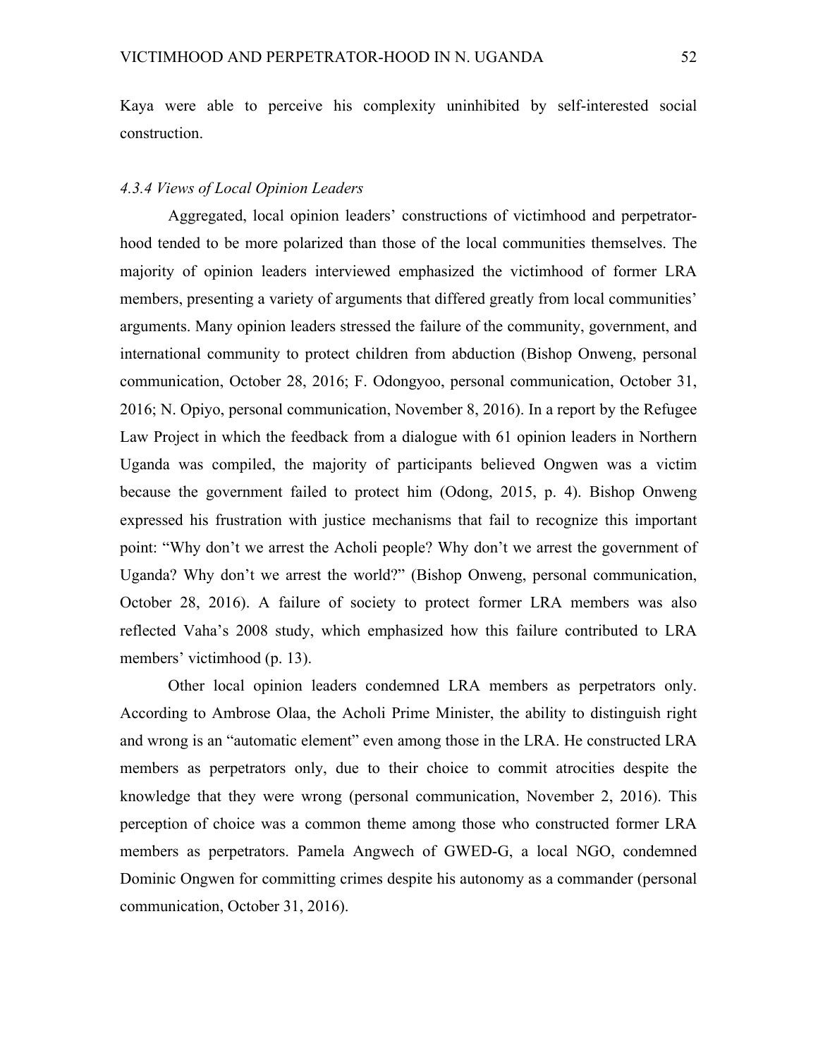Kaya were able to perceive his complexity uninhibited by self-interested social construction.

#### *4.3.4 Views of Local Opinion Leaders*

Aggregated, local opinion leaders' constructions of victimhood and perpetrator-hood tended to be more polarized than those of the local communities themselves. The majority of opinion leaders interviewed emphasized the victimhood of former LRA members, presenting a variety of arguments that differed greatly from local communities' arguments. Many opinion leaders stressed the failure of the community, government, and international community to protect children from abduction (Bishop Onweng, personal communication, October 28, 2016; F. Odongyoo, personal communication, October 31, 2016; N. Opiyo, personal communication, November 8, 2016). In a report by the Refugee Law Project in which the feedback from a dialogue with 61 opinion leaders in Northern Uganda was compiled, the majority of participants believed Ongwen was a victim because the government failed to protect him (Odong, 2015, p. 4). Bishop Onweng expressed his frustration with justice mechanisms that fail to recognize this important point: "Why don't we arrest the Acholi people? Why don't we arrest the government of Uganda? Why don't we arrest the world?" (Bishop Onweng, personal communication, October 28, 2016). A failure of society to protect former LRA members was also reflected Vaha's 2008 study, which emphasized how this failure contributed to LRA members' victimhood (p. 13).

Other local opinion leaders condemned LRA members as perpetrators only. According to Ambrose Olaa, the Acholi Prime Minister, the ability to distinguish right and wrong is an "automatic element" even among those in the LRA. He constructed LRA members as perpetrators only, due to their choice to commit atrocities despite the knowledge that they were wrong (personal communication, November 2, 2016). This perception of choice was a common theme among those who constructed former LRA members as perpetrators. Pamela Angwech of GWED-G, a local NGO, condemned Dominic Ongwen for committing crimes despite his autonomy as a commander (personal communication, October 31, 2016).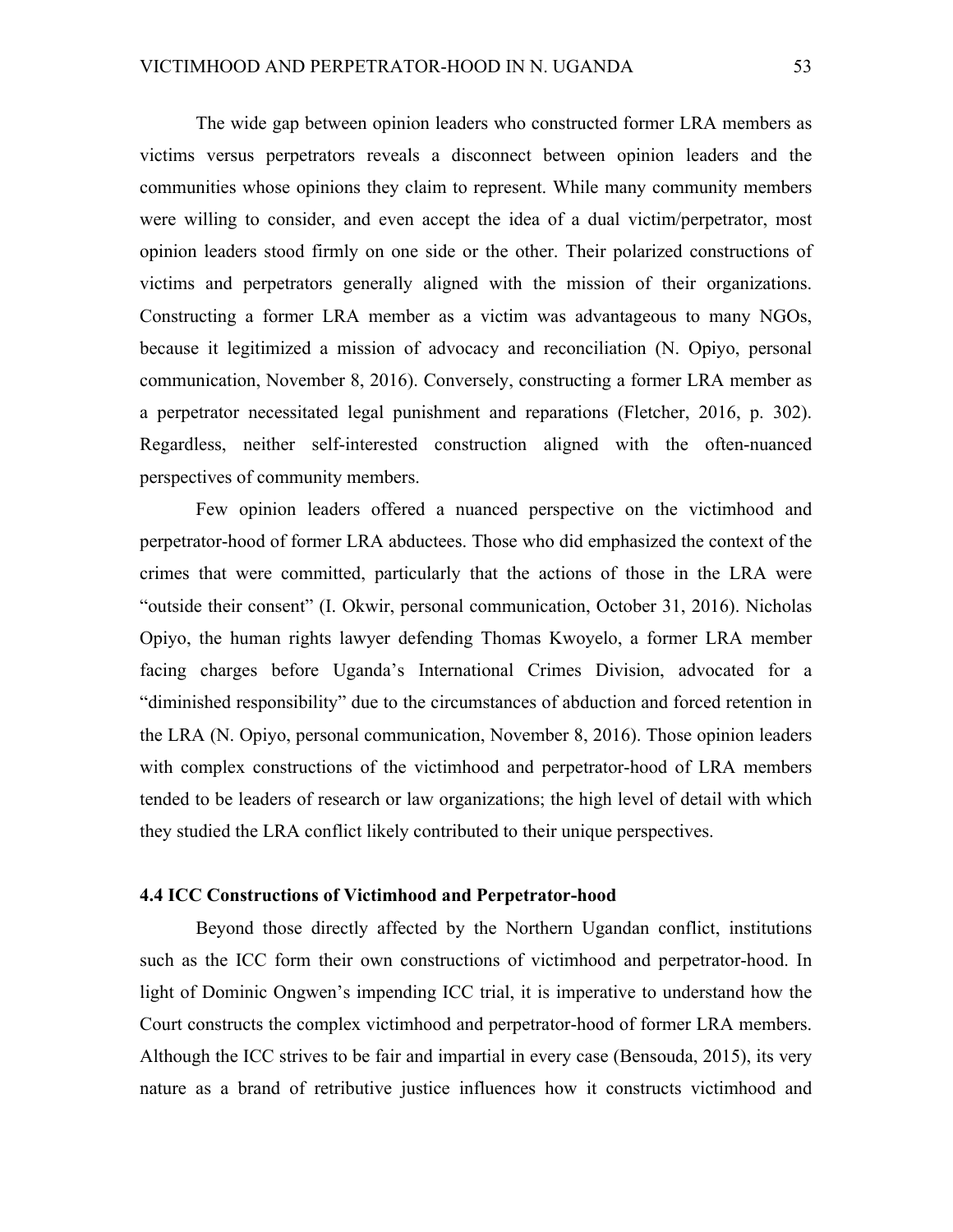The wide gap between opinion leaders who constructed former LRA members as victims versus perpetrators reveals a disconnect between opinion leaders and the communities whose opinions they claim to represent. While many community members were willing to consider, and even accept the idea of a dual victim/perpetrator, most opinion leaders stood firmly on one side or the other. Their polarized constructions of victims and perpetrators generally aligned with the mission of their organizations. Constructing a former LRA member as a victim was advantageous to many NGOs, because it legitimized a mission of advocacy and reconciliation (N. Opiyo, personal communication, November 8, 2016). Conversely, constructing a former LRA member as a perpetrator necessitated legal punishment and reparations (Fletcher, 2016, p. 302). Regardless, neither self-interested construction aligned with the often-nuanced perspectives of community members.

Few opinion leaders offered a nuanced perspective on the victimhood and perpetrator-hood of former LRA abductees. Those who did emphasized the context of the crimes that were committed, particularly that the actions of those in the LRA were "outside their consent" (I. Okwir, personal communication, October 31, 2016). Nicholas Opiyo, the human rights lawyer defending Thomas Kwoyelo, a former LRA member facing charges before Uganda's International Crimes Division, advocated for a "diminished responsibility" due to the circumstances of abduction and forced retention in the LRA (N. Opiyo, personal communication, November 8, 2016). Those opinion leaders with complex constructions of the victimhood and perpetrator-hood of LRA members tended to be leaders of research or law organizations; the high level of detail with which they studied the LRA conflict likely contributed to their unique perspectives.

### 4.4 ICC Constructions of Victimhood and Perpetrator-hood

Beyond those directly affected by the Northern Ugandan conflict, institutions such as the ICC form their own constructions of victimhood and perpetrator-hood. In light of Dominic Ongwen's impending ICC trial, it is imperative to understand how the Court constructs the complex victimhood and perpetrator-hood of former LRA members. Although the ICC strives to be fair and impartial in every case (Bensouda, 2015), its very nature as a brand of retributive justice influences how it constructs victimhood and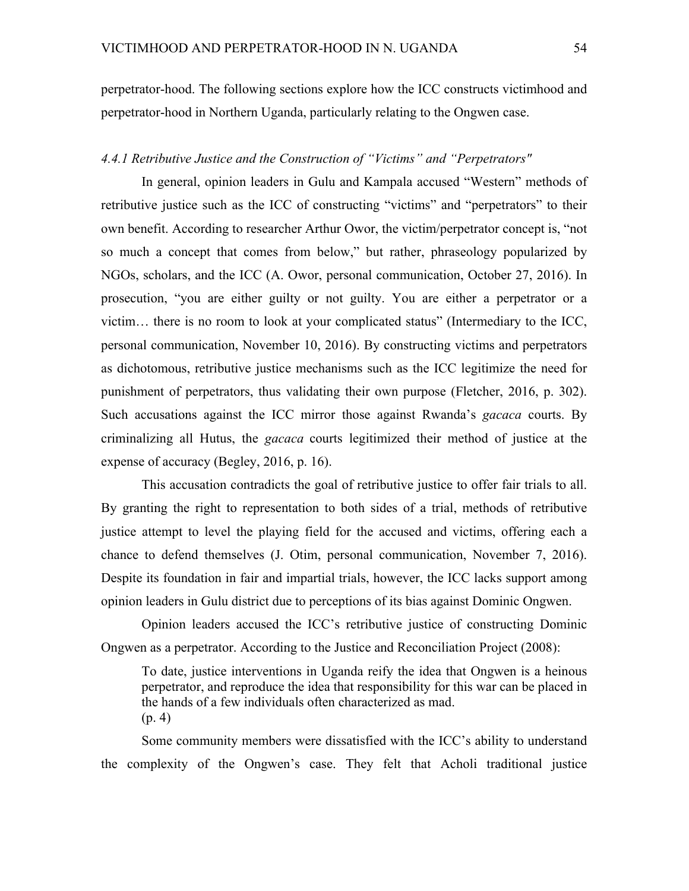perpetrator-hood. The following sections explore how the ICC constructs victimhood and perpetrator-hood in Northern Uganda, particularly relating to the Ongwen case.

#### *4.4.1 Retributive Justice and the Construction of "Victims" and "Perpetrators"*

In general, opinion leaders in Gulu and Kampala accused "Western" methods of retributive justice such as the ICC of constructing "victims" and "perpetrators" to their own benefit. According to researcher Arthur Owor, the victim/perpetrator concept is, "not so much a concept that comes from below," but rather, phraseology popularized by NGOs, scholars, and the ICC (A. Owor, personal communication, October 27, 2016). In prosecution, "you are either guilty or not guilty. You are either a perpetrator or a victim… there is no room to look at your complicated status" (Intermediary to the ICC, personal communication, November 10, 2016). By constructing victims and perpetrators as dichotomous, retributive justice mechanisms such as the ICC legitimize the need for punishment of perpetrators, thus validating their own purpose (Fletcher, 2016, p. 302). Such accusations against the ICC mirror those against Rwanda's *gacaca* courts. By criminalizing all Hutus, the *gacaca* courts legitimized their method of justice at the expense of accuracy (Begley, 2016, p. 16).

This accusation contradicts the goal of retributive justice to offer fair trials to all. By granting the right to representation to both sides of a trial, methods of retributive justice attempt to level the playing field for the accused and victims, offering each a chance to defend themselves (J. Otim, personal communication, November 7, 2016). Despite its foundation in fair and impartial trials, however, the ICC lacks support among opinion leaders in Gulu district due to perceptions of its bias against Dominic Ongwen.

Opinion leaders accused the ICC's retributive justice of constructing Dominic Ongwen as a perpetrator. According to the Justice and Reconciliation Project (2008):

> To date, justice interventions in Uganda reify the idea that Ongwen is a heinous perpetrator, and reproduce the idea that responsibility for this war can be placed in the hands of a few individuals often characterized as mad.
> (p. 4)

Some community members were dissatisfied with the ICC's ability to understand the complexity of the Ongwen's case. They felt that Acholi traditional justice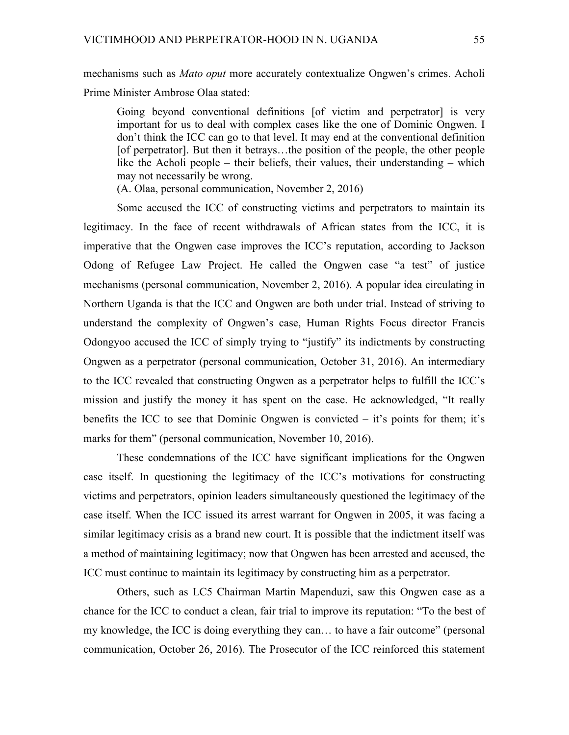mechanisms such as *Mato oput* more accurately contextualize Ongwen's crimes. Acholi Prime Minister Ambrose Olaa stated:

> Going beyond conventional definitions [of victim and perpetrator] is very important for us to deal with complex cases like the one of Dominic Ongwen. I don't think the ICC can go to that level. It may end at the conventional definition [of perpetrator]. But then it betrays…the position of the people, the other people like the Acholi people – their beliefs, their values, their understanding – which may not necessarily be wrong.
> (A. Olaa, personal communication, November 2, 2016)

Some accused the ICC of constructing victims and perpetrators to maintain its legitimacy. In the face of recent withdrawals of African states from the ICC, it is imperative that the Ongwen case improves the ICC's reputation, according to Jackson Odong of Refugee Law Project. He called the Ongwen case "a test" of justice mechanisms (personal communication, November 2, 2016). A popular idea circulating in Northern Uganda is that the ICC and Ongwen are both under trial. Instead of striving to understand the complexity of Ongwen's case, Human Rights Focus director Francis Odongyoo accused the ICC of simply trying to "justify" its indictments by constructing Ongwen as a perpetrator (personal communication, October 31, 2016). An intermediary to the ICC revealed that constructing Ongwen as a perpetrator helps to fulfill the ICC's mission and justify the money it has spent on the case. He acknowledged, "It really benefits the ICC to see that Dominic Ongwen is convicted – it's points for them; it's marks for them" (personal communication, November 10, 2016).

These condemnations of the ICC have significant implications for the Ongwen case itself. In questioning the legitimacy of the ICC's motivations for constructing victims and perpetrators, opinion leaders simultaneously questioned the legitimacy of the case itself. When the ICC issued its arrest warrant for Ongwen in 2005, it was facing a similar legitimacy crisis as a brand new court. It is possible that the indictment itself was a method of maintaining legitimacy; now that Ongwen has been arrested and accused, the ICC must continue to maintain its legitimacy by constructing him as a perpetrator.

Others, such as LC5 Chairman Martin Mapenduzi, saw this Ongwen case as a chance for the ICC to conduct a clean, fair trial to improve its reputation: "To the best of my knowledge, the ICC is doing everything they can… to have a fair outcome" (personal communication, October 26, 2016). The Prosecutor of the ICC reinforced this statement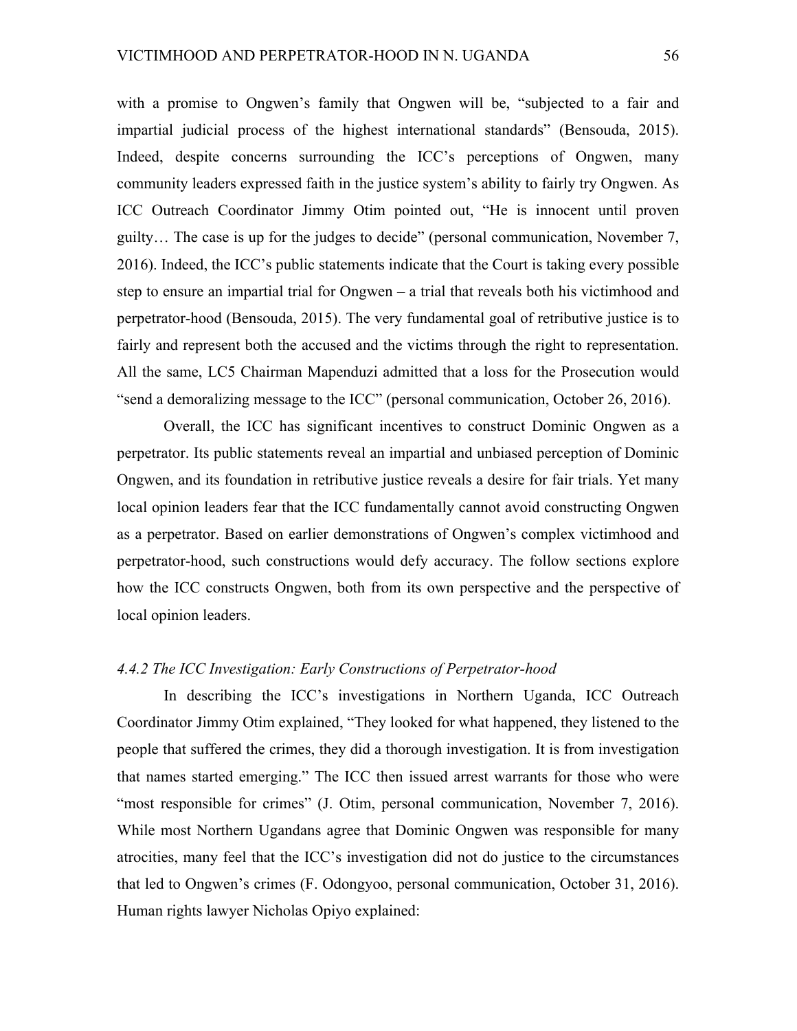with a promise to Ongwen's family that Ongwen will be, "subjected to a fair and impartial judicial process of the highest international standards" (Bensouda, 2015). Indeed, despite concerns surrounding the ICC's perceptions of Ongwen, many community leaders expressed faith in the justice system's ability to fairly try Ongwen. As ICC Outreach Coordinator Jimmy Otim pointed out, "He is innocent until proven guilty… The case is up for the judges to decide" (personal communication, November 7, 2016). Indeed, the ICC's public statements indicate that the Court is taking every possible step to ensure an impartial trial for Ongwen – a trial that reveals both his victimhood and perpetrator-hood (Bensouda, 2015). The very fundamental goal of retributive justice is to fairly and represent both the accused and the victims through the right to representation. All the same, LC5 Chairman Mapenduzi admitted that a loss for the Prosecution would "send a demoralizing message to the ICC" (personal communication, October 26, 2016).

Overall, the ICC has significant incentives to construct Dominic Ongwen as a perpetrator. Its public statements reveal an impartial and unbiased perception of Dominic Ongwen, and its foundation in retributive justice reveals a desire for fair trials. Yet many local opinion leaders fear that the ICC fundamentally cannot avoid constructing Ongwen as a perpetrator. Based on earlier demonstrations of Ongwen's complex victimhood and perpetrator-hood, such constructions would defy accuracy. The follow sections explore how the ICC constructs Ongwen, both from its own perspective and the perspective of local opinion leaders.

#### *4.4.2 The ICC Investigation: Early Constructions of Perpetrator-hood*

In describing the ICC's investigations in Northern Uganda, ICC Outreach Coordinator Jimmy Otim explained, "They looked for what happened, they listened to the people that suffered the crimes, they did a thorough investigation. It is from investigation that names started emerging." The ICC then issued arrest warrants for those who were "most responsible for crimes" (J. Otim, personal communication, November 7, 2016). While most Northern Ugandans agree that Dominic Ongwen was responsible for many atrocities, many feel that the ICC's investigation did not do justice to the circumstances that led to Ongwen's crimes (F. Odongyoo, personal communication, October 31, 2016). Human rights lawyer Nicholas Opiyo explained: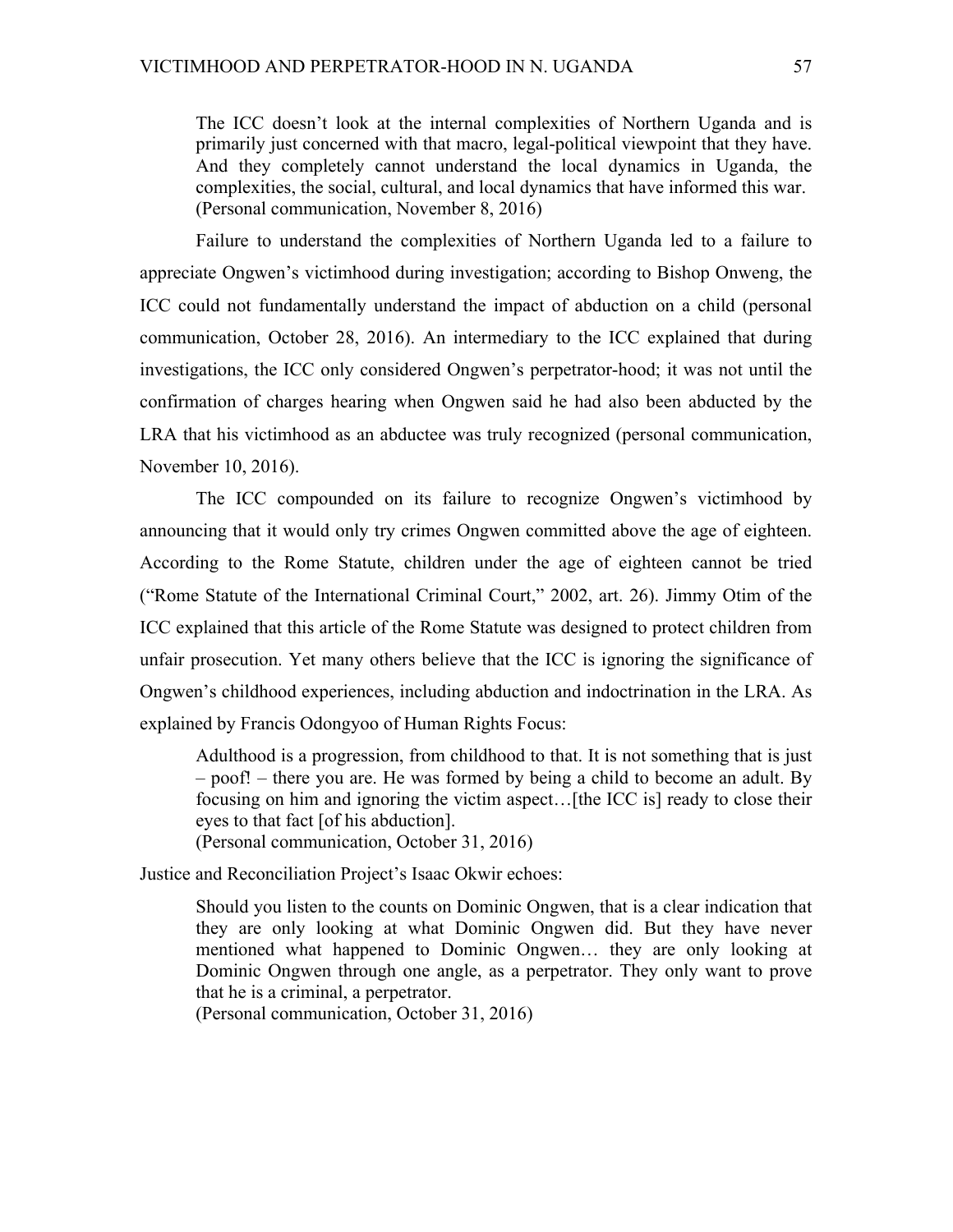> The ICC doesn't look at the internal complexities of Northern Uganda and is primarily just concerned with that macro, legal-political viewpoint that they have. And they completely cannot understand the local dynamics in Uganda, the complexities, the social, cultural, and local dynamics that have informed this war. (Personal communication, November 8, 2016)

Failure to understand the complexities of Northern Uganda led to a failure to appreciate Ongwen's victimhood during investigation; according to Bishop Onweng, the ICC could not fundamentally understand the impact of abduction on a child (personal communication, October 28, 2016). An intermediary to the ICC explained that during investigations, the ICC only considered Ongwen's perpetrator-hood; it was not until the confirmation of charges hearing when Ongwen said he had also been abducted by the LRA that his victimhood as an abductee was truly recognized (personal communication, November 10, 2016).

The ICC compounded on its failure to recognize Ongwen's victimhood by announcing that it would only try crimes Ongwen committed above the age of eighteen. According to the Rome Statute, children under the age of eighteen cannot be tried ("Rome Statute of the International Criminal Court," 2002, art. 26). Jimmy Otim of the ICC explained that this article of the Rome Statute was designed to protect children from unfair prosecution. Yet many others believe that the ICC is ignoring the significance of Ongwen's childhood experiences, including abduction and indoctrination in the LRA. As explained by Francis Odongyoo of Human Rights Focus:

> Adulthood is a progression, from childhood to that. It is not something that is just – poof! – there you are. He was formed by being a child to become an adult. By focusing on him and ignoring the victim aspect…[the ICC is] ready to close their eyes to that fact [of his abduction].
> (Personal communication, October 31, 2016)

Justice and Reconciliation Project's Isaac Okwir echoes:

> Should you listen to the counts on Dominic Ongwen, that is a clear indication that they are only looking at what Dominic Ongwen did. But they have never mentioned what happened to Dominic Ongwen… they are only looking at Dominic Ongwen through one angle, as a perpetrator. They only want to prove that he is a criminal, a perpetrator.
> (Personal communication, October 31, 2016)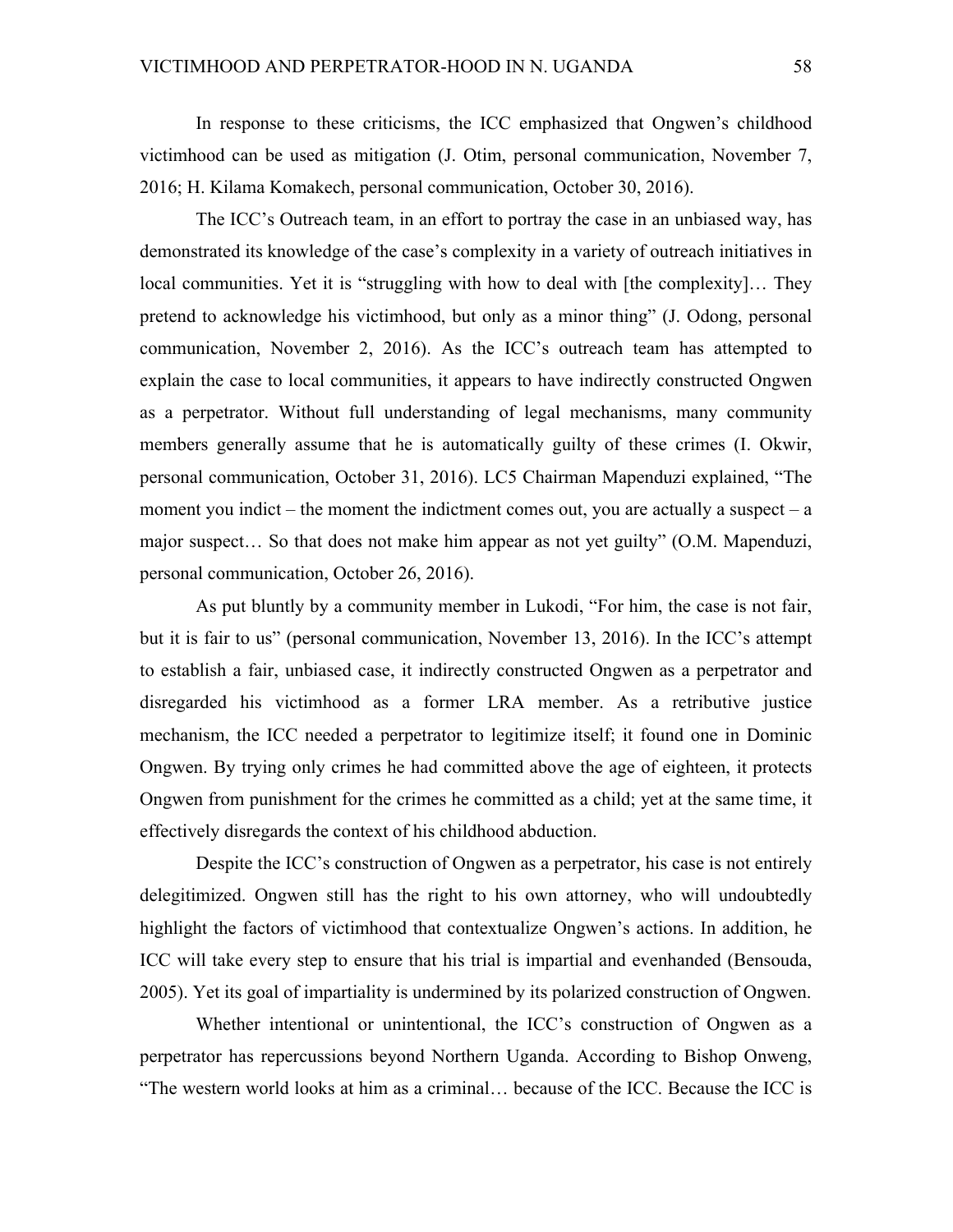In response to these criticisms, the ICC emphasized that Ongwen's childhood victimhood can be used as mitigation (J. Otim, personal communication, November 7, 2016; H. Kilama Komakech, personal communication, October 30, 2016).

The ICC's Outreach team, in an effort to portray the case in an unbiased way, has demonstrated its knowledge of the case's complexity in a variety of outreach initiatives in local communities. Yet it is "struggling with how to deal with [the complexity]… They pretend to acknowledge his victimhood, but only as a minor thing" (J. Odong, personal communication, November 2, 2016). As the ICC's outreach team has attempted to explain the case to local communities, it appears to have indirectly constructed Ongwen as a perpetrator. Without full understanding of legal mechanisms, many community members generally assume that he is automatically guilty of these crimes (I. Okwir, personal communication, October 31, 2016). LC5 Chairman Mapenduzi explained, "The moment you indict – the moment the indictment comes out, you are actually a suspect – a major suspect… So that does not make him appear as not yet guilty" (O.M. Mapenduzi, personal communication, October 26, 2016).

As put bluntly by a community member in Lukodi, "For him, the case is not fair, but it is fair to us" (personal communication, November 13, 2016). In the ICC's attempt to establish a fair, unbiased case, it indirectly constructed Ongwen as a perpetrator and disregarded his victimhood as a former LRA member. As a retributive justice mechanism, the ICC needed a perpetrator to legitimize itself; it found one in Dominic Ongwen. By trying only crimes he had committed above the age of eighteen, it protects Ongwen from punishment for the crimes he committed as a child; yet at the same time, it effectively disregards the context of his childhood abduction.

Despite the ICC's construction of Ongwen as a perpetrator, his case is not entirely delegitimized. Ongwen still has the right to his own attorney, who will undoubtedly highlight the factors of victimhood that contextualize Ongwen's actions. In addition, he ICC will take every step to ensure that his trial is impartial and evenhanded (Bensouda, 2005). Yet its goal of impartiality is undermined by its polarized construction of Ongwen.

Whether intentional or unintentional, the ICC's construction of Ongwen as a perpetrator has repercussions beyond Northern Uganda. According to Bishop Onweng, "The western world looks at him as a criminal… because of the ICC. Because the ICC is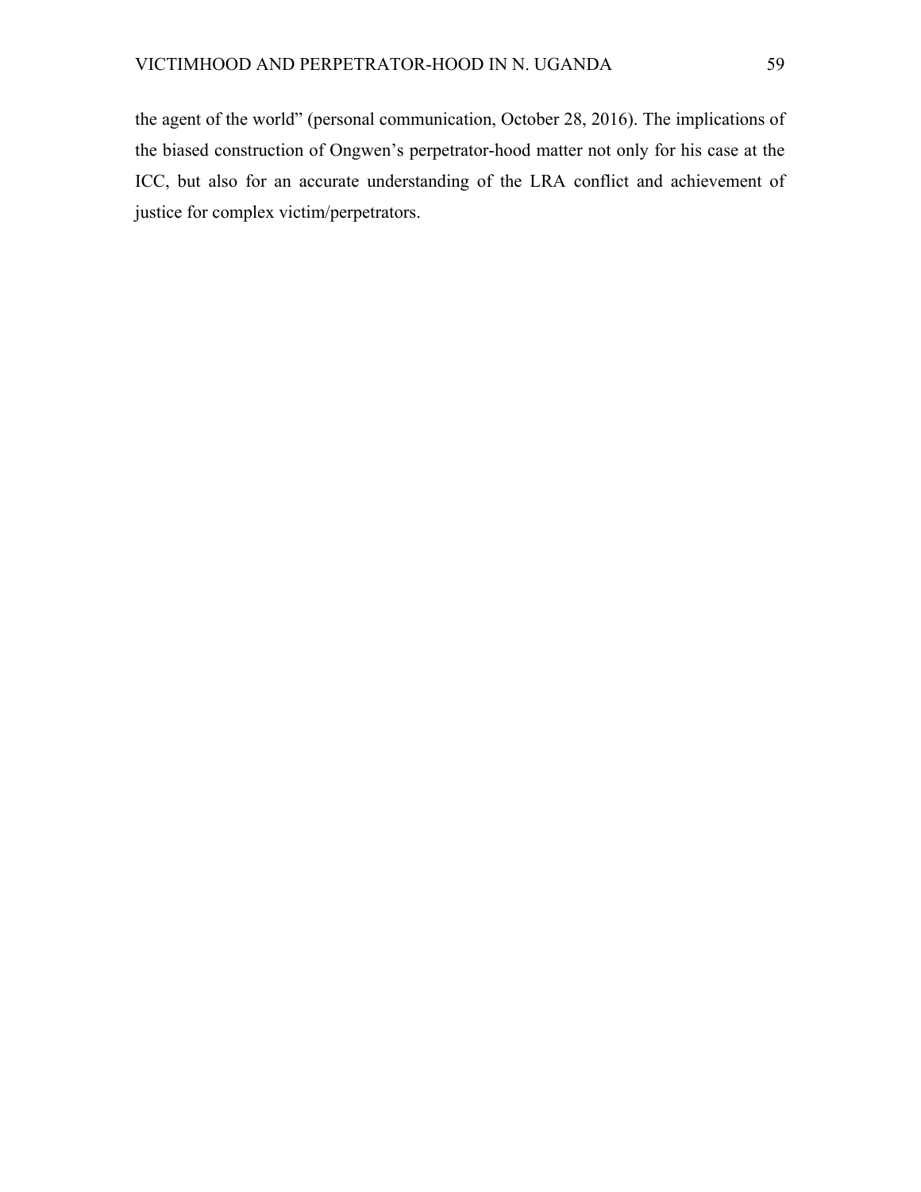the agent of the world" (personal communication, October 28, 2016). The implications of the biased construction of Ongwen's perpetrator-hood matter not only for his case at the ICC, but also for an accurate understanding of the LRA conflict and achievement of justice for complex victim/perpetrators.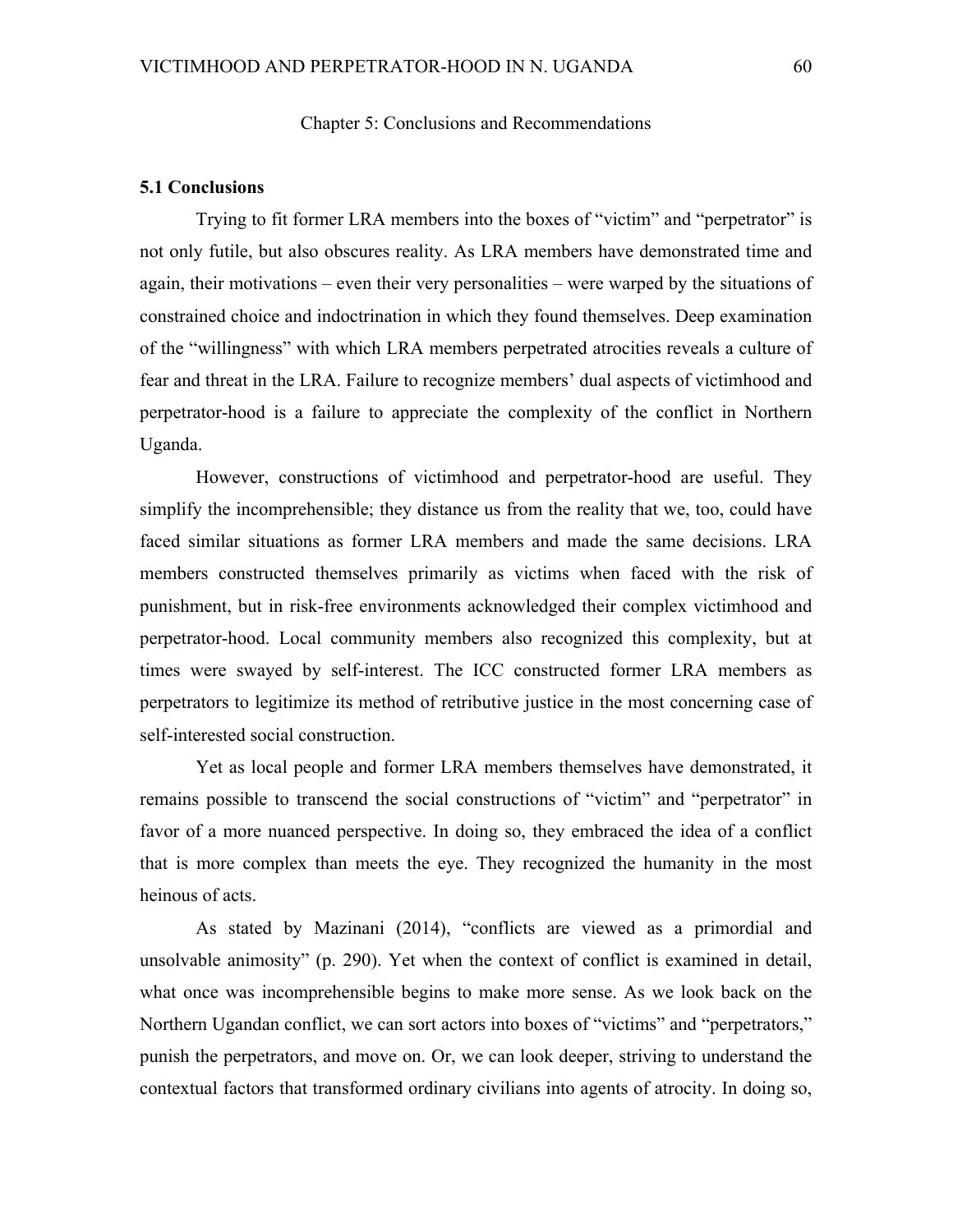# Chapter 5: Conclusions and Recommendations

## 5.1 Conclusions

Trying to fit former LRA members into the boxes of "victim" and "perpetrator" is not only futile, but also obscures reality. As LRA members have demonstrated time and again, their motivations – even their very personalities – were warped by the situations of constrained choice and indoctrination in which they found themselves. Deep examination of the "willingness" with which LRA members perpetrated atrocities reveals a culture of fear and threat in the LRA. Failure to recognize members' dual aspects of victimhood and perpetrator-hood is a failure to appreciate the complexity of the conflict in Northern Uganda.

However, constructions of victimhood and perpetrator-hood are useful. They simplify the incomprehensible; they distance us from the reality that we, too, could have faced similar situations as former LRA members and made the same decisions. LRA members constructed themselves primarily as victims when faced with the risk of punishment, but in risk-free environments acknowledged their complex victimhood and perpetrator-hood. Local community members also recognized this complexity, but at times were swayed by self-interest. The ICC constructed former LRA members as perpetrators to legitimize its method of retributive justice in the most concerning case of self-interested social construction.

Yet as local people and former LRA members themselves have demonstrated, it remains possible to transcend the social constructions of "victim" and "perpetrator" in favor of a more nuanced perspective. In doing so, they embraced the idea of a conflict that is more complex than meets the eye. They recognized the humanity in the most heinous of acts.

As stated by Mazinani (2014), "conflicts are viewed as a primordial and unsolvable animosity" (p. 290). Yet when the context of conflict is examined in detail, what once was incomprehensible begins to make more sense. As we look back on the Northern Ugandan conflict, we can sort actors into boxes of "victims" and "perpetrators," punish the perpetrators, and move on. Or, we can look deeper, striving to understand the contextual factors that transformed ordinary civilians into agents of atrocity. In doing so,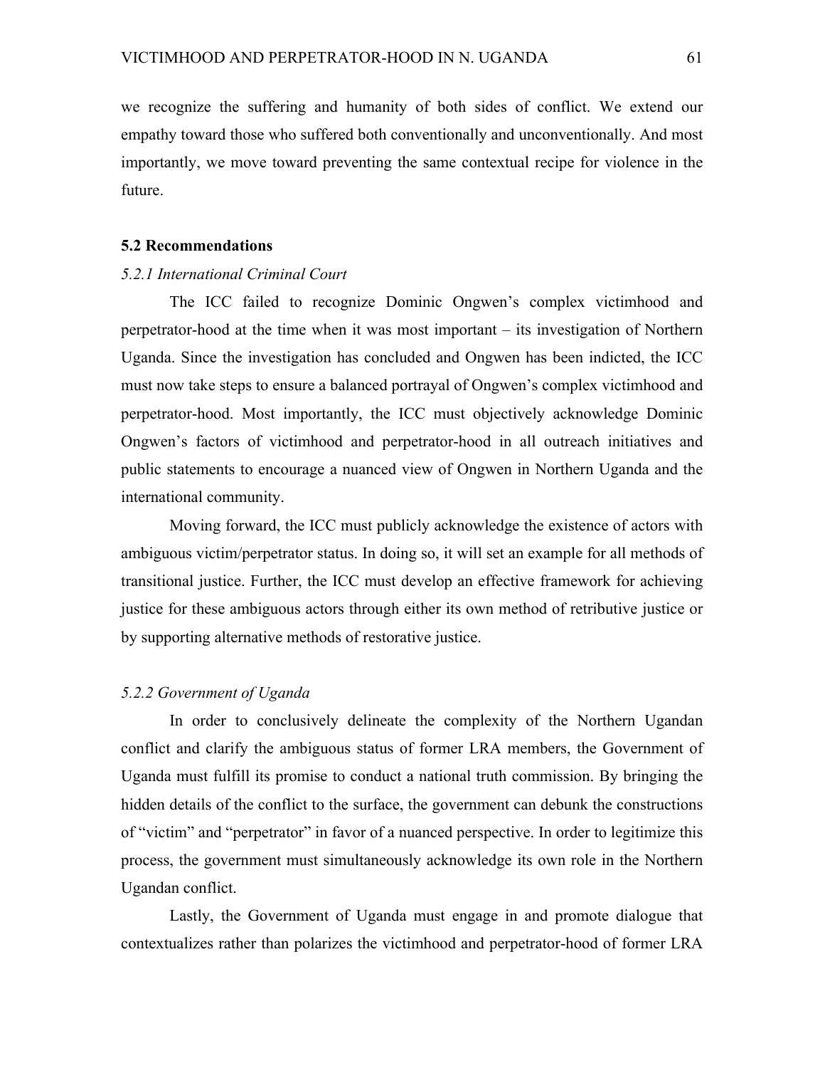we recognize the suffering and humanity of both sides of conflict. We extend our empathy toward those who suffered both conventionally and unconventionally. And most importantly, we move toward preventing the same contextual recipe for violence in the future.

## 5.2 Recommendations

### *5.2.1 International Criminal Court*

The ICC failed to recognize Dominic Ongwen's complex victimhood and perpetrator-hood at the time when it was most important – its investigation of Northern Uganda. Since the investigation has concluded and Ongwen has been indicted, the ICC must now take steps to ensure a balanced portrayal of Ongwen's complex victimhood and perpetrator-hood. Most importantly, the ICC must objectively acknowledge Dominic Ongwen's factors of victimhood and perpetrator-hood in all outreach initiatives and public statements to encourage a nuanced view of Ongwen in Northern Uganda and the international community.

Moving forward, the ICC must publicly acknowledge the existence of actors with ambiguous victim/perpetrator status. In doing so, it will set an example for all methods of transitional justice. Further, the ICC must develop an effective framework for achieving justice for these ambiguous actors through either its own method of retributive justice or by supporting alternative methods of restorative justice.

### *5.2.2 Government of Uganda*

In order to conclusively delineate the complexity of the Northern Ugandan conflict and clarify the ambiguous status of former LRA members, the Government of Uganda must fulfill its promise to conduct a national truth commission. By bringing the hidden details of the conflict to the surface, the government can debunk the constructions of "victim" and "perpetrator" in favor of a nuanced perspective. In order to legitimize this process, the government must simultaneously acknowledge its own role in the Northern Ugandan conflict.

Lastly, the Government of Uganda must engage in and promote dialogue that contextualizes rather than polarizes the victimhood and perpetrator-hood of former LRA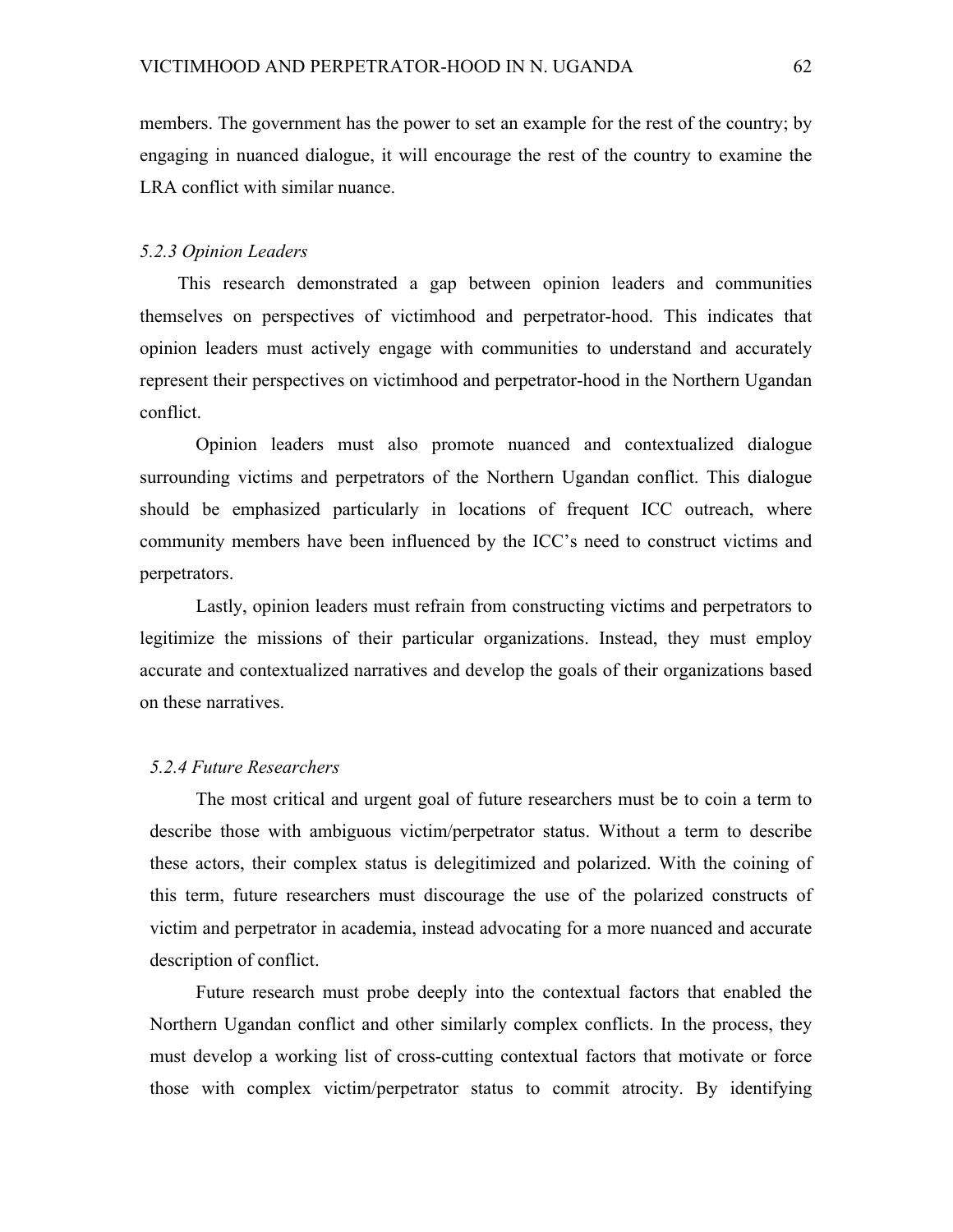members. The government has the power to set an example for the rest of the country; by engaging in nuanced dialogue, it will encourage the rest of the country to examine the LRA conflict with similar nuance.

### *5.2.3 Opinion Leaders*

This research demonstrated a gap between opinion leaders and communities themselves on perspectives of victimhood and perpetrator-hood. This indicates that opinion leaders must actively engage with communities to understand and accurately represent their perspectives on victimhood and perpetrator-hood in the Northern Ugandan conflict.

Opinion leaders must also promote nuanced and contextualized dialogue surrounding victims and perpetrators of the Northern Ugandan conflict. This dialogue should be emphasized particularly in locations of frequent ICC outreach, where community members have been influenced by the ICC's need to construct victims and perpetrators.

Lastly, opinion leaders must refrain from constructing victims and perpetrators to legitimize the missions of their particular organizations. Instead, they must employ accurate and contextualized narratives and develop the goals of their organizations based on these narratives.

### *5.2.4 Future Researchers*

The most critical and urgent goal of future researchers must be to coin a term to describe those with ambiguous victim/perpetrator status. Without a term to describe these actors, their complex status is delegitimized and polarized. With the coining of this term, future researchers must discourage the use of the polarized constructs of victim and perpetrator in academia, instead advocating for a more nuanced and accurate description of conflict.

Future research must probe deeply into the contextual factors that enabled the Northern Ugandan conflict and other similarly complex conflicts. In the process, they must develop a working list of cross-cutting contextual factors that motivate or force those with complex victim/perpetrator status to commit atrocity. By identifying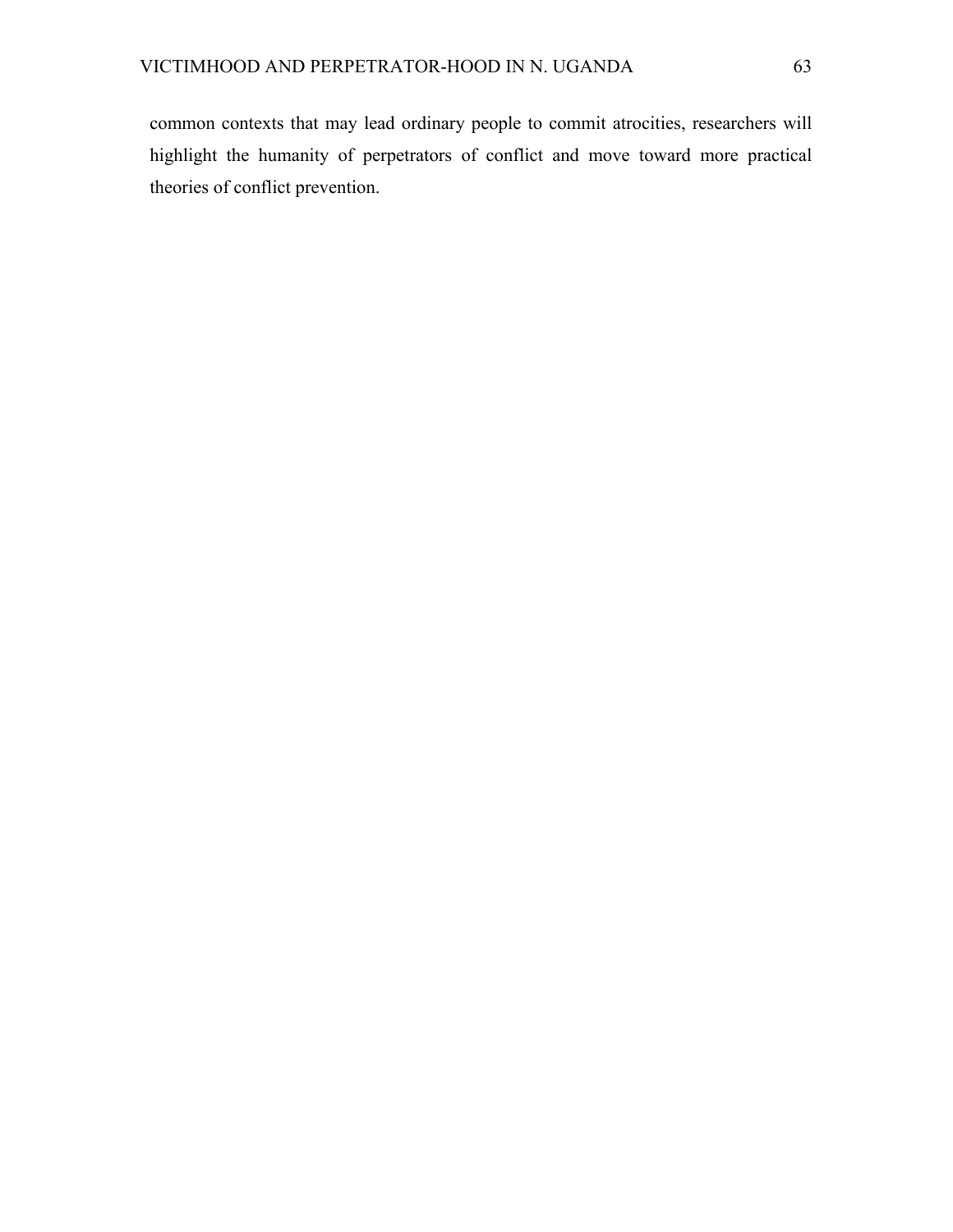common contexts that may lead ordinary people to commit atrocities, researchers will highlight the humanity of perpetrators of conflict and move toward more practical theories of conflict prevention.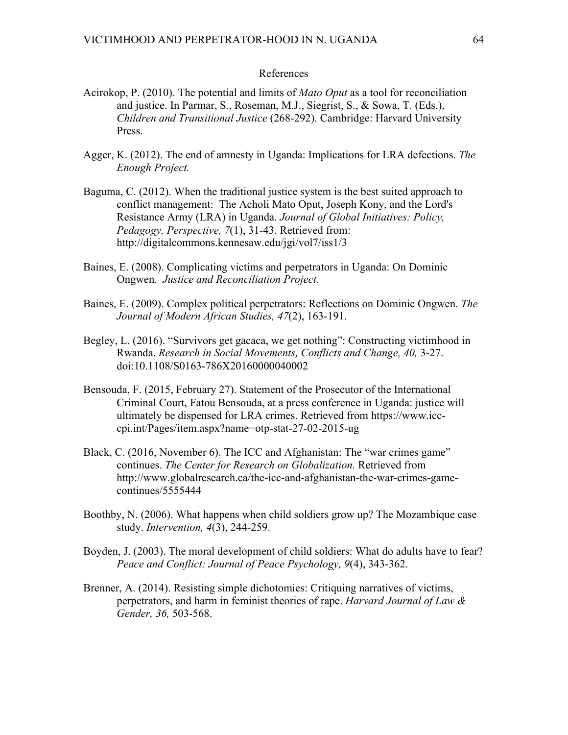# References

Acirokop, P. (2010). The potential and limits of *Mato Oput* as a tool for reconciliation and justice. In Parmar, S., Roseman, M.J., Siegrist, S., & Sowa, T. (Eds.), *Children and Transitional Justice* (268-292). Cambridge: Harvard University Press.

Agger, K. (2012). The end of amnesty in Uganda: Implications for LRA defections. *The Enough Project.*

Baguma, C. (2012). When the traditional justice system is the best suited approach to conflict management: The Acholi Mato Oput, Joseph Kony, and the Lord's Resistance Army (LRA) in Uganda. *Journal of Global Initiatives: Policy, Pedagogy, Perspective, 7*(1), 31-43. Retrieved from: http://digitalcommons.kennesaw.edu/jgi/vol7/iss1/3

Baines, E. (2008). Complicating victims and perpetrators in Uganda: On Dominic Ongwen. *Justice and Reconciliation Project.*

Baines, E. (2009). Complex political perpetrators: Reflections on Dominic Ongwen. *The Journal of Modern African Studies, 47*(2), 163-191.

Begley, L. (2016). "Survivors get gacaca, we get nothing": Constructing victimhood in Rwanda. *Research in Social Movements, Conflicts and Change, 40,* 3-27. doi:10.1108/S0163-786X20160000040002

Bensouda, F. (2015, February 27). Statement of the Prosecutor of the International Criminal Court, Fatou Bensouda, at a press conference in Uganda: justice will ultimately be dispensed for LRA crimes. Retrieved from https://www.icc-cpi.int/Pages/item.aspx?name=otp-stat-27-02-2015-ug

Black, C. (2016, November 6). The ICC and Afghanistan: The "war crimes game" continues. *The Center for Research on Globalization.* Retrieved from http://www.globalresearch.ca/the-icc-and-afghanistan-the-war-crimes-game-continues/5555444

Boothby, N. (2006). What happens when child soldiers grow up? The Mozambique case study. *Intervention, 4*(3), 244-259.

Boyden, J. (2003). The moral development of child soldiers: What do adults have to fear? *Peace and Conflict: Journal of Peace Psychology, 9*(4), 343-362.

Brenner, A. (2014). Resisting simple dichotomies: Critiquing narratives of victims, perpetrators, and harm in feminist theories of rape. *Harvard Journal of Law & Gender, 36,* 503-568.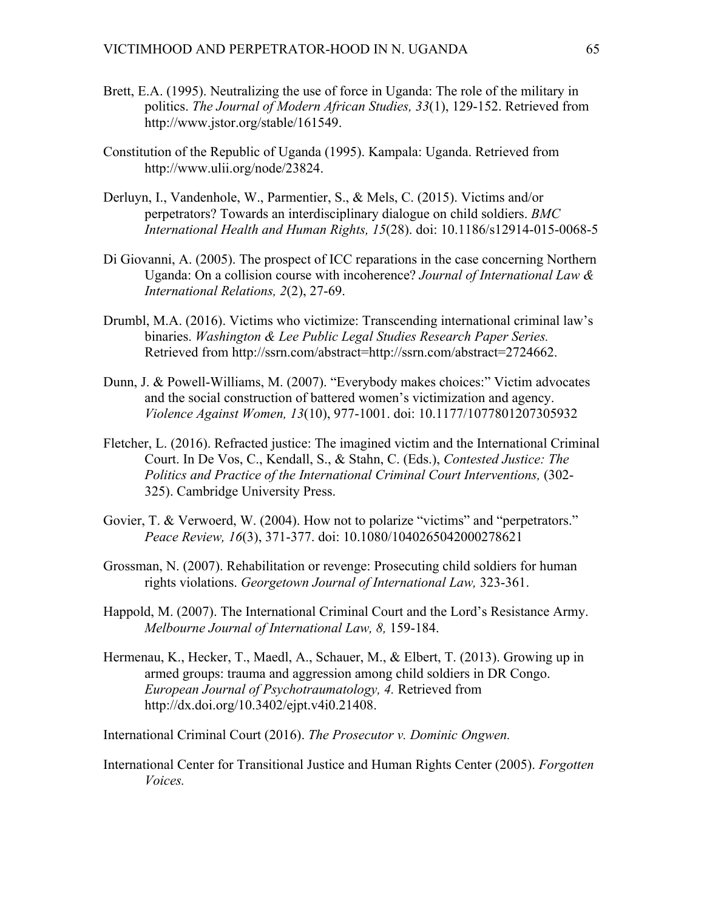Brett, E.A. (1995). Neutralizing the use of force in Uganda: The role of the military in politics. *The Journal of Modern African Studies, 33*(1), 129-152. Retrieved from http://www.jstor.org/stable/161549.

Constitution of the Republic of Uganda (1995). Kampala: Uganda. Retrieved from http://www.ulii.org/node/23824.

Derluyn, I., Vandenhole, W., Parmentier, S., & Mels, C. (2015). Victims and/or perpetrators? Towards an interdisciplinary dialogue on child soldiers. *BMC International Health and Human Rights, 15*(28). doi: 10.1186/s12914-015-0068-5

Di Giovanni, A. (2005). The prospect of ICC reparations in the case concerning Northern Uganda: On a collision course with incoherence? *Journal of International Law & International Relations, 2*(2), 27-69.

Drumbl, M.A. (2016). Victims who victimize: Transcending international criminal law's binaries. *Washington & Lee Public Legal Studies Research Paper Series.* Retrieved from http://ssrn.com/abstract=http://ssrn.com/abstract=2724662.

Dunn, J. & Powell-Williams, M. (2007). "Everybody makes choices:" Victim advocates and the social construction of battered women's victimization and agency. *Violence Against Women, 13*(10), 977-1001. doi: 10.1177/1077801207305932

Fletcher, L. (2016). Refracted justice: The imagined victim and the International Criminal Court. In De Vos, C., Kendall, S., & Stahn, C. (Eds.), *Contested Justice: The Politics and Practice of the International Criminal Court Interventions,* (302-325). Cambridge University Press.

Govier, T. & Verwoerd, W. (2004). How not to polarize "victims" and "perpetrators." *Peace Review, 16*(3), 371-377. doi: 10.1080/1040265042000278621

Grossman, N. (2007). Rehabilitation or revenge: Prosecuting child soldiers for human rights violations. *Georgetown Journal of International Law,* 323-361.

Happold, M. (2007). The International Criminal Court and the Lord's Resistance Army. *Melbourne Journal of International Law, 8,* 159-184.

Hermenau, K., Hecker, T., Maedl, A., Schauer, M., & Elbert, T. (2013). Growing up in armed groups: trauma and aggression among child soldiers in DR Congo. *European Journal of Psychotraumatology, 4.* Retrieved from http://dx.doi.org/10.3402/ejpt.v4i0.21408.

International Criminal Court (2016). *The Prosecutor v. Dominic Ongwen.*

International Center for Transitional Justice and Human Rights Center (2005). *Forgotten Voices.*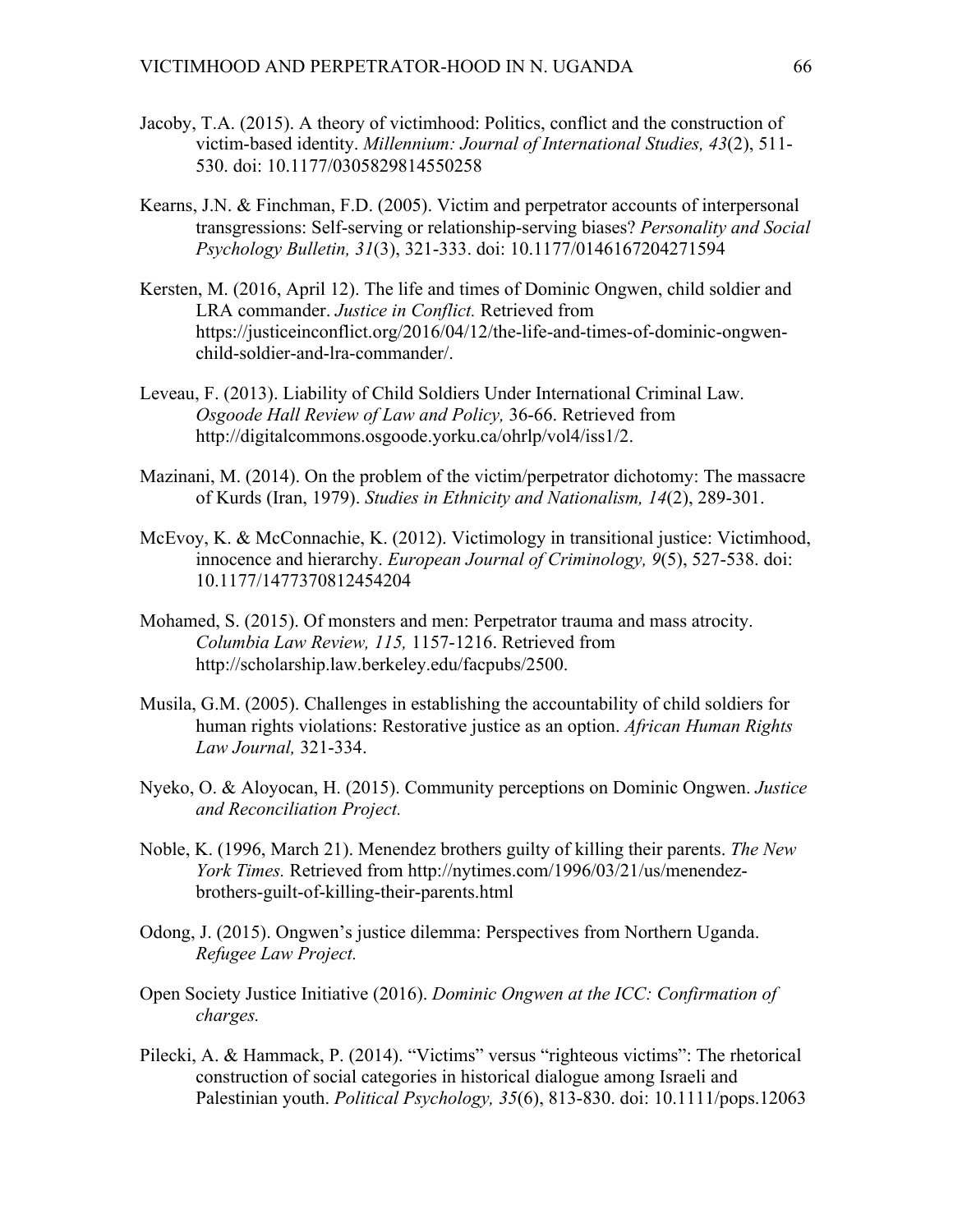Jacoby, T.A. (2015). A theory of victimhood: Politics, conflict and the construction of victim-based identity. *Millennium: Journal of International Studies, 43*(2), 511-530. doi: 10.1177/0305829814550258

Kearns, J.N. & Finchman, F.D. (2005). Victim and perpetrator accounts of interpersonal transgressions: Self-serving or relationship-serving biases? *Personality and Social Psychology Bulletin, 31*(3), 321-333. doi: 10.1177/0146167204271594

Kersten, M. (2016, April 12). The life and times of Dominic Ongwen, child soldier and LRA commander. *Justice in Conflict.* Retrieved from https://justiceinconflict.org/2016/04/12/the-life-and-times-of-dominic-ongwen-child-soldier-and-lra-commander/.

Leveau, F. (2013). Liability of Child Soldiers Under International Criminal Law. *Osgoode Hall Review of Law and Policy,* 36-66. Retrieved from http://digitalcommons.osgoode.yorku.ca/ohrlp/vol4/iss1/2.

Mazinani, M. (2014). On the problem of the victim/perpetrator dichotomy: The massacre of Kurds (Iran, 1979). *Studies in Ethnicity and Nationalism, 14*(2), 289-301.

McEvoy, K. & McConnachie, K. (2012). Victimology in transitional justice: Victimhood, innocence and hierarchy. *European Journal of Criminology, 9*(5), 527-538. doi: 10.1177/1477370812454204

Mohamed, S. (2015). Of monsters and men: Perpetrator trauma and mass atrocity. *Columbia Law Review, 115,* 1157-1216. Retrieved from http://scholarship.law.berkeley.edu/facpubs/2500.

Musila, G.M. (2005). Challenges in establishing the accountability of child soldiers for human rights violations: Restorative justice as an option. *African Human Rights Law Journal,* 321-334.

Nyeko, O. & Aloyocan, H. (2015). Community perceptions on Dominic Ongwen. *Justice and Reconciliation Project.*

Noble, K. (1996, March 21). Menendez brothers guilty of killing their parents. *The New York Times.* Retrieved from http://nytimes.com/1996/03/21/us/menendez-brothers-guilt-of-killing-their-parents.html

Odong, J. (2015). Ongwen's justice dilemma: Perspectives from Northern Uganda. *Refugee Law Project.*

Open Society Justice Initiative (2016). *Dominic Ongwen at the ICC: Confirmation of charges.*

Pilecki, A. & Hammack, P. (2014). "Victims" versus "righteous victims": The rhetorical construction of social categories in historical dialogue among Israeli and Palestinian youth. *Political Psychology, 35*(6), 813-830. doi: 10.1111/pops.12063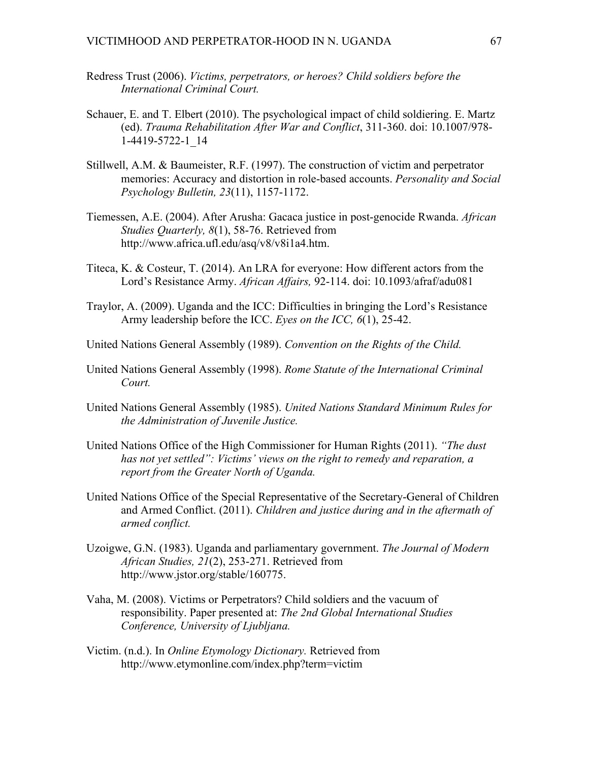Redress Trust (2006). *Victims, perpetrators, or heroes? Child soldiers before the International Criminal Court.*

Schauer, E. and T. Elbert (2010). The psychological impact of child soldiering. E. Martz (ed). *Trauma Rehabilitation After War and Conflict*, 311-360. doi: 10.1007/978-1-4419-5722-1_14

Stillwell, A.M. & Baumeister, R.F. (1997). The construction of victim and perpetrator memories: Accuracy and distortion in role-based accounts. *Personality and Social Psychology Bulletin, 23*(11), 1157-1172.

Tiemessen, A.E. (2004). After Arusha: Gacaca justice in post-genocide Rwanda. *African Studies Quarterly, 8*(1), 58-76. Retrieved from http://www.africa.ufl.edu/asq/v8/v8i1a4.htm.

Titeca, K. & Costeur, T. (2014). An LRA for everyone: How different actors from the Lord's Resistance Army. *African Affairs,* 92-114. doi: 10.1093/afraf/adu081

Traylor, A. (2009). Uganda and the ICC: Difficulties in bringing the Lord's Resistance Army leadership before the ICC. *Eyes on the ICC, 6*(1), 25-42.

United Nations General Assembly (1989). *Convention on the Rights of the Child.*

United Nations General Assembly (1998). *Rome Statute of the International Criminal Court.*

United Nations General Assembly (1985). *United Nations Standard Minimum Rules for the Administration of Juvenile Justice.*

United Nations Office of the High Commissioner for Human Rights (2011). *"The dust has not yet settled": Victims' views on the right to remedy and reparation, a report from the Greater North of Uganda.*

United Nations Office of the Special Representative of the Secretary-General of Children and Armed Conflict. (2011). *Children and justice during and in the aftermath of armed conflict.*

Uzoigwe, G.N. (1983). Uganda and parliamentary government. *The Journal of Modern African Studies, 21*(2), 253-271. Retrieved from http://www.jstor.org/stable/160775.

Vaha, M. (2008). Victims or Perpetrators? Child soldiers and the vacuum of responsibility. Paper presented at: *The 2nd Global International Studies Conference, University of Ljubljana.*

Victim. (n.d.). In *Online Etymology Dictionary.* Retrieved from http://www.etymonline.com/index.php?term=victim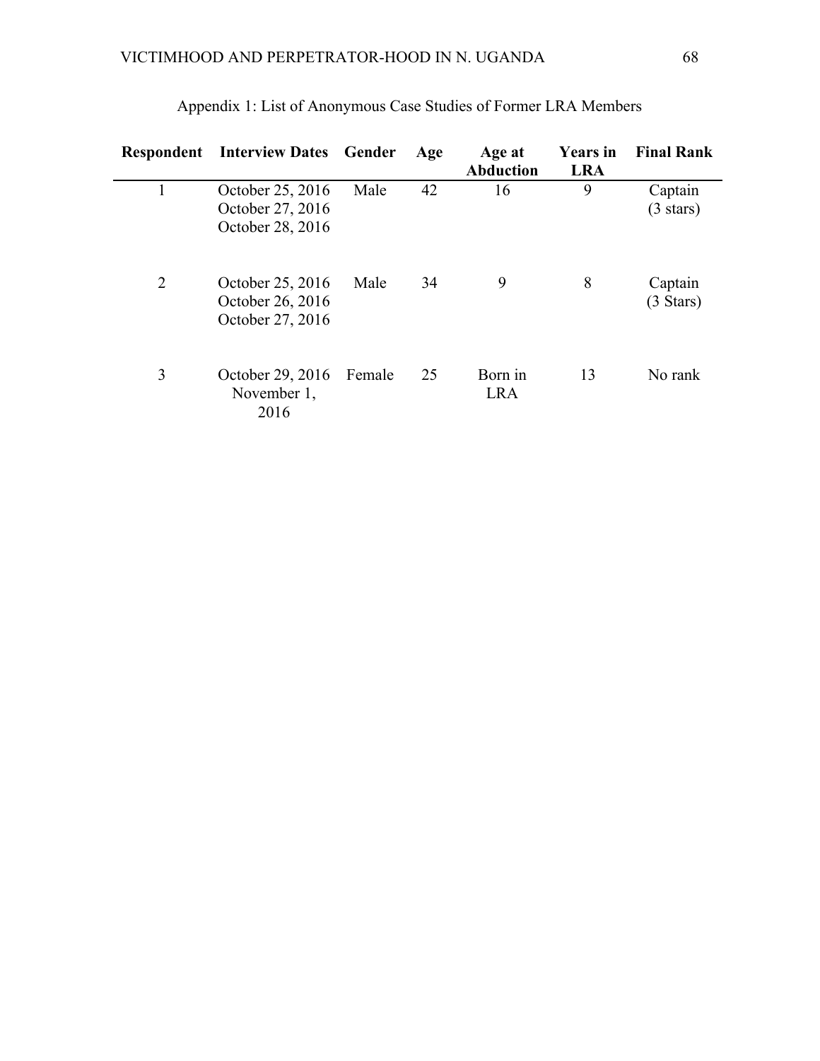Appendix 1: List of Anonymous Case Studies of Former LRA Members

| Respondent | Interview Dates | Gender | Age | Age at Abduction | Years in LRA | Final Rank |
|---|---|---|---|---|---|---|
| 1 | October 25, 2016<br>October 27, 2016<br>October 28, 2016 | Male | 42 | 16 | 9 | Captain (3 stars) |
| 2 | October 25, 2016<br>October 26, 2016<br>October 27, 2016 | Male | 34 | 9 | 8 | Captain (3 Stars) |
| 3 | October 29, 2016<br>November 1, 2016 | Female | 25 | Born in LRA | 13 | No rank |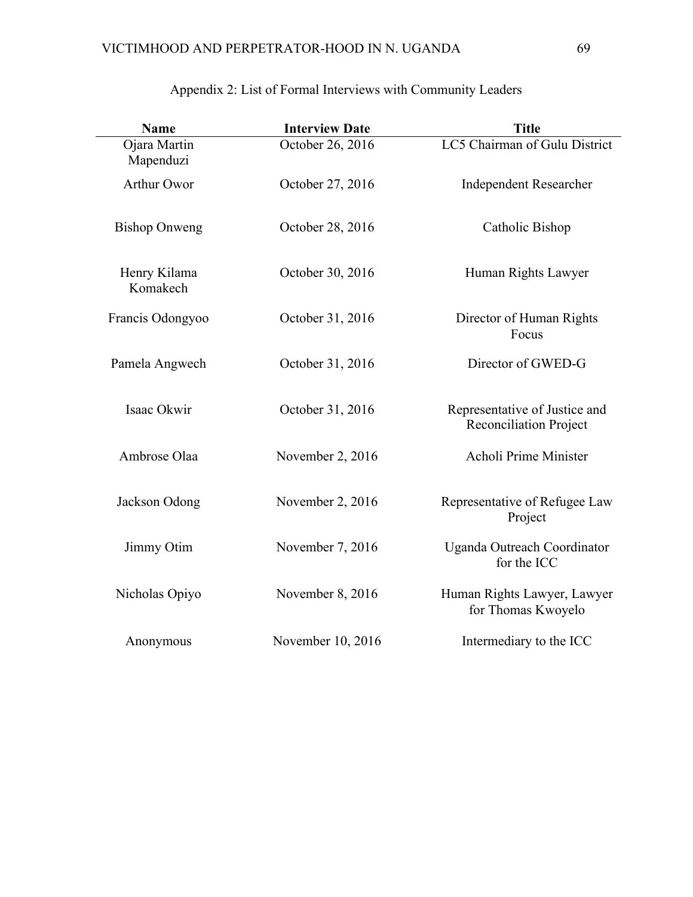Appendix 2: List of Formal Interviews with Community Leaders

| Name | Interview Date | Title |
|---|---|---|
| Ojara Martin Mapenduzi | October 26, 2016 | LC5 Chairman of Gulu District |
| Arthur Owor | October 27, 2016 | Independent Researcher |
| Bishop Onweng | October 28, 2016 | Catholic Bishop |
| Henry Kilama Komakech | October 30, 2016 | Human Rights Lawyer |
| Francis Odongyoo | October 31, 2016 | Director of Human Rights Focus |
| Pamela Angwech | October 31, 2016 | Director of GWED-G |
| Isaac Okwir | October 31, 2016 | Representative of Justice and Reconciliation Project |
| Ambrose Olaa | November 2, 2016 | Acholi Prime Minister |
| Jackson Odong | November 2, 2016 | Representative of Refugee Law Project |
| Jimmy Otim | November 7, 2016 | Uganda Outreach Coordinator for the ICC |
| Nicholas Opiyo | November 8, 2016 | Human Rights Lawyer, Lawyer for Thomas Kwoyelo |
| Anonymous | November 10, 2016 | Intermediary to the ICC |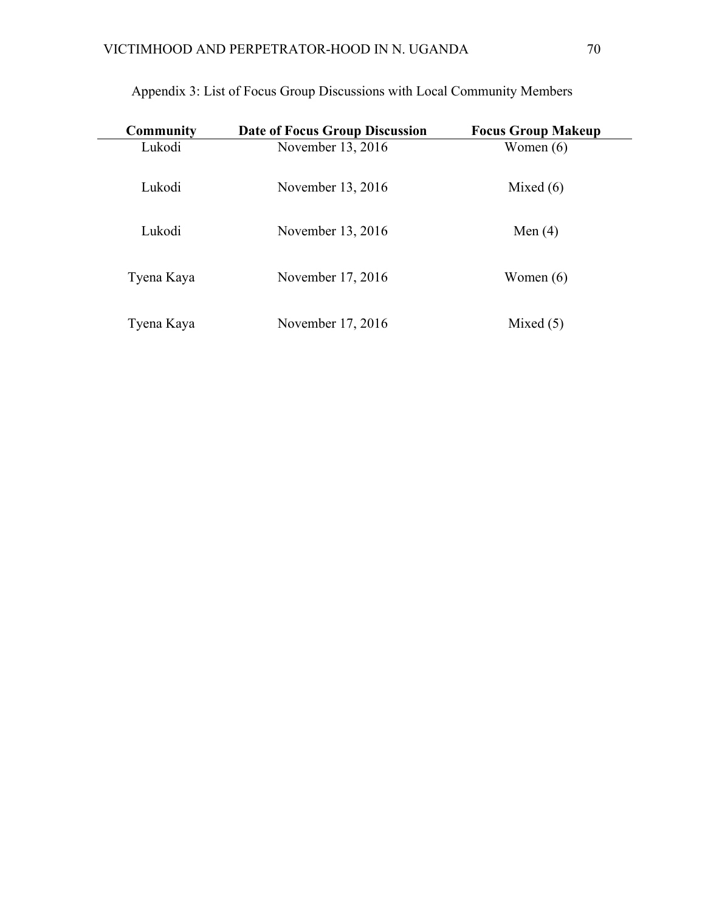Appendix 3: List of Focus Group Discussions with Local Community Members

| Community | Date of Focus Group Discussion | Focus Group Makeup |
|---|---|---|
| Lukodi | November 13, 2016 | Women (6) |
| Lukodi | November 13, 2016 | Mixed (6) |
| Lukodi | November 13, 2016 | Men (4) |
| Tyena Kaya | November 17, 2016 | Women (6) |
| Tyena Kaya | November 17, 2016 | Mixed (5) |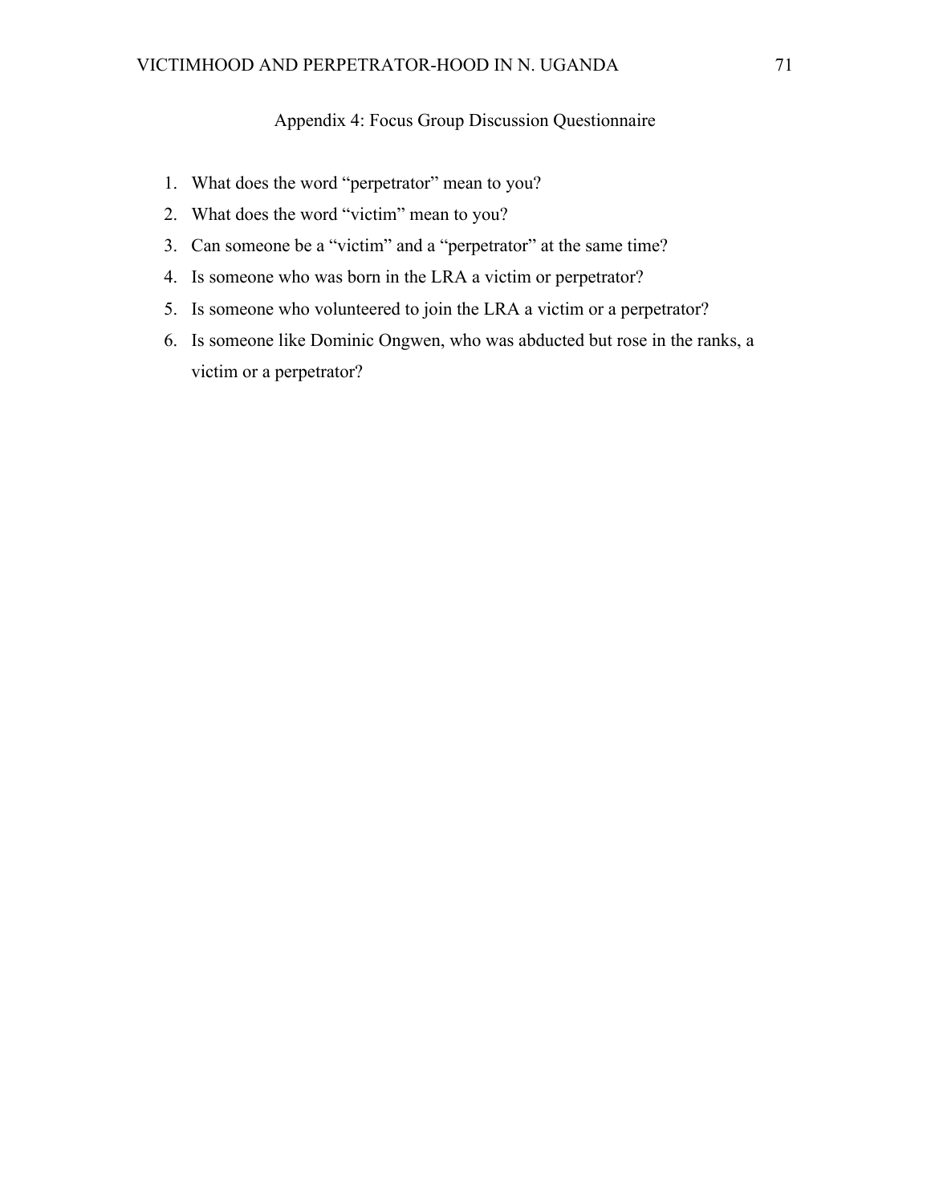## Appendix 4: Focus Group Discussion Questionnaire

1. What does the word "perpetrator" mean to you?
2. What does the word "victim" mean to you?
3. Can someone be a "victim" and a "perpetrator" at the same time?
4. Is someone who was born in the LRA a victim or perpetrator?
5. Is someone who volunteered to join the LRA a victim or a perpetrator?
6. Is someone like Dominic Ongwen, who was abducted but rose in the ranks, a victim or a perpetrator?